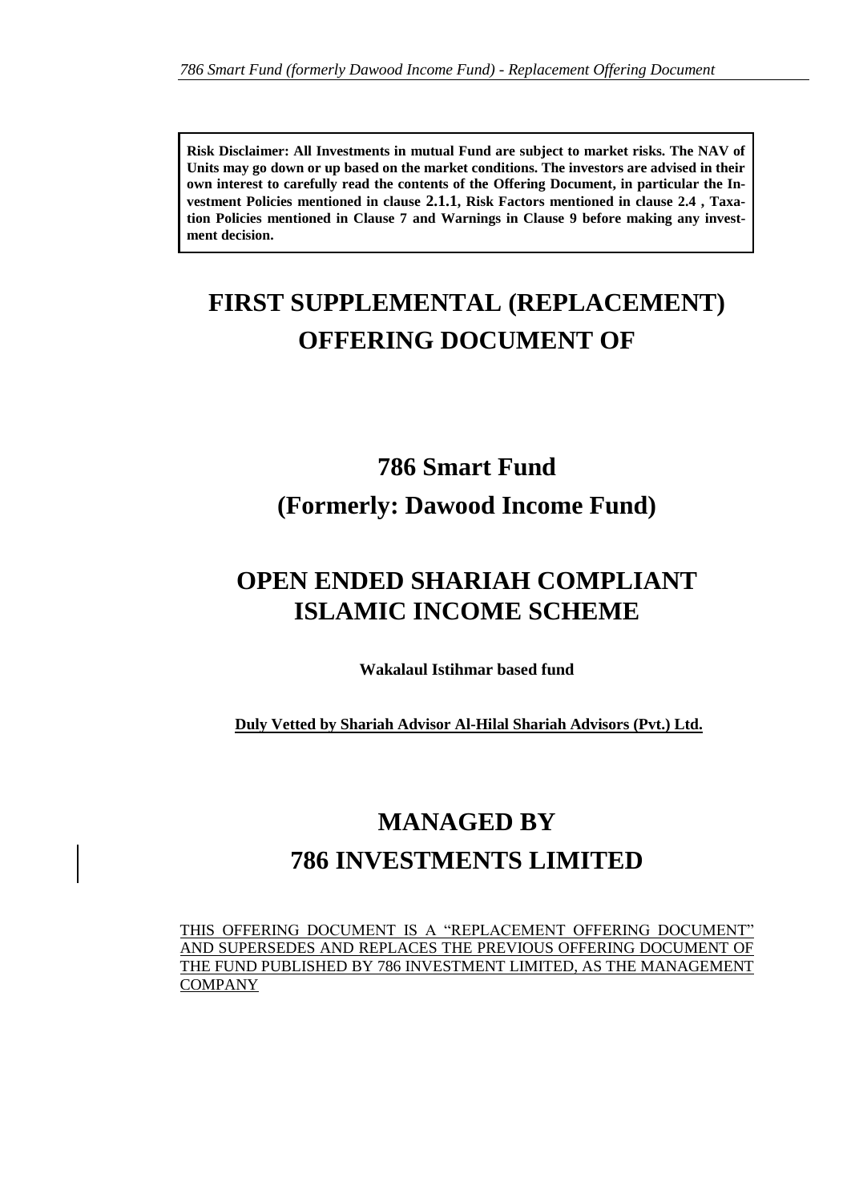**Risk Disclaimer: All Investments in mutual Fund are subject to market risks. The NAV of Units may go down or up based on the market conditions. The investors are advised in their own interest to carefully read the contents of the Offering Document, in particular the Investment Policies mentioned in clause 2.1.1, Risk Factors mentioned in clause 2.4 , Taxation Policies mentioned in Clause 7 and Warnings in Clause 9 before making any investment decision.**

# FIRST SUPPLEMENTAL (REPLACEMENT) OFFERING DOCUMENT OF

# 786 Smart Fund

# (Formerly: Dawood Income Fund)

# OPEN ENDED SHARIAH COMPLIANT ISLAMIC INCOME SCHEME

**Wakalaul Istihmar based fund**

**Duly Vetted by Shariah Advisor Al-Hilal Shariah Advisors (Pvt.) Ltd.**

# MANAGED BY

# 786 INVESTMENTS LIMITED

THIS OFFERING DOCUMENT IS A "REPLACEMENT OFFERING DOCUMENT" AND SUPERSEDES AND REPLACES THE PREVIOUS OFFERING DOCUMENT OF THE FUND PUBLISHED BY 786 INVESTMENT LIMITED, AS THE MANAGEMENT COMPANY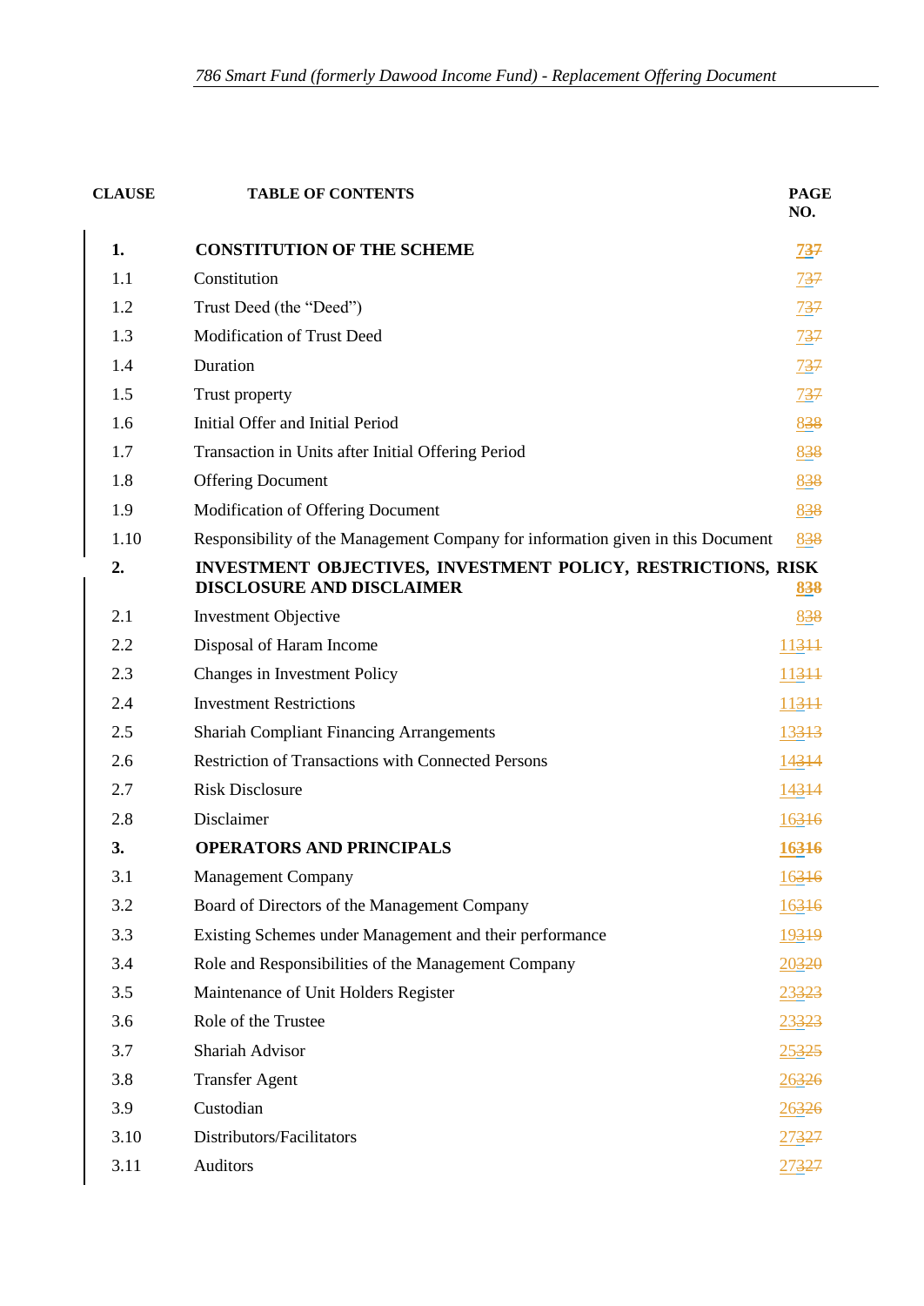| CLAUSE | TABLE OF CONTENTS | PAGE NO. |
|---|---|---|
| **1.** | **CONSTITUTION OF THE SCHEME** | **7~~37~~** |
| 1.1 | Constitution | 7~~37~~ |
| 1.2 | Trust Deed (the "Deed") | 7~~37~~ |
| 1.3 | Modification of Trust Deed | 7~~37~~ |
| 1.4 | Duration | 7~~37~~ |
| 1.5 | Trust property | 7~~37~~ |
| 1.6 | Initial Offer and Initial Period | 8~~38~~ |
| 1.7 | Transaction in Units after Initial Offering Period | 8~~38~~ |
| 1.8 | Offering Document | 8~~38~~ |
| 1.9 | Modification of Offering Document | 8~~38~~ |
| 1.10 | Responsibility of the Management Company for information given in this Document | 8~~38~~ |
| **2.** | **INVESTMENT OBJECTIVES, INVESTMENT POLICY, RESTRICTIONS, RISK DISCLOSURE AND DISCLAIMER** | **8~~38~~** |
| 2.1 | Investment Objective | 8~~38~~ |
| 2.2 | Disposal of Haram Income | 11~~311~~ |
| 2.3 | Changes in Investment Policy | 11~~311~~ |
| 2.4 | Investment Restrictions | 11~~311~~ |
| 2.5 | Shariah Compliant Financing Arrangements | 13~~313~~ |
| 2.6 | Restriction of Transactions with Connected Persons | 14~~314~~ |
| 2.7 | Risk Disclosure | 14~~314~~ |
| 2.8 | Disclaimer | 16~~316~~ |
| **3.** | **OPERATORS AND PRINCIPALS** | **16~~316~~** |
| 3.1 | Management Company | 16~~316~~ |
| 3.2 | Board of Directors of the Management Company | 16~~316~~ |
| 3.3 | Existing Schemes under Management and their performance | 19~~319~~ |
| 3.4 | Role and Responsibilities of the Management Company | 20~~320~~ |
| 3.5 | Maintenance of Unit Holders Register | 23~~323~~ |
| 3.6 | Role of the Trustee | 23~~323~~ |
| 3.7 | Shariah Advisor | 25~~325~~ |
| 3.8 | Transfer Agent | 26~~326~~ |
| 3.9 | Custodian | 26~~326~~ |
| 3.10 | Distributors/Facilitators | 27~~327~~ |
| 3.11 | Auditors | 27~~327~~ |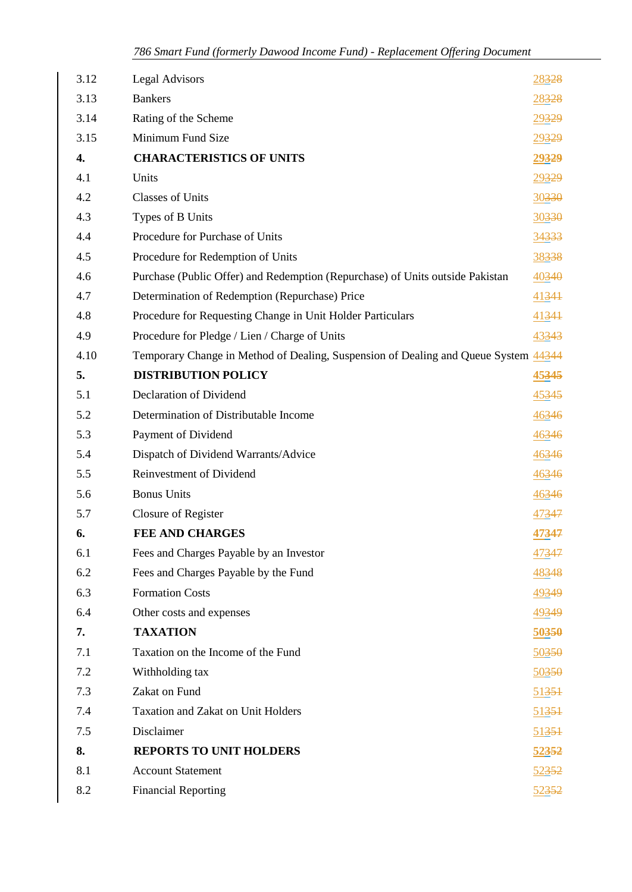| | | |
|---|---|---|
| 3.12 | Legal Advisors | 28328 |
| 3.13 | Bankers | 28328 |
| 3.14 | Rating of the Scheme | 29329 |
| 3.15 | Minimum Fund Size | 29329 |
| **4.** | **CHARACTERISTICS OF UNITS** | **29329** |
| 4.1 | Units | 29329 |
| 4.2 | Classes of Units | 30330 |
| 4.3 | Types of B Units | 30330 |
| 4.4 | Procedure for Purchase of Units | 34333 |
| 4.5 | Procedure for Redemption of Units | 38338 |
| 4.6 | Purchase (Public Offer) and Redemption (Repurchase) of Units outside Pakistan | 40340 |
| 4.7 | Determination of Redemption (Repurchase) Price | 41341 |
| 4.8 | Procedure for Requesting Change in Unit Holder Particulars | 41341 |
| 4.9 | Procedure for Pledge / Lien / Charge of Units | 43343 |
| 4.10 | Temporary Change in Method of Dealing, Suspension of Dealing and Queue System | 44344 |
| **5.** | **DISTRIBUTION POLICY** | **45345** |
| 5.1 | Declaration of Dividend | 45345 |
| 5.2 | Determination of Distributable Income | 46346 |
| 5.3 | Payment of Dividend | 46346 |
| 5.4 | Dispatch of Dividend Warrants/Advice | 46346 |
| 5.5 | Reinvestment of Dividend | 46346 |
| 5.6 | Bonus Units | 46346 |
| 5.7 | Closure of Register | 47347 |
| **6.** | **FEE AND CHARGES** | **47347** |
| 6.1 | Fees and Charges Payable by an Investor | 47347 |
| 6.2 | Fees and Charges Payable by the Fund | 48348 |
| 6.3 | Formation Costs | 49349 |
| 6.4 | Other costs and expenses | 49349 |
| **7.** | **TAXATION** | **50350** |
| 7.1 | Taxation on the Income of the Fund | 50350 |
| 7.2 | Withholding tax | 50350 |
| 7.3 | Zakat on Fund | 51351 |
| 7.4 | Taxation and Zakat on Unit Holders | 51351 |
| 7.5 | Disclaimer | 51351 |
| **8.** | **REPORTS TO UNIT HOLDERS** | **52352** |
| 8.1 | Account Statement | 52352 |
| 8.2 | Financial Reporting | 52352 |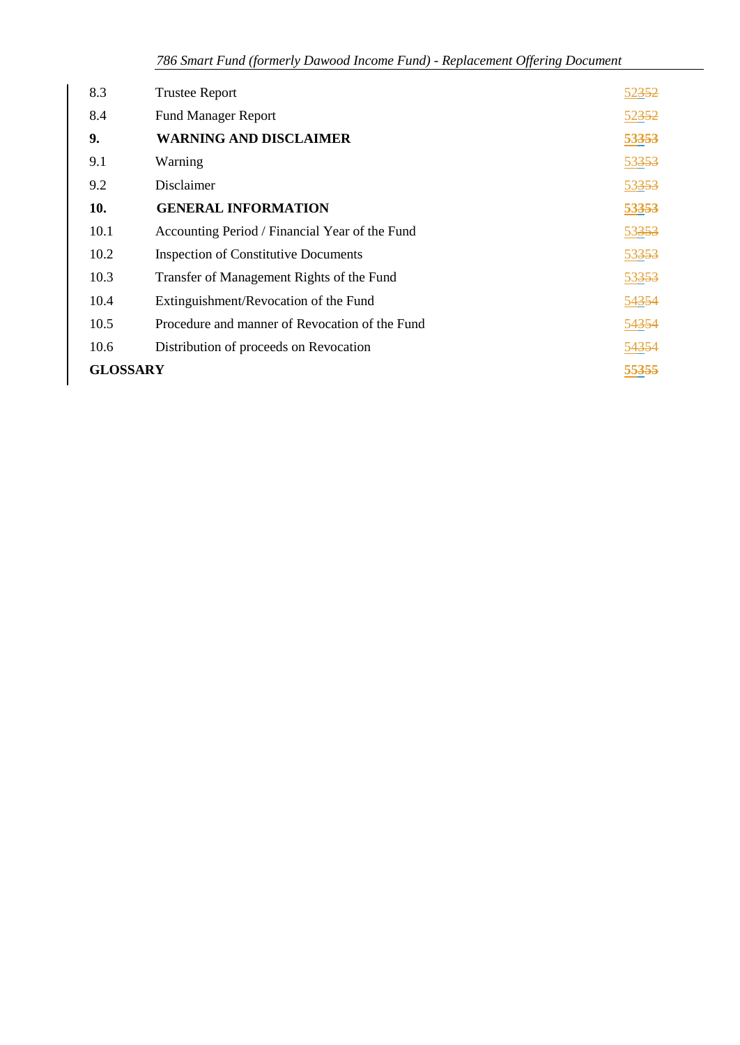| | | |
|---|---|---|
| 8.3 | Trustee Report | 52352 |
| 8.4 | Fund Manager Report | 52352 |
| **9.** | **WARNING AND DISCLAIMER** | **53353** |
| 9.1 | Warning | 53353 |
| 9.2 | Disclaimer | 53353 |
| **10.** | **GENERAL INFORMATION** | **53353** |
| 10.1 | Accounting Period / Financial Year of the Fund | 53353 |
| 10.2 | Inspection of Constitutive Documents | 53353 |
| 10.3 | Transfer of Management Rights of the Fund | 53353 |
| 10.4 | Extinguishment/Revocation of the Fund | 54354 |
| 10.5 | Procedure and manner of Revocation of the Fund | 54354 |
| 10.6 | Distribution of proceeds on Revocation | 54354 |
| **GLOSSARY** | | **55355** |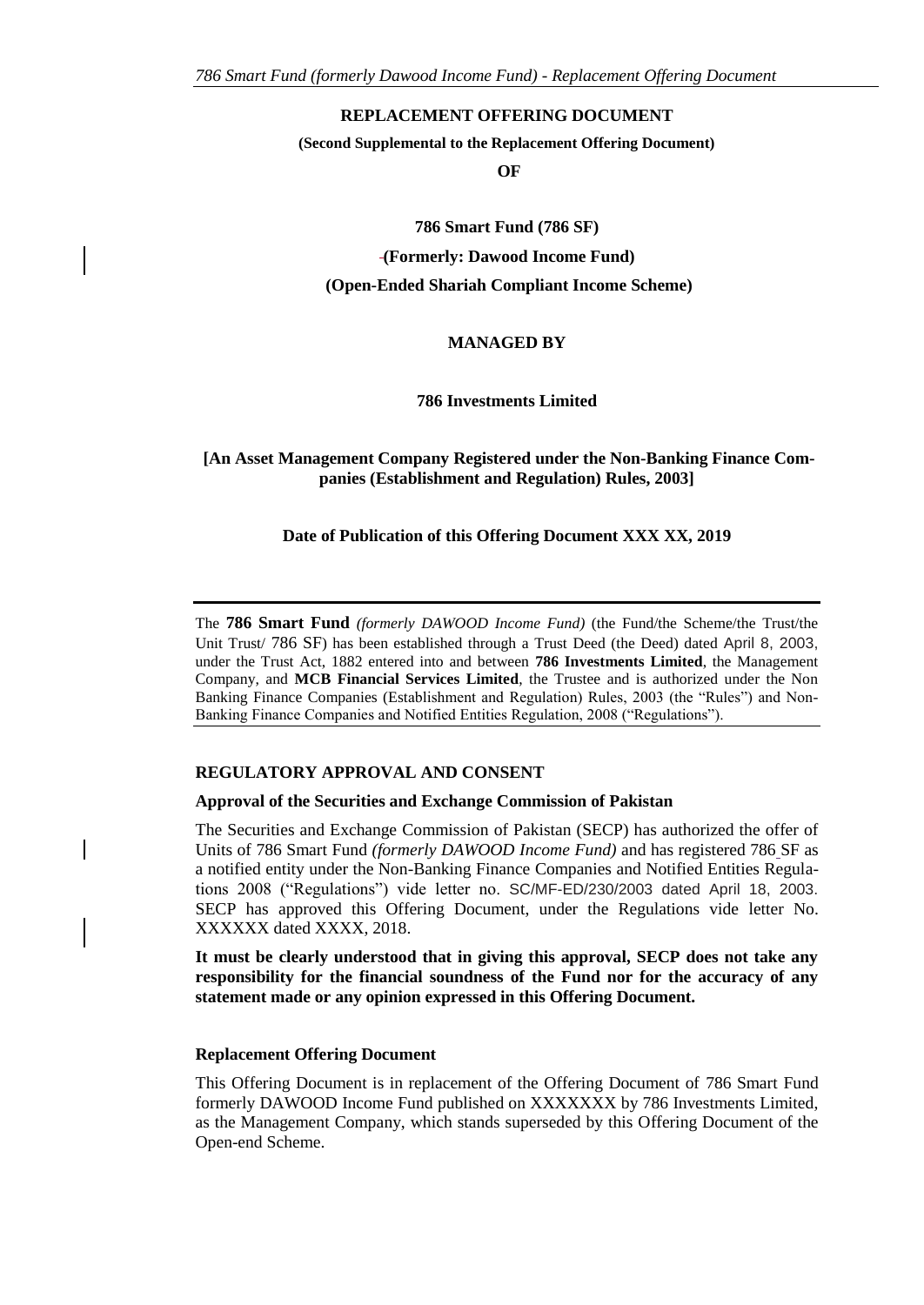**REPLACEMENT OFFERING DOCUMENT**

**(Second Supplemental to the Replacement Offering Document)**

**OF**

**786 Smart Fund (786 SF)**

**(Formerly: Dawood Income Fund)**

**(Open-Ended Shariah Compliant Income Scheme)**

**MANAGED BY**

**786 Investments Limited**

**[An Asset Management Company Registered under the Non-Banking Finance Companies (Establishment and Regulation) Rules, 2003]**

**Date of Publication of this Offering Document XXX XX, 2019**

---

The **786 Smart Fund** *(formerly DAWOOD Income Fund)* (the Fund/the Scheme/the Trust/the Unit Trust/ 786 SF) has been established through a Trust Deed (the Deed) dated April 8, 2003, under the Trust Act, 1882 entered into and between **786 Investments Limited**, the Management Company, and **MCB Financial Services Limited**, the Trustee and is authorized under the Non Banking Finance Companies (Establishment and Regulation) Rules, 2003 (the "Rules") and Non-Banking Finance Companies and Notified Entities Regulation, 2008 ("Regulations").

---

## REGULATORY APPROVAL AND CONSENT

### Approval of the Securities and Exchange Commission of Pakistan

The Securities and Exchange Commission of Pakistan (SECP) has authorized the offer of Units of 786 Smart Fund *(formerly DAWOOD Income Fund)* and has registered 786 SF as a notified entity under the Non-Banking Finance Companies and Notified Entities Regulations 2008 ("Regulations") vide letter no. SC/MF-ED/230/2003 dated April 18, 2003. SECP has approved this Offering Document, under the Regulations vide letter No. XXXXXX dated XXXX, 2018.

**It must be clearly understood that in giving this approval, SECP does not take any responsibility for the financial soundness of the Fund nor for the accuracy of any statement made or any opinion expressed in this Offering Document.**

### Replacement Offering Document

This Offering Document is in replacement of the Offering Document of 786 Smart Fund formerly DAWOOD Income Fund published on XXXXXXX by 786 Investments Limited, as the Management Company, which stands superseded by this Offering Document of the Open-end Scheme.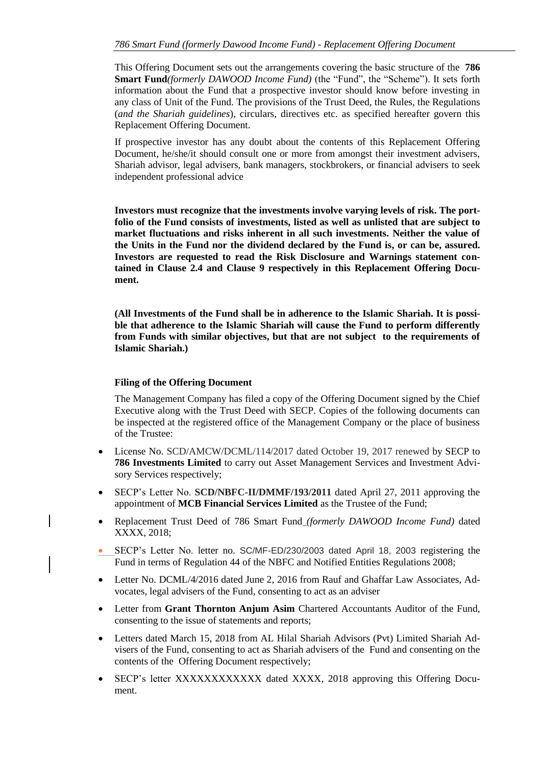This Offering Document sets out the arrangements covering the basic structure of the **786 Smart Fund***(formerly DAWOOD Income Fund)* (the "Fund", the "Scheme"). It sets forth information about the Fund that a prospective investor should know before investing in any class of Unit of the Fund. The provisions of the Trust Deed, the Rules, the Regulations (*and the Shariah guidelines*), circulars, directives etc. as specified hereafter govern this Replacement Offering Document.

If prospective investor has any doubt about the contents of this Replacement Offering Document, he/she/it should consult one or more from amongst their investment advisers, Shariah advisor, legal advisers, bank managers, stockbrokers, or financial advisers to seek independent professional advice

**Investors must recognize that the investments involve varying levels of risk. The portfolio of the Fund consists of investments, listed as well as unlisted that are subject to market fluctuations and risks inherent in all such investments. Neither the value of the Units in the Fund nor the dividend declared by the Fund is, or can be, assured. Investors are requested to read the Risk Disclosure and Warnings statement contained in Clause 2.4 and Clause 9 respectively in this Replacement Offering Document.**

**(All Investments of the Fund shall be in adherence to the Islamic Shariah. It is possible that adherence to the Islamic Shariah will cause the Fund to perform differently from Funds with similar objectives, but that are not subject to the requirements of Islamic Shariah.)**

**Filing of the Offering Document**

The Management Company has filed a copy of the Offering Document signed by the Chief Executive along with the Trust Deed with SECP. Copies of the following documents can be inspected at the registered office of the Management Company or the place of business of the Trustee:

- License No. SCD/AMCW/DCML/114/2017 dated October 19, 2017 renewed by SECP to **786 Investments Limited** to carry out Asset Management Services and Investment Advisory Services respectively;
- SECP's Letter No. **SCD/NBFC-II/DMMF/193/2011** dated April 27, 2011 approving the appointment of **MCB Financial Services Limited** as the Trustee of the Fund;
- Replacement Trust Deed of 786 Smart Fund *(formerly DAWOOD Income Fund)* dated XXXX, 2018;
- SECP's Letter No. letter no. SC/MF-ED/230/2003 dated April 18, 2003 registering the Fund in terms of Regulation 44 of the NBFC and Notified Entities Regulations 2008;
- Letter No. DCML/4/2016 dated June 2, 2016 from Rauf and Ghaffar Law Associates, Advocates, legal advisers of the Fund, consenting to act as an adviser
- Letter from **Grant Thornton Anjum Asim** Chartered Accountants Auditor of the Fund, consenting to the issue of statements and reports;
- Letters dated March 15, 2018 from AL Hilal Shariah Advisors (Pvt) Limited Shariah Advisers of the Fund, consenting to act as Shariah advisers of the Fund and consenting on the contents of the Offering Document respectively;
- SECP's letter XXXXXXXXXXXX dated XXXX, 2018 approving this Offering Document.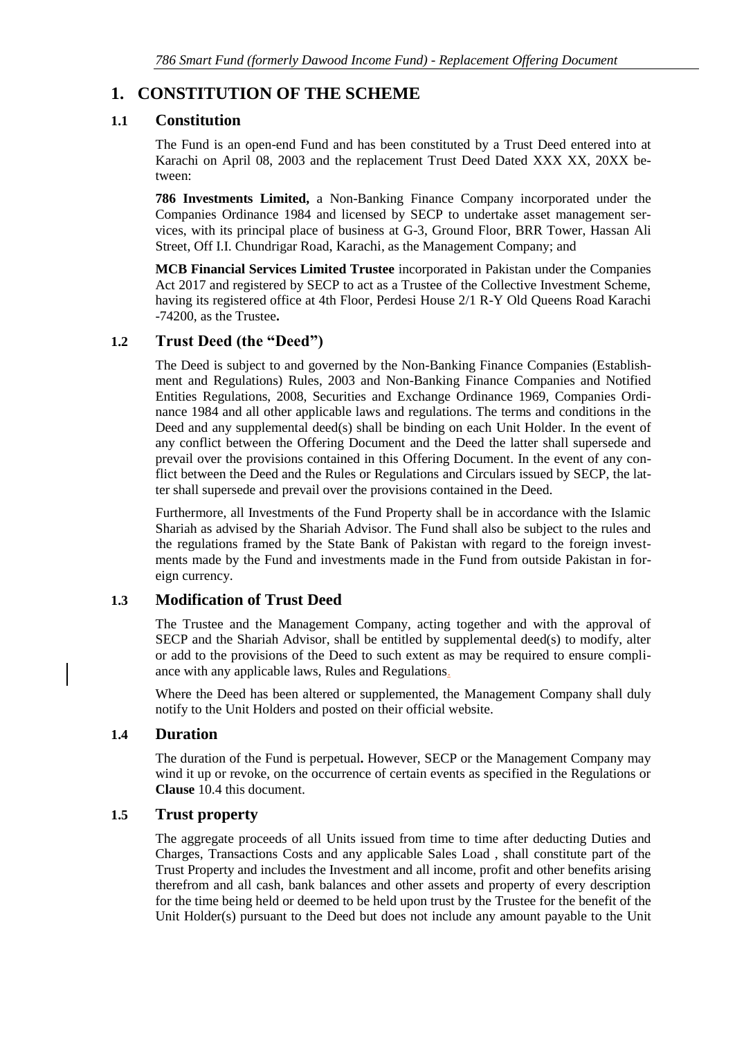# 1. CONSTITUTION OF THE SCHEME

## 1.1 Constitution

The Fund is an open-end Fund and has been constituted by a Trust Deed entered into at Karachi on April 08, 2003 and the replacement Trust Deed Dated XXX XX, 20XX between:

**786 Investments Limited,** a Non-Banking Finance Company incorporated under the Companies Ordinance 1984 and licensed by SECP to undertake asset management services, with its principal place of business at G-3, Ground Floor, BRR Tower, Hassan Ali Street, Off I.I. Chundrigar Road, Karachi, as the Management Company; and

**MCB Financial Services Limited Trustee** incorporated in Pakistan under the Companies Act 2017 and registered by SECP to act as a Trustee of the Collective Investment Scheme, having its registered office at 4th Floor, Perdesi House 2/1 R-Y Old Queens Road Karachi -74200, as the Trustee**.**

## 1.2 Trust Deed (the "Deed")

The Deed is subject to and governed by the Non-Banking Finance Companies (Establishment and Regulations) Rules, 2003 and Non-Banking Finance Companies and Notified Entities Regulations, 2008, Securities and Exchange Ordinance 1969, Companies Ordinance 1984 and all other applicable laws and regulations. The terms and conditions in the Deed and any supplemental deed(s) shall be binding on each Unit Holder. In the event of any conflict between the Offering Document and the Deed the latter shall supersede and prevail over the provisions contained in this Offering Document. In the event of any conflict between the Deed and the Rules or Regulations and Circulars issued by SECP, the latter shall supersede and prevail over the provisions contained in the Deed.

Furthermore, all Investments of the Fund Property shall be in accordance with the Islamic Shariah as advised by the Shariah Advisor. The Fund shall also be subject to the rules and the regulations framed by the State Bank of Pakistan with regard to the foreign investments made by the Fund and investments made in the Fund from outside Pakistan in foreign currency.

## 1.3 Modification of Trust Deed

The Trustee and the Management Company, acting together and with the approval of SECP and the Shariah Advisor, shall be entitled by supplemental deed(s) to modify, alter or add to the provisions of the Deed to such extent as may be required to ensure compliance with any applicable laws, Rules and Regulations.

Where the Deed has been altered or supplemented, the Management Company shall duly notify to the Unit Holders and posted on their official website.

## 1.4 Duration

The duration of the Fund is perpetual**.** However, SECP or the Management Company may wind it up or revoke, on the occurrence of certain events as specified in the Regulations or **Clause** 10.4 this document.

## 1.5 Trust property

The aggregate proceeds of all Units issued from time to time after deducting Duties and Charges, Transactions Costs and any applicable Sales Load , shall constitute part of the Trust Property and includes the Investment and all income, profit and other benefits arising therefrom and all cash, bank balances and other assets and property of every description for the time being held or deemed to be held upon trust by the Trustee for the benefit of the Unit Holder(s) pursuant to the Deed but does not include any amount payable to the Unit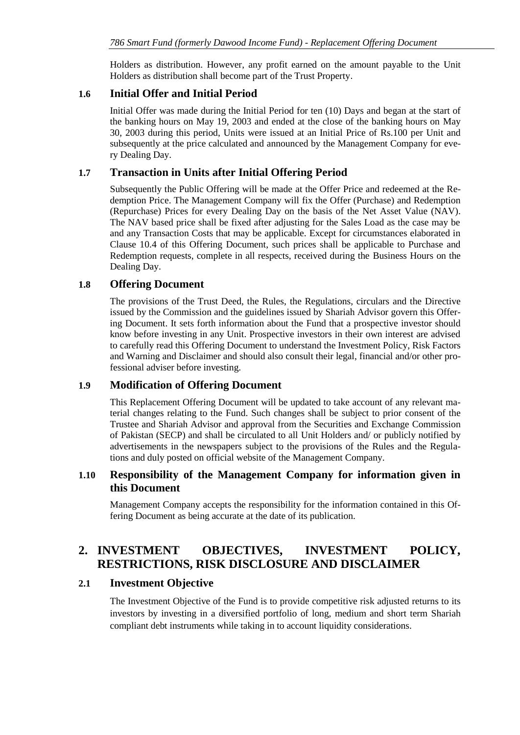Holders as distribution. However, any profit earned on the amount payable to the Unit Holders as distribution shall become part of the Trust Property.

### 1.6 Initial Offer and Initial Period

Initial Offer was made during the Initial Period for ten (10) Days and began at the start of the banking hours on May 19, 2003 and ended at the close of the banking hours on May 30, 2003 during this period, Units were issued at an Initial Price of Rs.100 per Unit and subsequently at the price calculated and announced by the Management Company for every Dealing Day.

### 1.7 Transaction in Units after Initial Offering Period

Subsequently the Public Offering will be made at the Offer Price and redeemed at the Redemption Price. The Management Company will fix the Offer (Purchase) and Redemption (Repurchase) Prices for every Dealing Day on the basis of the Net Asset Value (NAV). The NAV based price shall be fixed after adjusting for the Sales Load as the case may be and any Transaction Costs that may be applicable. Except for circumstances elaborated in Clause 10.4 of this Offering Document, such prices shall be applicable to Purchase and Redemption requests, complete in all respects, received during the Business Hours on the Dealing Day.

### 1.8 Offering Document

The provisions of the Trust Deed, the Rules, the Regulations, circulars and the Directive issued by the Commission and the guidelines issued by Shariah Advisor govern this Offering Document. It sets forth information about the Fund that a prospective investor should know before investing in any Unit. Prospective investors in their own interest are advised to carefully read this Offering Document to understand the Investment Policy, Risk Factors and Warning and Disclaimer and should also consult their legal, financial and/or other professional adviser before investing.

### 1.9 Modification of Offering Document

This Replacement Offering Document will be updated to take account of any relevant material changes relating to the Fund. Such changes shall be subject to prior consent of the Trustee and Shariah Advisor and approval from the Securities and Exchange Commission of Pakistan (SECP) and shall be circulated to all Unit Holders and/ or publicly notified by advertisements in the newspapers subject to the provisions of the Rules and the Regulations and duly posted on official website of the Management Company.

### 1.10 Responsibility of the Management Company for information given in this Document

Management Company accepts the responsibility for the information contained in this Offering Document as being accurate at the date of its publication.

## 2. INVESTMENT OBJECTIVES, INVESTMENT POLICY, RESTRICTIONS, RISK DISCLOSURE AND DISCLAIMER

### 2.1 Investment Objective

The Investment Objective of the Fund is to provide competitive risk adjusted returns to its investors by investing in a diversified portfolio of long, medium and short term Shariah compliant debt instruments while taking in to account liquidity considerations.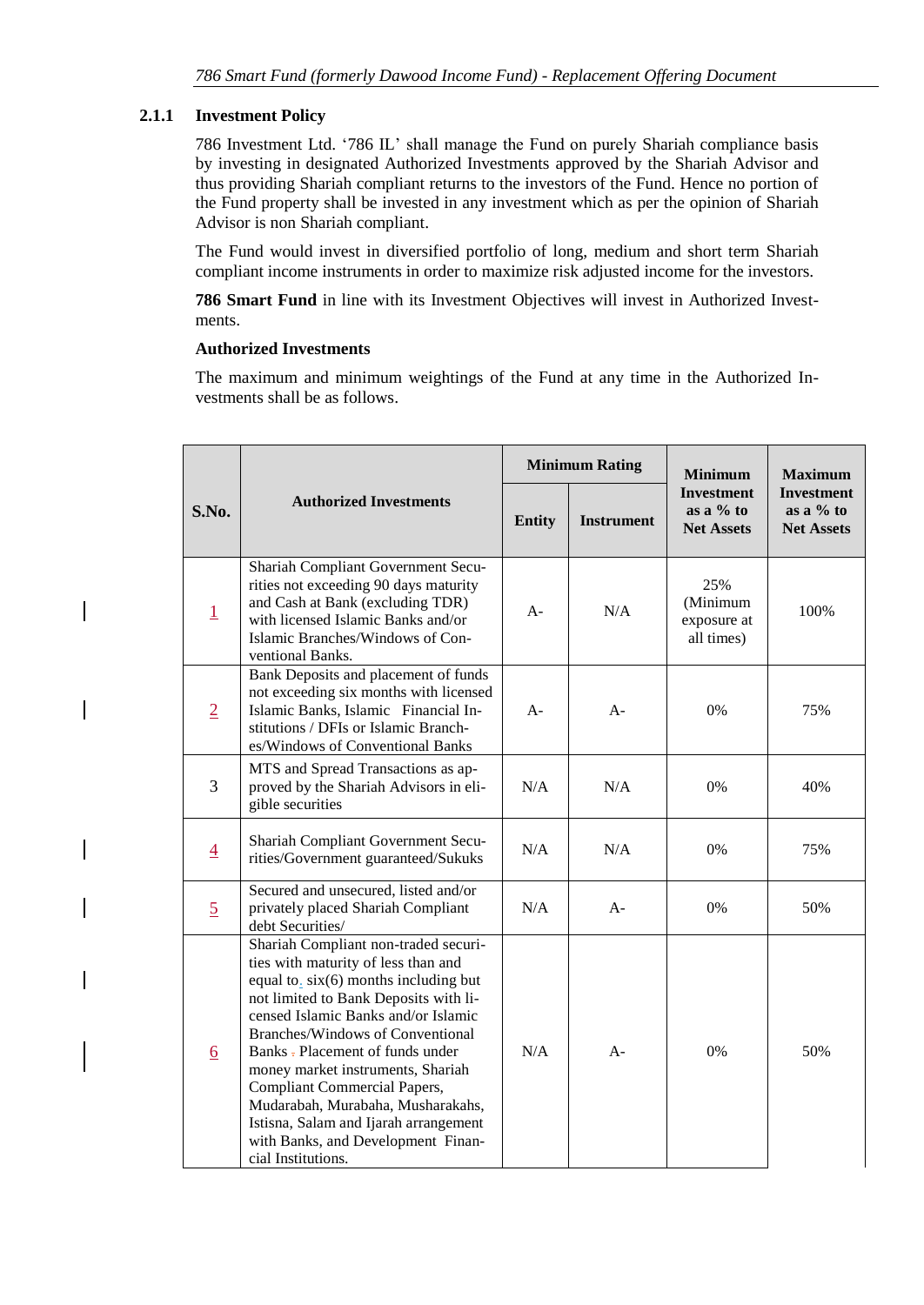### 2.1.1 Investment Policy

786 Investment Ltd. '786 IL' shall manage the Fund on purely Shariah compliance basis by investing in designated Authorized Investments approved by the Shariah Advisor and thus providing Shariah compliant returns to the investors of the Fund. Hence no portion of the Fund property shall be invested in any investment which as per the opinion of Shariah Advisor is non Shariah compliant.

The Fund would invest in diversified portfolio of long, medium and short term Shariah compliant income instruments in order to maximize risk adjusted income for the investors.

**786 Smart Fund** in line with its Investment Objectives will invest in Authorized Investments.

**Authorized Investments**

The maximum and minimum weightings of the Fund at any time in the Authorized Investments shall be as follows.

| S.No. | Authorized Investments | Minimum Rating | | Minimum Investment as a % to Net Assets | Maximum Investment as a % to Net Assets |
|---|---|---|---|---|---|
| | | Entity | Instrument | | |
| 1 | Shariah Compliant Government Securities not exceeding 90 days maturity and Cash at Bank (excluding TDR) with licensed Islamic Banks and/or Islamic Branches/Windows of Conventional Banks. | A- | N/A | 25% (Minimum exposure at all times) | 100% |
| 2 | Bank Deposits and placement of funds not exceeding six months with licensed Islamic Banks, Islamic Financial Institutions / DFIs or Islamic Branches/Windows of Conventional Banks | A- | A- | 0% | 75% |
| 3 | MTS and Spread Transactions as approved by the Shariah Advisors in eligible securities | N/A | N/A | 0% | 40% |
| 4 | Shariah Compliant Government Securities/Government guaranteed/Sukuks | N/A | N/A | 0% | 75% |
| 5 | Secured and unsecured, listed and/or privately placed Shariah Compliant debt Securities/ | N/A | A- | 0% | 50% |
| 6 | Shariah Compliant non-traded securities with maturity of less than and equal to six(6) months including but not limited to Bank Deposits with licensed Islamic Banks and/or Islamic Branches/Windows of Conventional Banks . Placement of funds under money market instruments, Shariah Compliant Commercial Papers, Mudarabah, Murabaha, Musharakahs, Istisna, Salam and Ijarah arrangement with Banks, and Development Financial Institutions. | N/A | A- | 0% | 50% |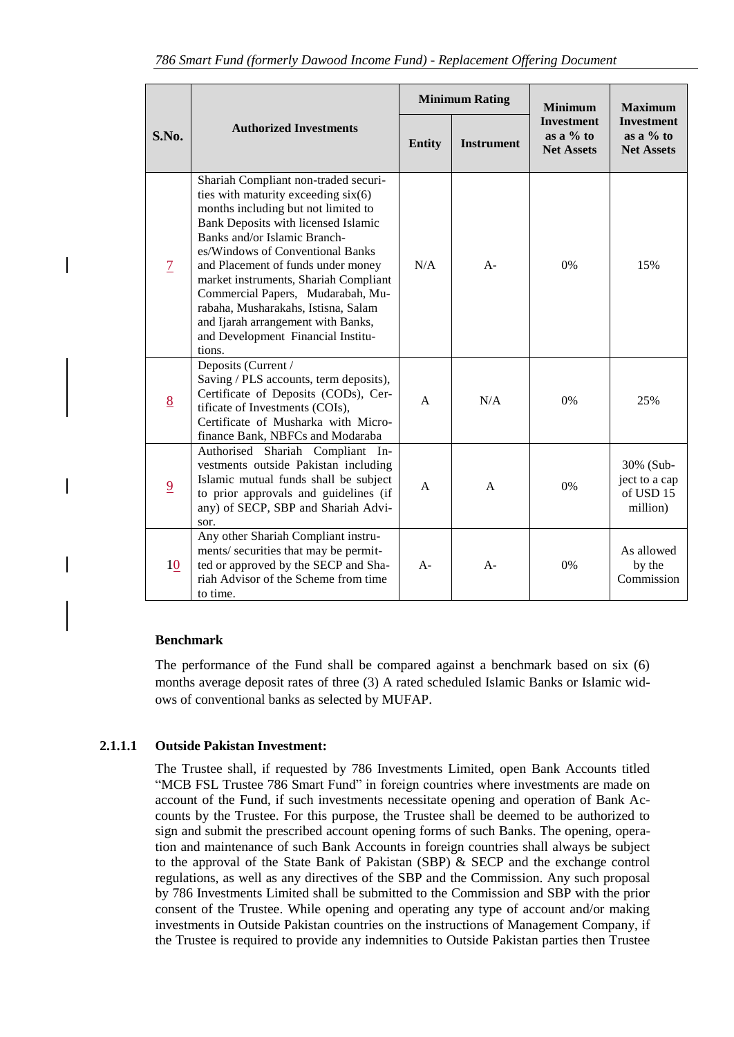| S.No. | Authorized Investments | Minimum Rating | | Minimum Investment as a % to Net Assets | Maximum Investment as a % to Net Assets |
|---|---|---|---|---|---|
| | | Entity | Instrument | | |
| 7 | Shariah Compliant non-traded securities with maturity exceeding six(6) months including but not limited to Bank Deposits with licensed Islamic Banks and/or Islamic Branches/Windows of Conventional Banks and Placement of funds under money market instruments, Shariah Compliant Commercial Papers, Mudarabah, Murabaha, Musharakahs, Istisna, Salam and Ijarah arrangement with Banks, and Development Financial Institutions. | N/A | A- | 0% | 15% |
| 8 | Deposits (Current / Saving / PLS accounts, term deposits), Certificate of Deposits (CODs), Certificate of Investments (COIs), Certificate of Musharka with Microfinance Bank, NBFCs and Modaraba | A | N/A | 0% | 25% |
| 9 | Authorised Shariah Compliant Investments outside Pakistan including Islamic mutual funds shall be subject to prior approvals and guidelines (if any) of SECP, SBP and Shariah Advisor. | A | A | 0% | 30% (Subject to a cap of USD 15 million) |
| 10 | Any other Shariah Compliant instruments/ securities that may be permitted or approved by the SECP and Shariah Advisor of the Scheme from time to time. | A- | A- | 0% | As allowed by the Commission |

**Benchmark**

The performance of the Fund shall be compared against a benchmark based on six (6) months average deposit rates of three (3) A rated scheduled Islamic Banks or Islamic widows of conventional banks as selected by MUFAP.

### 2.1.1.1 Outside Pakistan Investment:

The Trustee shall, if requested by 786 Investments Limited, open Bank Accounts titled "MCB FSL Trustee 786 Smart Fund" in foreign countries where investments are made on account of the Fund, if such investments necessitate opening and operation of Bank Accounts by the Trustee. For this purpose, the Trustee shall be deemed to be authorized to sign and submit the prescribed account opening forms of such Banks. The opening, operation and maintenance of such Bank Accounts in foreign countries shall always be subject to the approval of the State Bank of Pakistan (SBP) & SECP and the exchange control regulations, as well as any directives of the SBP and the Commission. Any such proposal by 786 Investments Limited shall be submitted to the Commission and SBP with the prior consent of the Trustee. While opening and operating any type of account and/or making investments in Outside Pakistan countries on the instructions of Management Company, if the Trustee is required to provide any indemnities to Outside Pakistan parties then Trustee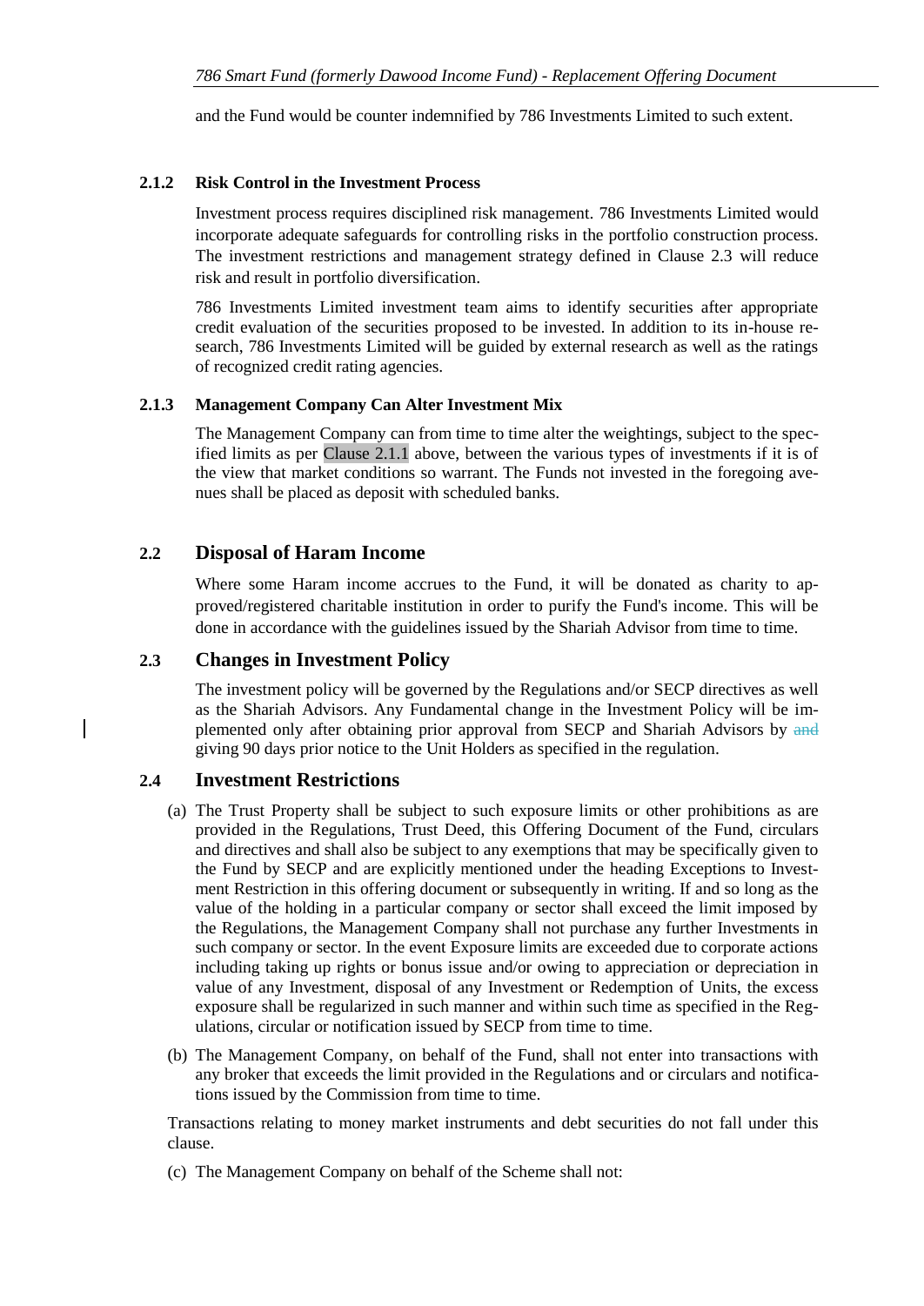and the Fund would be counter indemnified by 786 Investments Limited to such extent.

#### 2.1.2 Risk Control in the Investment Process

Investment process requires disciplined risk management. 786 Investments Limited would incorporate adequate safeguards for controlling risks in the portfolio construction process. The investment restrictions and management strategy defined in Clause 2.3 will reduce risk and result in portfolio diversification.

786 Investments Limited investment team aims to identify securities after appropriate credit evaluation of the securities proposed to be invested. In addition to its in-house research, 786 Investments Limited will be guided by external research as well as the ratings of recognized credit rating agencies.

#### 2.1.3 Management Company Can Alter Investment Mix

The Management Company can from time to time alter the weightings, subject to the specified limits as per Clause 2.1.1 above, between the various types of investments if it is of the view that market conditions so warrant. The Funds not invested in the foregoing avenues shall be placed as deposit with scheduled banks.

### 2.2 Disposal of Haram Income

Where some Haram income accrues to the Fund, it will be donated as charity to approved/registered charitable institution in order to purify the Fund's income. This will be done in accordance with the guidelines issued by the Shariah Advisor from time to time.

### 2.3 Changes in Investment Policy

The investment policy will be governed by the Regulations and/or SECP directives as well as the Shariah Advisors. Any Fundamental change in the Investment Policy will be implemented only after obtaining prior approval from SECP and Shariah Advisors by ~~and~~ giving 90 days prior notice to the Unit Holders as specified in the regulation.

### 2.4 Investment Restrictions

(a) The Trust Property shall be subject to such exposure limits or other prohibitions as are provided in the Regulations, Trust Deed, this Offering Document of the Fund, circulars and directives and shall also be subject to any exemptions that may be specifically given to the Fund by SECP and are explicitly mentioned under the heading Exceptions to Investment Restriction in this offering document or subsequently in writing. If and so long as the value of the holding in a particular company or sector shall exceed the limit imposed by the Regulations, the Management Company shall not purchase any further Investments in such company or sector. In the event Exposure limits are exceeded due to corporate actions including taking up rights or bonus issue and/or owing to appreciation or depreciation in value of any Investment, disposal of any Investment or Redemption of Units, the excess exposure shall be regularized in such manner and within such time as specified in the Regulations, circular or notification issued by SECP from time to time.

(b) The Management Company, on behalf of the Fund, shall not enter into transactions with any broker that exceeds the limit provided in the Regulations and or circulars and notifications issued by the Commission from time to time.

Transactions relating to money market instruments and debt securities do not fall under this clause.

(c) The Management Company on behalf of the Scheme shall not: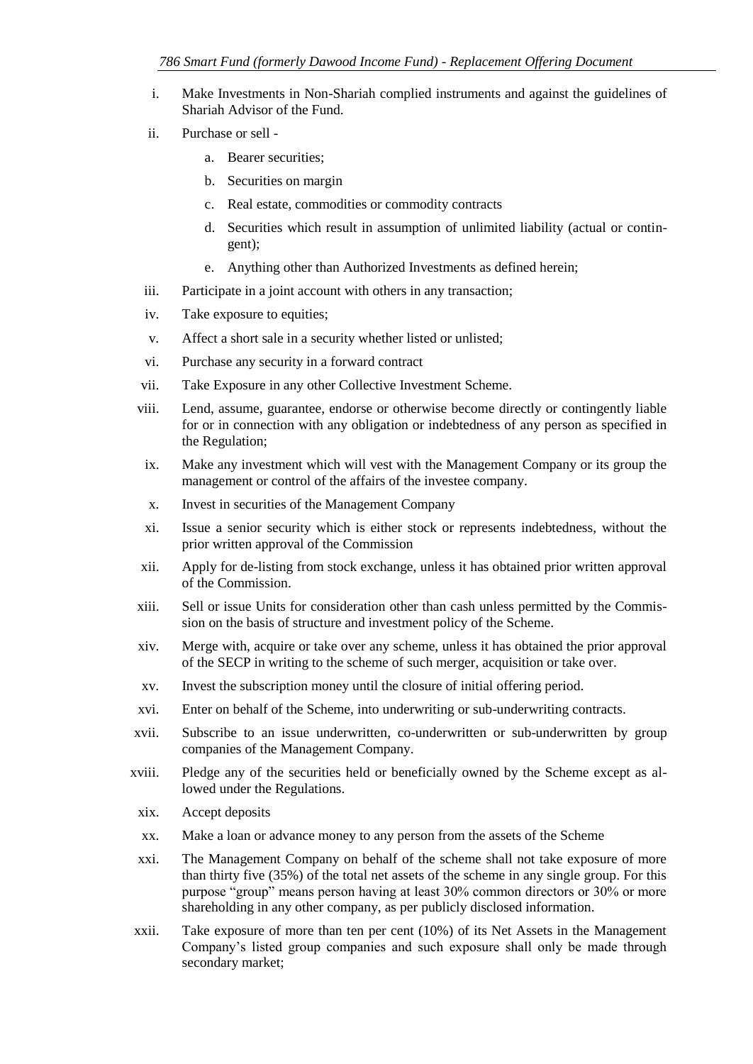i. Make Investments in Non-Shariah complied instruments and against the guidelines of Shariah Advisor of the Fund.

ii. Purchase or sell -

   a. Bearer securities;

   b. Securities on margin

   c. Real estate, commodities or commodity contracts

   d. Securities which result in assumption of unlimited liability (actual or contingent);

   e. Anything other than Authorized Investments as defined herein;

iii. Participate in a joint account with others in any transaction;

iv. Take exposure to equities;

v. Affect a short sale in a security whether listed or unlisted;

vi. Purchase any security in a forward contract

vii. Take Exposure in any other Collective Investment Scheme.

viii. Lend, assume, guarantee, endorse or otherwise become directly or contingently liable for or in connection with any obligation or indebtedness of any person as specified in the Regulation;

ix. Make any investment which will vest with the Management Company or its group the management or control of the affairs of the investee company.

x. Invest in securities of the Management Company

xi. Issue a senior security which is either stock or represents indebtedness, without the prior written approval of the Commission

xii. Apply for de-listing from stock exchange, unless it has obtained prior written approval of the Commission.

xiii. Sell or issue Units for consideration other than cash unless permitted by the Commission on the basis of structure and investment policy of the Scheme.

xiv. Merge with, acquire or take over any scheme, unless it has obtained the prior approval of the SECP in writing to the scheme of such merger, acquisition or take over.

xv. Invest the subscription money until the closure of initial offering period.

xvi. Enter on behalf of the Scheme, into underwriting or sub-underwriting contracts.

xvii. Subscribe to an issue underwritten, co-underwritten or sub-underwritten by group companies of the Management Company.

xviii. Pledge any of the securities held or beneficially owned by the Scheme except as allowed under the Regulations.

xix. Accept deposits

xx. Make a loan or advance money to any person from the assets of the Scheme

xxi. The Management Company on behalf of the scheme shall not take exposure of more than thirty five (35%) of the total net assets of the scheme in any single group. For this purpose "group" means person having at least 30% common directors or 30% or more shareholding in any other company, as per publicly disclosed information.

xxii. Take exposure of more than ten per cent (10%) of its Net Assets in the Management Company's listed group companies and such exposure shall only be made through secondary market;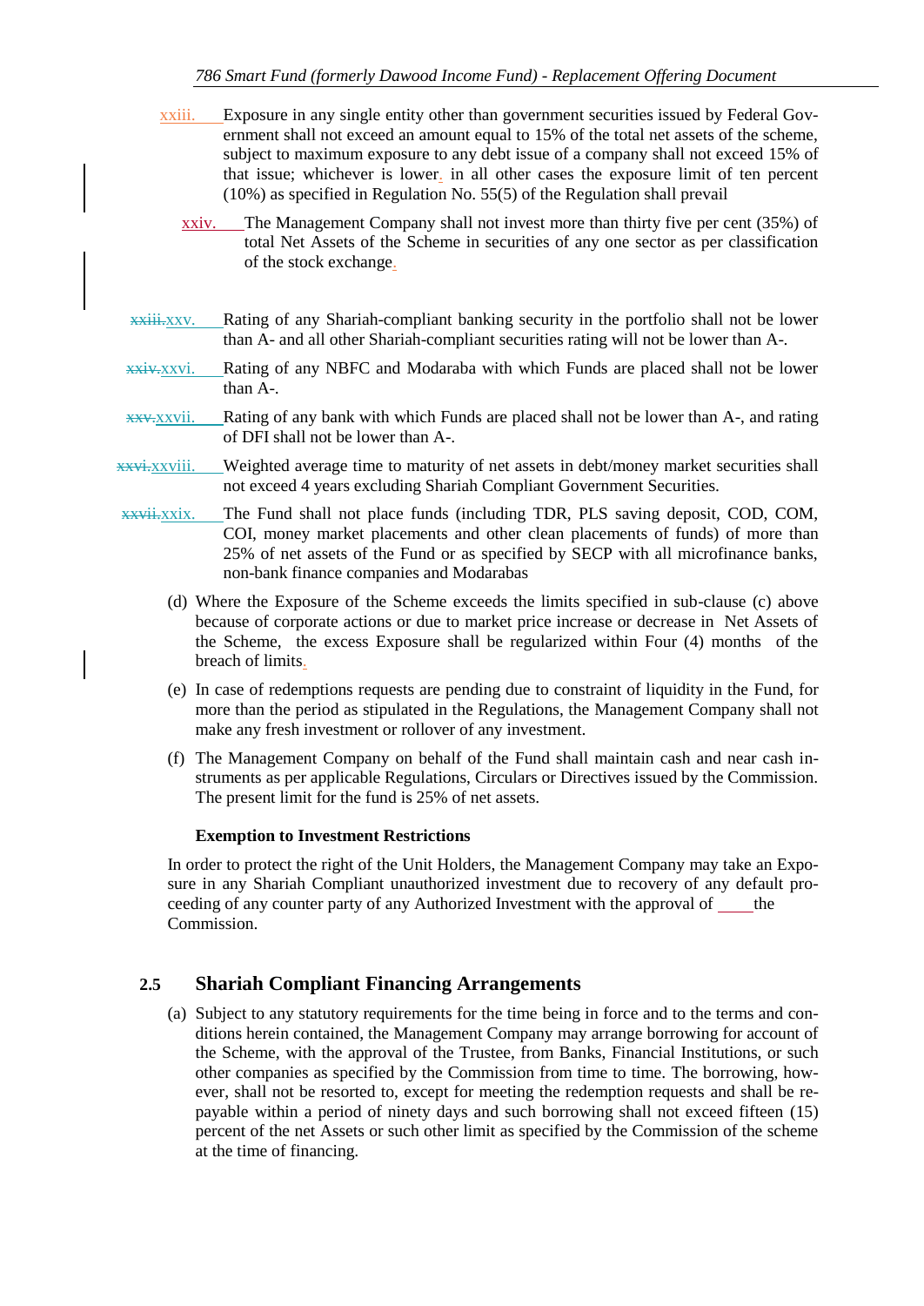xxiii. Exposure in any single entity other than government securities issued by Federal Government shall not exceed an amount equal to 15% of the total net assets of the scheme, subject to maximum exposure to any debt issue of a company shall not exceed 15% of that issue; whichever is lower. in all other cases the exposure limit of ten percent (10%) as specified in Regulation No. 55(5) of the Regulation shall prevail

xxiv. The Management Company shall not invest more than thirty five per cent (35%) of total Net Assets of the Scheme in securities of any one sector as per classification of the stock exchange.

~~xxiii.~~xxv. Rating of any Shariah-compliant banking security in the portfolio shall not be lower than A- and all other Shariah-compliant securities rating will not be lower than A-.

~~xxiv.~~xxvi. Rating of any NBFC and Modaraba with which Funds are placed shall not be lower than A-.

~~xxv.~~xxvii. Rating of any bank with which Funds are placed shall not be lower than A-, and rating of DFI shall not be lower than A-.

~~xxvi.~~xxviii. Weighted average time to maturity of net assets in debt/money market securities shall not exceed 4 years excluding Shariah Compliant Government Securities.

~~xxvii.~~xxix. The Fund shall not place funds (including TDR, PLS saving deposit, COD, COM, COI, money market placements and other clean placements of funds) of more than 25% of net assets of the Fund or as specified by SECP with all microfinance banks, non-bank finance companies and Modarabas

(d) Where the Exposure of the Scheme exceeds the limits specified in sub-clause (c) above because of corporate actions or due to market price increase or decrease in Net Assets of the Scheme, the excess Exposure shall be regularized within Four (4) months of the breach of limits.

(e) In case of redemptions requests are pending due to constraint of liquidity in the Fund, for more than the period as stipulated in the Regulations, the Management Company shall not make any fresh investment or rollover of any investment.

(f) The Management Company on behalf of the Fund shall maintain cash and near cash instruments as per applicable Regulations, Circulars or Directives issued by the Commission. The present limit for the fund is 25% of net assets.

**Exemption to Investment Restrictions**

In order to protect the right of the Unit Holders, the Management Company may take an Exposure in any Shariah Compliant unauthorized investment due to recovery of any default proceeding of any counter party of any Authorized Investment with the approval of the Commission.

## 2.5 Shariah Compliant Financing Arrangements

(a) Subject to any statutory requirements for the time being in force and to the terms and conditions herein contained, the Management Company may arrange borrowing for account of the Scheme, with the approval of the Trustee, from Banks, Financial Institutions, or such other companies as specified by the Commission from time to time. The borrowing, however, shall not be resorted to, except for meeting the redemption requests and shall be repayable within a period of ninety days and such borrowing shall not exceed fifteen (15) percent of the net Assets or such other limit as specified by the Commission of the scheme at the time of financing.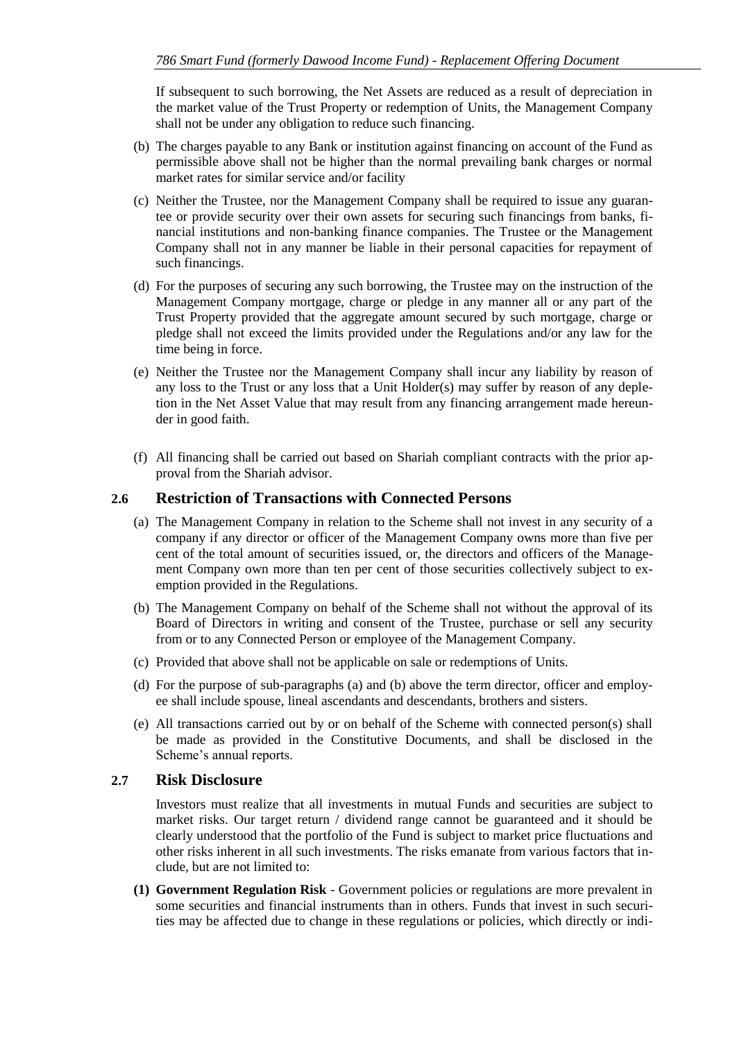If subsequent to such borrowing, the Net Assets are reduced as a result of depreciation in the market value of the Trust Property or redemption of Units, the Management Company shall not be under any obligation to reduce such financing.

(b) The charges payable to any Bank or institution against financing on account of the Fund as permissible above shall not be higher than the normal prevailing bank charges or normal market rates for similar service and/or facility

(c) Neither the Trustee, nor the Management Company shall be required to issue any guarantee or provide security over their own assets for securing such financings from banks, financial institutions and non-banking finance companies. The Trustee or the Management Company shall not in any manner be liable in their personal capacities for repayment of such financings.

(d) For the purposes of securing any such borrowing, the Trustee may on the instruction of the Management Company mortgage, charge or pledge in any manner all or any part of the Trust Property provided that the aggregate amount secured by such mortgage, charge or pledge shall not exceed the limits provided under the Regulations and/or any law for the time being in force.

(e) Neither the Trustee nor the Management Company shall incur any liability by reason of any loss to the Trust or any loss that a Unit Holder(s) may suffer by reason of any depletion in the Net Asset Value that may result from any financing arrangement made hereunder in good faith.

(f) All financing shall be carried out based on Shariah compliant contracts with the prior approval from the Shariah advisor.

## 2.6 Restriction of Transactions with Connected Persons

(a) The Management Company in relation to the Scheme shall not invest in any security of a company if any director or officer of the Management Company owns more than five per cent of the total amount of securities issued, or, the directors and officers of the Management Company own more than ten per cent of those securities collectively subject to exemption provided in the Regulations.

(b) The Management Company on behalf of the Scheme shall not without the approval of its Board of Directors in writing and consent of the Trustee, purchase or sell any security from or to any Connected Person or employee of the Management Company.

(c) Provided that above shall not be applicable on sale or redemptions of Units.

(d) For the purpose of sub-paragraphs (a) and (b) above the term director, officer and employee shall include spouse, lineal ascendants and descendants, brothers and sisters.

(e) All transactions carried out by or on behalf of the Scheme with connected person(s) shall be made as provided in the Constitutive Documents, and shall be disclosed in the Scheme's annual reports.

## 2.7 Risk Disclosure

Investors must realize that all investments in mutual Funds and securities are subject to market risks. Our target return / dividend range cannot be guaranteed and it should be clearly understood that the portfolio of the Fund is subject to market price fluctuations and other risks inherent in all such investments. The risks emanate from various factors that include, but are not limited to:

**(1) Government Regulation Risk** - Government policies or regulations are more prevalent in some securities and financial instruments than in others. Funds that invest in such securities may be affected due to change in these regulations or policies, which directly or indi-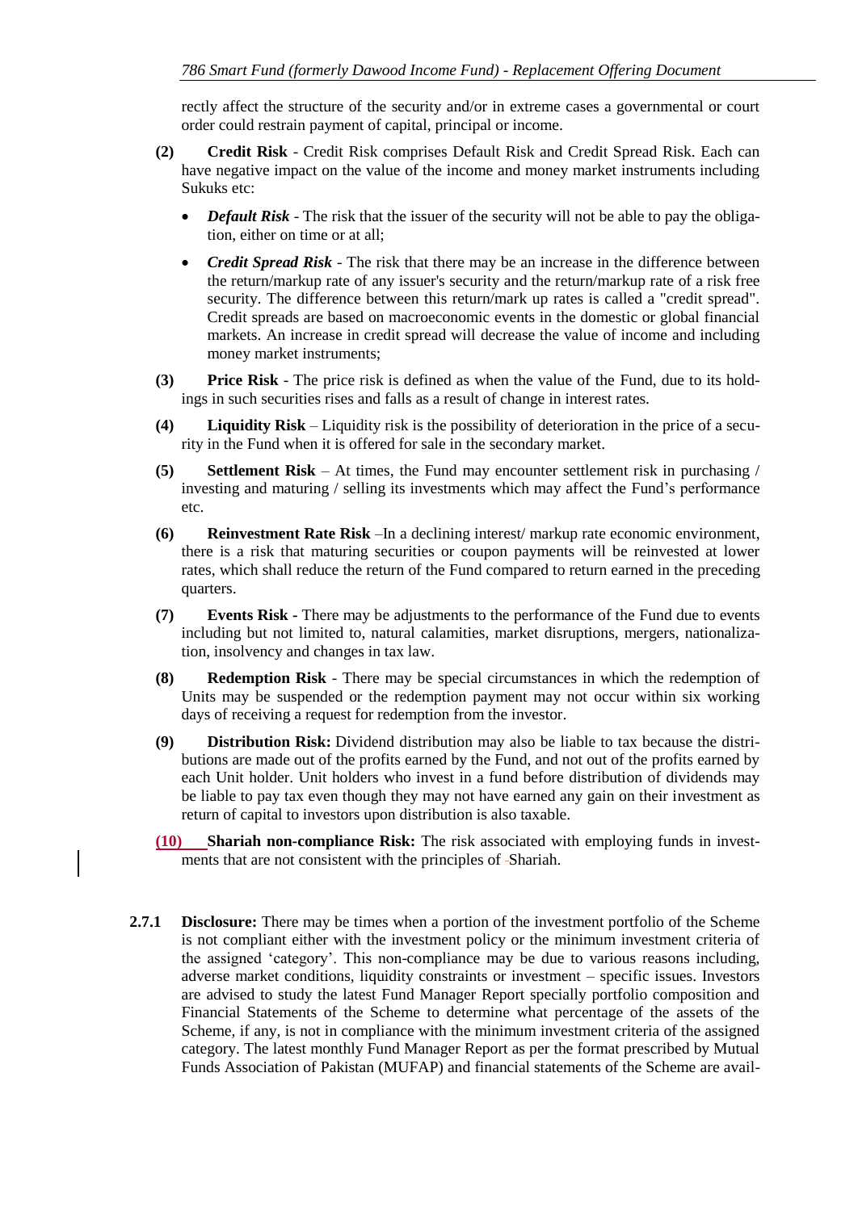rectly affect the structure of the security and/or in extreme cases a governmental or court order could restrain payment of capital, principal or income.

**(2)** **Credit Risk** - Credit Risk comprises Default Risk and Credit Spread Risk. Each can have negative impact on the value of the income and money market instruments including Sukuks etc:

- ***Default Risk*** - The risk that the issuer of the security will not be able to pay the obligation, either on time or at all;
- ***Credit Spread Risk*** - The risk that there may be an increase in the difference between the return/markup rate of any issuer's security and the return/markup rate of a risk free security. The difference between this return/mark up rates is called a "credit spread". Credit spreads are based on macroeconomic events in the domestic or global financial markets. An increase in credit spread will decrease the value of income and including money market instruments;

**(3)** **Price Risk** - The price risk is defined as when the value of the Fund, due to its holdings in such securities rises and falls as a result of change in interest rates.

**(4)** **Liquidity Risk** – Liquidity risk is the possibility of deterioration in the price of a security in the Fund when it is offered for sale in the secondary market.

**(5)** **Settlement Risk** – At times, the Fund may encounter settlement risk in purchasing / investing and maturing / selling its investments which may affect the Fund's performance etc.

**(6)** **Reinvestment Rate Risk** –In a declining interest/ markup rate economic environment, there is a risk that maturing securities or coupon payments will be reinvested at lower rates, which shall reduce the return of the Fund compared to return earned in the preceding quarters.

**(7)** **Events Risk** - There may be adjustments to the performance of the Fund due to events including but not limited to, natural calamities, market disruptions, mergers, nationalization, insolvency and changes in tax law.

**(8)** **Redemption Risk** - There may be special circumstances in which the redemption of Units may be suspended or the redemption payment may not occur within six working days of receiving a request for redemption from the investor.

**(9)** **Distribution Risk:** Dividend distribution may also be liable to tax because the distributions are made out of the profits earned by the Fund, and not out of the profits earned by each Unit holder. Unit holders who invest in a fund before distribution of dividends may be liable to pay tax even though they may not have earned any gain on their investment as return of capital to investors upon distribution is also taxable.

**(10)** **Shariah non-compliance Risk:** The risk associated with employing funds in investments that are not consistent with the principles of Shariah.

**2.7.1** **Disclosure:** There may be times when a portion of the investment portfolio of the Scheme is not compliant either with the investment policy or the minimum investment criteria of the assigned 'category'. This non-compliance may be due to various reasons including, adverse market conditions, liquidity constraints or investment – specific issues. Investors are advised to study the latest Fund Manager Report specially portfolio composition and Financial Statements of the Scheme to determine what percentage of the assets of the Scheme, if any, is not in compliance with the minimum investment criteria of the assigned category. The latest monthly Fund Manager Report as per the format prescribed by Mutual Funds Association of Pakistan (MUFAP) and financial statements of the Scheme are avail-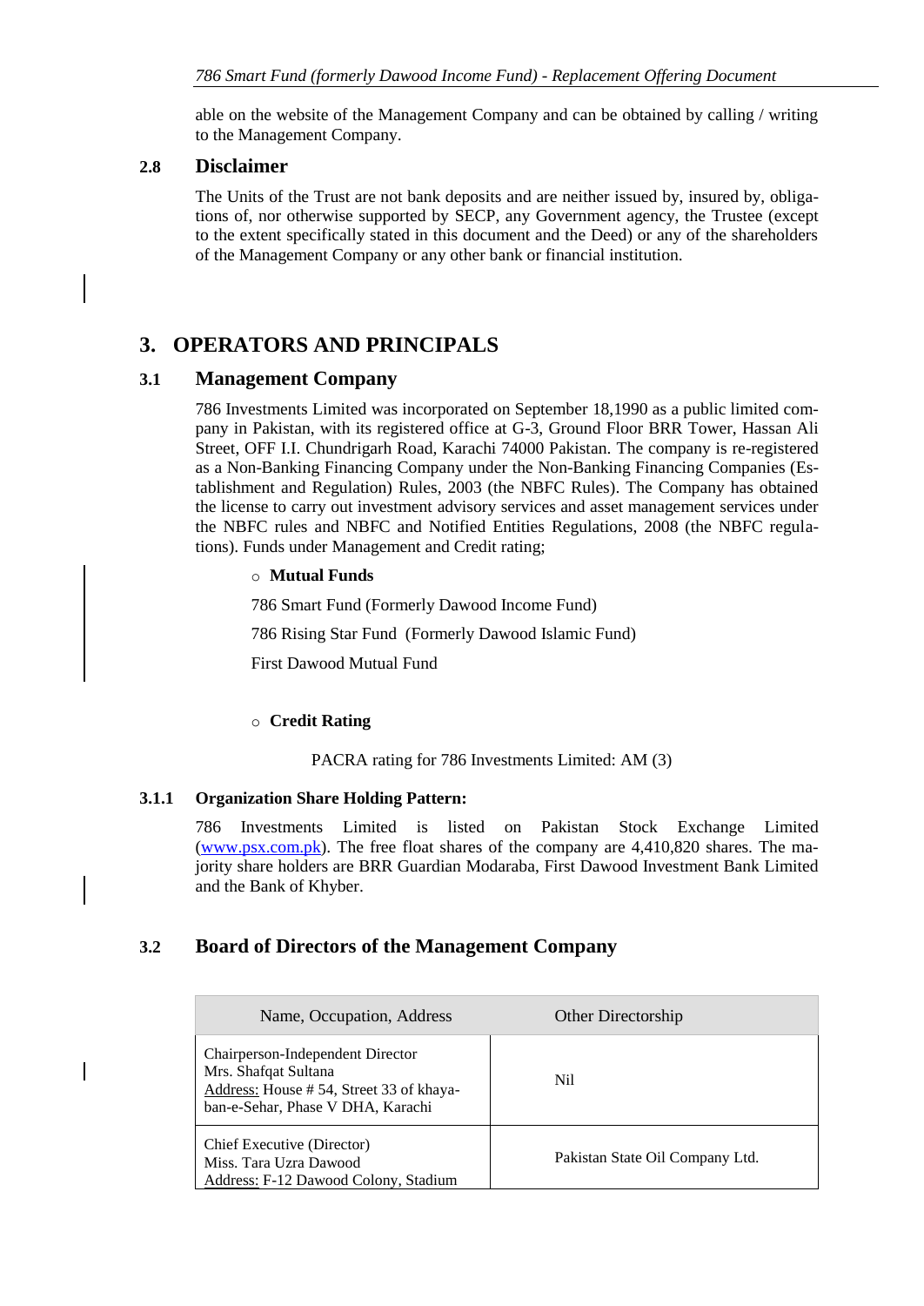able on the website of the Management Company and can be obtained by calling / writing to the Management Company.

### 2.8 Disclaimer

The Units of the Trust are not bank deposits and are neither issued by, insured by, obligations of, nor otherwise supported by SECP, any Government agency, the Trustee (except to the extent specifically stated in this document and the Deed) or any of the shareholders of the Management Company or any other bank or financial institution.

## 3. OPERATORS AND PRINCIPALS

### 3.1 Management Company

786 Investments Limited was incorporated on September 18,1990 as a public limited company in Pakistan, with its registered office at G-3, Ground Floor BRR Tower, Hassan Ali Street, OFF I.I. Chundrigarh Road, Karachi 74000 Pakistan. The company is re-registered as a Non-Banking Financing Company under the Non-Banking Financing Companies (Establishment and Regulation) Rules, 2003 (the NBFC Rules). The Company has obtained the license to carry out investment advisory services and asset management services under the NBFC rules and NBFC and Notified Entities Regulations, 2008 (the NBFC regulations). Funds under Management and Credit rating;

- **Mutual Funds**

  786 Smart Fund (Formerly Dawood Income Fund)

  786 Rising Star Fund (Formerly Dawood Islamic Fund)

  First Dawood Mutual Fund

- **Credit Rating**

  PACRA rating for 786 Investments Limited: AM (3)

#### 3.1.1 Organization Share Holding Pattern:

786 Investments Limited is listed on Pakistan Stock Exchange Limited (www.psx.com.pk). The free float shares of the company are 4,410,820 shares. The majority share holders are BRR Guardian Modaraba, First Dawood Investment Bank Limited and the Bank of Khyber.

### 3.2 Board of Directors of the Management Company

| Name, Occupation, Address | Other Directorship |
|---|---|
| Chairperson-Independent Director<br>Mrs. Shafqat Sultana<br>Address: House # 54, Street 33 of khayaban-e-Sehar, Phase V DHA, Karachi | Nil |
| Chief Executive (Director)<br>Miss. Tara Uzra Dawood<br>Address: F-12 Dawood Colony, Stadium | Pakistan State Oil Company Ltd. |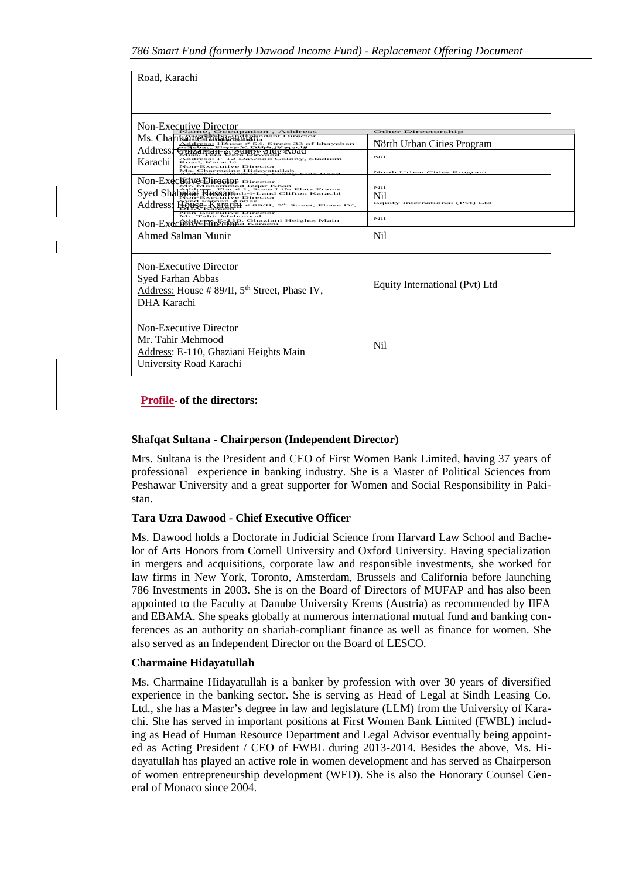| | |
|---|---|
| Road, Karachi | |
| Non-Executive Director<br>Ms. Charmaine Hidayatullah<br>Address: Gulzaman-2, Sunny Side Road Karachi | North Urban Cities Program |
| Non-Executive Director<br>Syed Shabahat Hussain<br>Address: House, Karachi | Nil |
| Non-Executive Director<br>Ahmed Salman Munir | Nil |
| Non-Executive Director<br>Syed Farhan Abbas<br>Address: House # 89/II, 5th Street, Phase IV, DHA Karachi | Equity International (Pvt) Ltd |
| Non-Executive Director<br>Mr. Tahir Mehmood<br>Address: E-110, Ghaziani Heights Main University Road Karachi | Nil |

**Profile of the directors:**

**Shafqat Sultana - Chairperson (Independent Director)**

Mrs. Sultana is the President and CEO of First Women Bank Limited, having 37 years of professional experience in banking industry. She is a Master of Political Sciences from Peshawar University and a great supporter for Women and Social Responsibility in Pakistan.

**Tara Uzra Dawood - Chief Executive Officer**

Ms. Dawood holds a Doctorate in Judicial Science from Harvard Law School and Bachelor of Arts Honors from Cornell University and Oxford University. Having specialization in mergers and acquisitions, corporate law and responsible investments, she worked for law firms in New York, Toronto, Amsterdam, Brussels and California before launching 786 Investments in 2003. She is on the Board of Directors of MUFAP and has also been appointed to the Faculty at Danube University Krems (Austria) as recommended by IIFA and EBAMA. She speaks globally at numerous international mutual fund and banking conferences as an authority on shariah-compliant finance as well as finance for women. She also served as an Independent Director on the Board of LESCO.

**Charmaine Hidayatullah**

Ms. Charmaine Hidayatullah is a banker by profession with over 30 years of diversified experience in the banking sector. She is serving as Head of Legal at Sindh Leasing Co. Ltd., she has a Master's degree in law and legislature (LLM) from the University of Karachi. She has served in important positions at First Women Bank Limited (FWBL) including as Head of Human Resource Department and Legal Advisor eventually being appointed as Acting President / CEO of FWBL during 2013-2014. Besides the above, Ms. Hidayatullah has played an active role in women development and has served as Chairperson of women entrepreneurship development (WED). She is also the Honorary Counsel General of Monaco since 2004.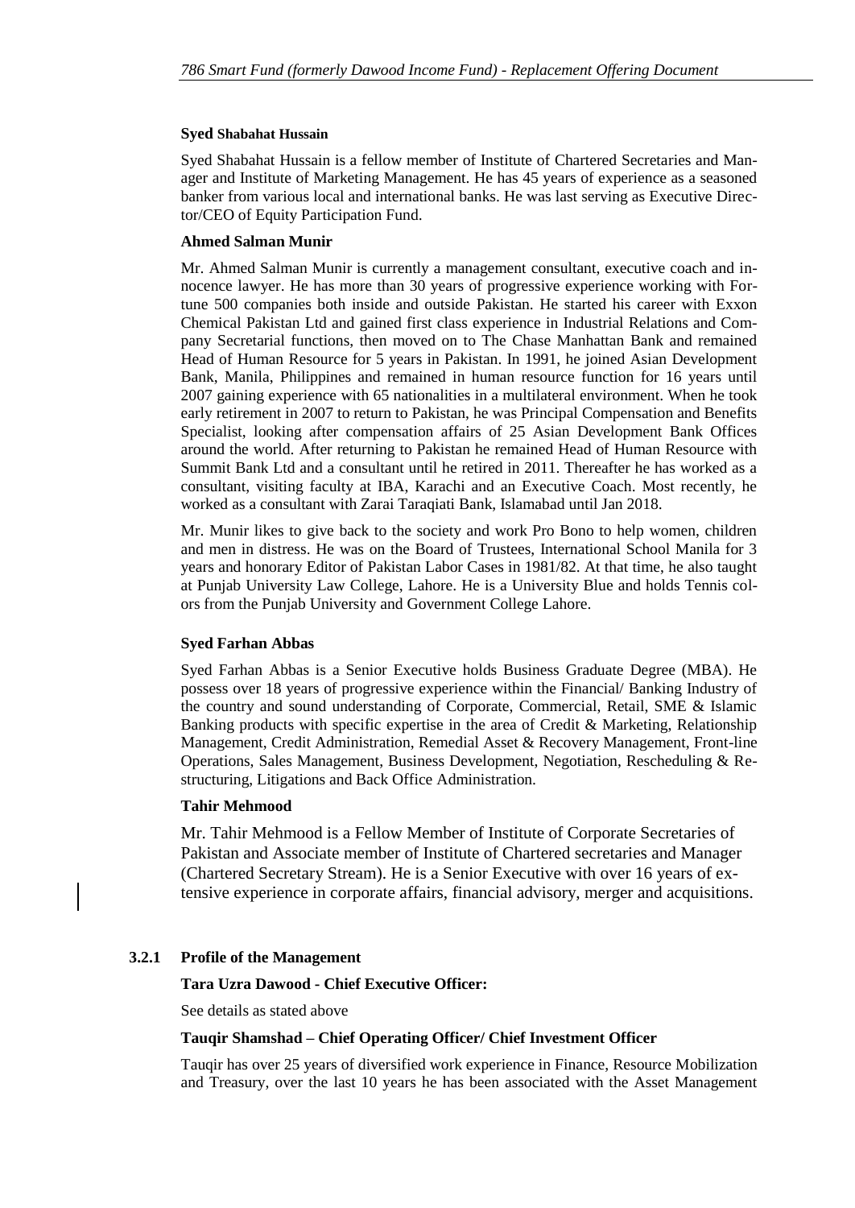**Syed Shabahat Hussain**

Syed Shabahat Hussain is a fellow member of Institute of Chartered Secretaries and Manager and Institute of Marketing Management. He has 45 years of experience as a seasoned banker from various local and international banks. He was last serving as Executive Director/CEO of Equity Participation Fund.

**Ahmed Salman Munir**

Mr. Ahmed Salman Munir is currently a management consultant, executive coach and innocence lawyer. He has more than 30 years of progressive experience working with Fortune 500 companies both inside and outside Pakistan. He started his career with Exxon Chemical Pakistan Ltd and gained first class experience in Industrial Relations and Company Secretarial functions, then moved on to The Chase Manhattan Bank and remained Head of Human Resource for 5 years in Pakistan. In 1991, he joined Asian Development Bank, Manila, Philippines and remained in human resource function for 16 years until 2007 gaining experience with 65 nationalities in a multilateral environment. When he took early retirement in 2007 to return to Pakistan, he was Principal Compensation and Benefits Specialist, looking after compensation affairs of 25 Asian Development Bank Offices around the world. After returning to Pakistan he remained Head of Human Resource with Summit Bank Ltd and a consultant until he retired in 2011. Thereafter he has worked as a consultant, visiting faculty at IBA, Karachi and an Executive Coach. Most recently, he worked as a consultant with Zarai Taraqiati Bank, Islamabad until Jan 2018.

Mr. Munir likes to give back to the society and work Pro Bono to help women, children and men in distress. He was on the Board of Trustees, International School Manila for 3 years and honorary Editor of Pakistan Labor Cases in 1981/82. At that time, he also taught at Punjab University Law College, Lahore. He is a University Blue and holds Tennis colors from the Punjab University and Government College Lahore.

**Syed Farhan Abbas**

Syed Farhan Abbas is a Senior Executive holds Business Graduate Degree (MBA). He possess over 18 years of progressive experience within the Financial/ Banking Industry of the country and sound understanding of Corporate, Commercial, Retail, SME & Islamic Banking products with specific expertise in the area of Credit & Marketing, Relationship Management, Credit Administration, Remedial Asset & Recovery Management, Front-line Operations, Sales Management, Business Development, Negotiation, Rescheduling & Restructuring, Litigations and Back Office Administration.

**Tahir Mehmood**

Mr. Tahir Mehmood is a Fellow Member of Institute of Corporate Secretaries of Pakistan and Associate member of Institute of Chartered secretaries and Manager (Chartered Secretary Stream). He is a Senior Executive with over 16 years of extensive experience in corporate affairs, financial advisory, merger and acquisitions.

### 3.2.1 Profile of the Management

**Tara Uzra Dawood - Chief Executive Officer:**

See details as stated above

**Tauqir Shamshad – Chief Operating Officer/ Chief Investment Officer**

Tauqir has over 25 years of diversified work experience in Finance, Resource Mobilization and Treasury, over the last 10 years he has been associated with the Asset Management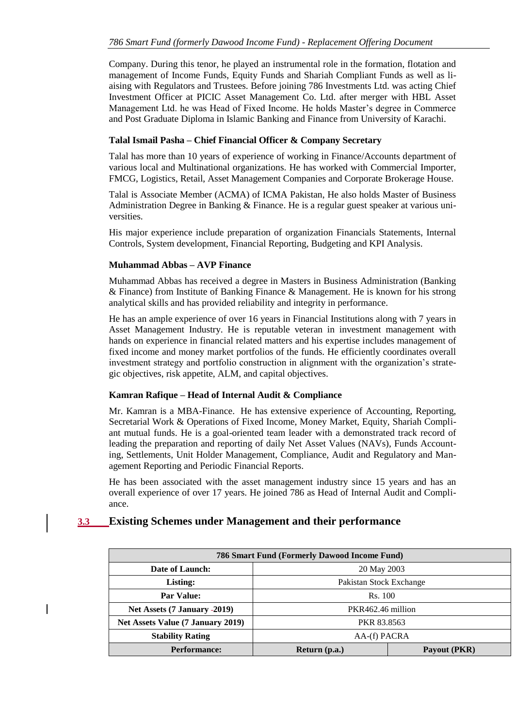Company. During this tenor, he played an instrumental role in the formation, flotation and management of Income Funds, Equity Funds and Shariah Compliant Funds as well as liaising with Regulators and Trustees. Before joining 786 Investments Ltd. was acting Chief Investment Officer at PICIC Asset Management Co. Ltd. after merger with HBL Asset Management Ltd. he was Head of Fixed Income. He holds Master's degree in Commerce and Post Graduate Diploma in Islamic Banking and Finance from University of Karachi.

**Talal Ismail Pasha – Chief Financial Officer & Company Secretary**

Talal has more than 10 years of experience of working in Finance/Accounts department of various local and Multinational organizations. He has worked with Commercial Importer, FMCG, Logistics, Retail, Asset Management Companies and Corporate Brokerage House.

Talal is Associate Member (ACMA) of ICMA Pakistan, He also holds Master of Business Administration Degree in Banking & Finance. He is a regular guest speaker at various universities.

His major experience include preparation of organization Financials Statements, Internal Controls, System development, Financial Reporting, Budgeting and KPI Analysis.

**Muhammad Abbas – AVP Finance**

Muhammad Abbas has received a degree in Masters in Business Administration (Banking & Finance) from Institute of Banking Finance & Management. He is known for his strong analytical skills and has provided reliability and integrity in performance.

He has an ample experience of over 16 years in Financial Institutions along with 7 years in Asset Management Industry. He is reputable veteran in investment management with hands on experience in financial related matters and his expertise includes management of fixed income and money market portfolios of the funds. He efficiently coordinates overall investment strategy and portfolio construction in alignment with the organization's strategic objectives, risk appetite, ALM, and capital objectives.

**Kamran Rafique – Head of Internal Audit & Compliance**

Mr. Kamran is a MBA-Finance. He has extensive experience of Accounting, Reporting, Secretarial Work & Operations of Fixed Income, Money Market, Equity, Shariah Compliant mutual funds. He is a goal-oriented team leader with a demonstrated track record of leading the preparation and reporting of daily Net Asset Values (NAVs), Funds Accounting, Settlements, Unit Holder Management, Compliance, Audit and Regulatory and Management Reporting and Periodic Financial Reports.

He has been associated with the asset management industry since 15 years and has an overall experience of over 17 years. He joined 786 as Head of Internal Audit and Compliance.

## 3.3 Existing Schemes under Management and their performance

| 786 Smart Fund (Formerly Dawood Income Fund) | | |
|---|---|---|
| **Date of Launch:** | 20 May 2003 | |
| **Listing:** | Pakistan Stock Exchange | |
| **Par Value:** | Rs. 100 | |
| **Net Assets (7 January -2019)** | PKR462.46 million | |
| **Net Assets Value (7 January 2019)** | PKR 83.8563 | |
| **Stability Rating** | AA-(f) PACRA | |
| **Performance:** | **Return (p.a.)** | **Payout (PKR)** |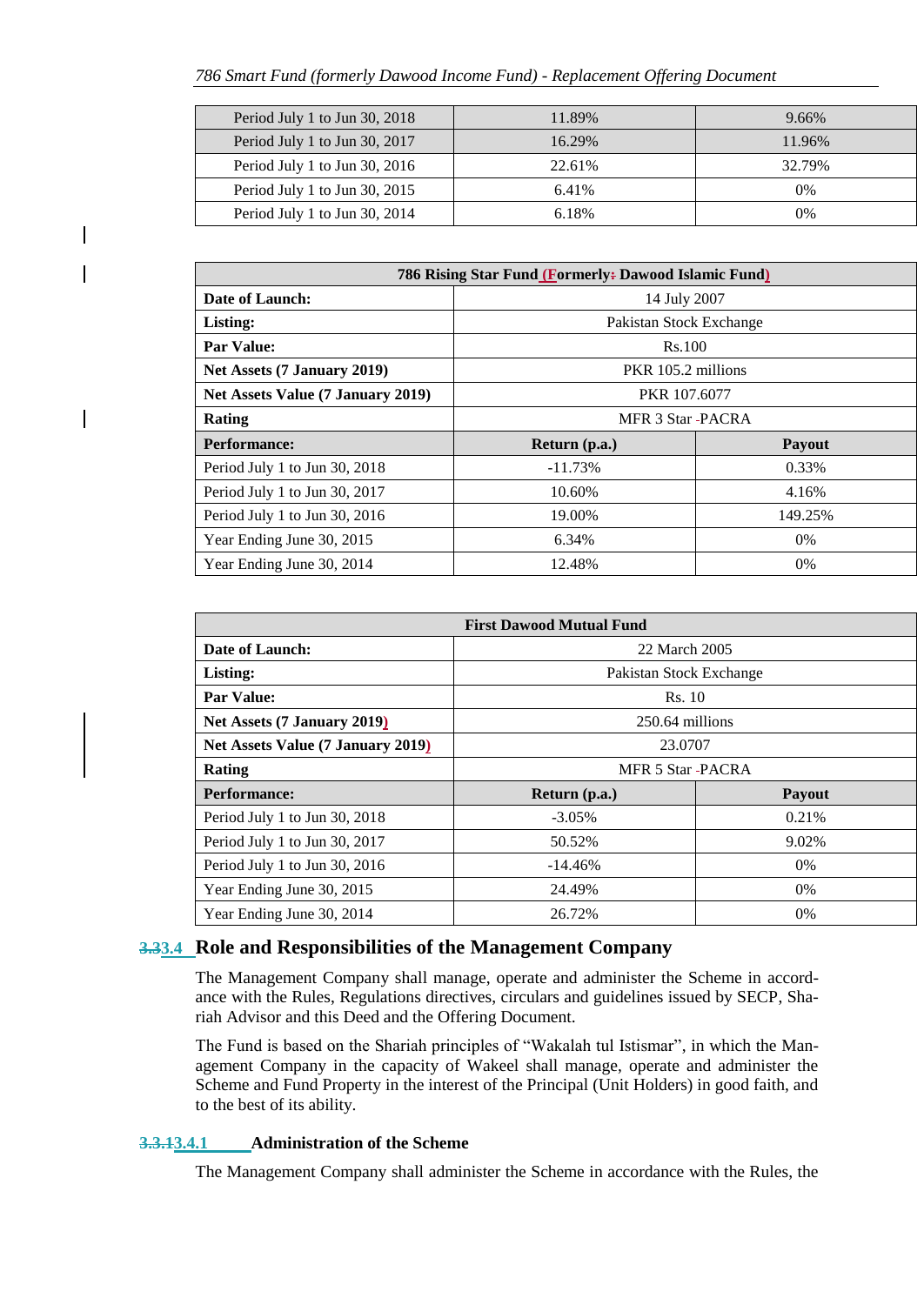| Period July 1 to Jun 30, 2018 | 11.89% | 9.66% |
|---|---|---|
| Period July 1 to Jun 30, 2017 | 16.29% | 11.96% |
| Period July 1 to Jun 30, 2016 | 22.61% | 32.79% |
| Period July 1 to Jun 30, 2015 | 6.41% | 0% |
| Period July 1 to Jun 30, 2014 | 6.18% | 0% |

| **786 Rising Star Fund (Formerly: Dawood Islamic Fund)** | | |
|---|---|---|
| **Date of Launch:** | 14 July 2007 | |
| **Listing:** | Pakistan Stock Exchange | |
| **Par Value:** | Rs.100 | |
| **Net Assets (7 January 2019)** | PKR 105.2 millions | |
| **Net Assets Value (7 January 2019)** | PKR 107.6077 | |
| **Rating** | MFR 3 Star -PACRA | |
| **Performance:** | **Return (p.a.)** | **Payout** |
| Period July 1 to Jun 30, 2018 | -11.73% | 0.33% |
| Period July 1 to Jun 30, 2017 | 10.60% | 4.16% |
| Period July 1 to Jun 30, 2016 | 19.00% | 149.25% |
| Year Ending June 30, 2015 | 6.34% | 0% |
| Year Ending June 30, 2014 | 12.48% | 0% |

| **First Dawood Mutual Fund** | | |
|---|---|---|
| **Date of Launch:** | 22 March 2005 | |
| **Listing:** | Pakistan Stock Exchange | |
| **Par Value:** | Rs. 10 | |
| **Net Assets (7 January 2019)** | 250.64 millions | |
| **Net Assets Value (7 January 2019)** | 23.0707 | |
| **Rating** | MFR 5 Star -PACRA | |
| **Performance:** | **Return (p.a.)** | **Payout** |
| Period July 1 to Jun 30, 2018 | -3.05% | 0.21% |
| Period July 1 to Jun 30, 2017 | 50.52% | 9.02% |
| Period July 1 to Jun 30, 2016 | -14.46% | 0% |
| Year Ending June 30, 2015 | 24.49% | 0% |
| Year Ending June 30, 2014 | 26.72% | 0% |

## 3.4 Role and Responsibilities of the Management Company

The Management Company shall manage, operate and administer the Scheme in accordance with the Rules, Regulations directives, circulars and guidelines issued by SECP, Shariah Advisor and this Deed and the Offering Document.

The Fund is based on the Shariah principles of "Wakalah tul Istismar", in which the Management Company in the capacity of Wakeel shall manage, operate and administer the Scheme and Fund Property in the interest of the Principal (Unit Holders) in good faith, and to the best of its ability.

### 3.4.1 Administration of the Scheme

The Management Company shall administer the Scheme in accordance with the Rules, the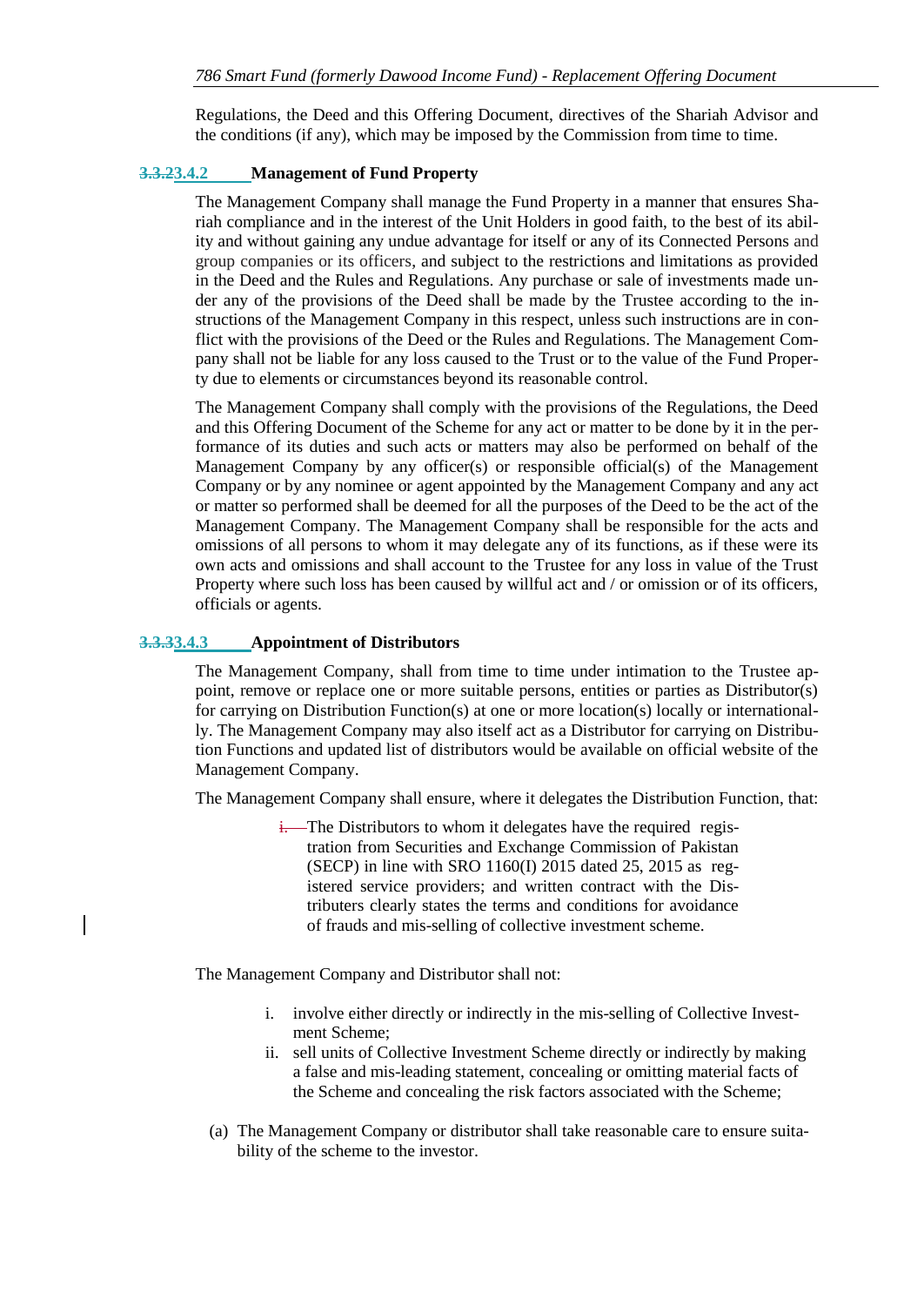Regulations, the Deed and this Offering Document, directives of the Shariah Advisor and the conditions (if any), which may be imposed by the Commission from time to time.

### 3.4.2 Management of Fund Property

The Management Company shall manage the Fund Property in a manner that ensures Shariah compliance and in the interest of the Unit Holders in good faith, to the best of its ability and without gaining any undue advantage for itself or any of its Connected Persons and group companies or its officers, and subject to the restrictions and limitations as provided in the Deed and the Rules and Regulations. Any purchase or sale of investments made under any of the provisions of the Deed shall be made by the Trustee according to the instructions of the Management Company in this respect, unless such instructions are in conflict with the provisions of the Deed or the Rules and Regulations. The Management Company shall not be liable for any loss caused to the Trust or to the value of the Fund Property due to elements or circumstances beyond its reasonable control.

The Management Company shall comply with the provisions of the Regulations, the Deed and this Offering Document of the Scheme for any act or matter to be done by it in the performance of its duties and such acts or matters may also be performed on behalf of the Management Company by any officer(s) or responsible official(s) of the Management Company or by any nominee or agent appointed by the Management Company and any act or matter so performed shall be deemed for all the purposes of the Deed to be the act of the Management Company. The Management Company shall be responsible for the acts and omissions of all persons to whom it may delegate any of its functions, as if these were its own acts and omissions and shall account to the Trustee for any loss in value of the Trust Property where such loss has been caused by willful act and / or omission or of its officers, officials or agents.

### 3.4.3 Appointment of Distributors

The Management Company, shall from time to time under intimation to the Trustee appoint, remove or replace one or more suitable persons, entities or parties as Distributor(s) for carrying on Distribution Function(s) at one or more location(s) locally or internationally. The Management Company may also itself act as a Distributor for carrying on Distribution Functions and updated list of distributors would be available on official website of the Management Company.

The Management Company shall ensure, where it delegates the Distribution Function, that:

The Distributors to whom it delegates have the required registration from Securities and Exchange Commission of Pakistan (SECP) in line with SRO 1160(I) 2015 dated 25, 2015 as registered service providers; and written contract with the Distributers clearly states the terms and conditions for avoidance of frauds and mis-selling of collective investment scheme.

The Management Company and Distributor shall not:

i. involve either directly or indirectly in the mis-selling of Collective Investment Scheme;
ii. sell units of Collective Investment Scheme directly or indirectly by making a false and mis-leading statement, concealing or omitting material facts of the Scheme and concealing the risk factors associated with the Scheme;

(a) The Management Company or distributor shall take reasonable care to ensure suitability of the scheme to the investor.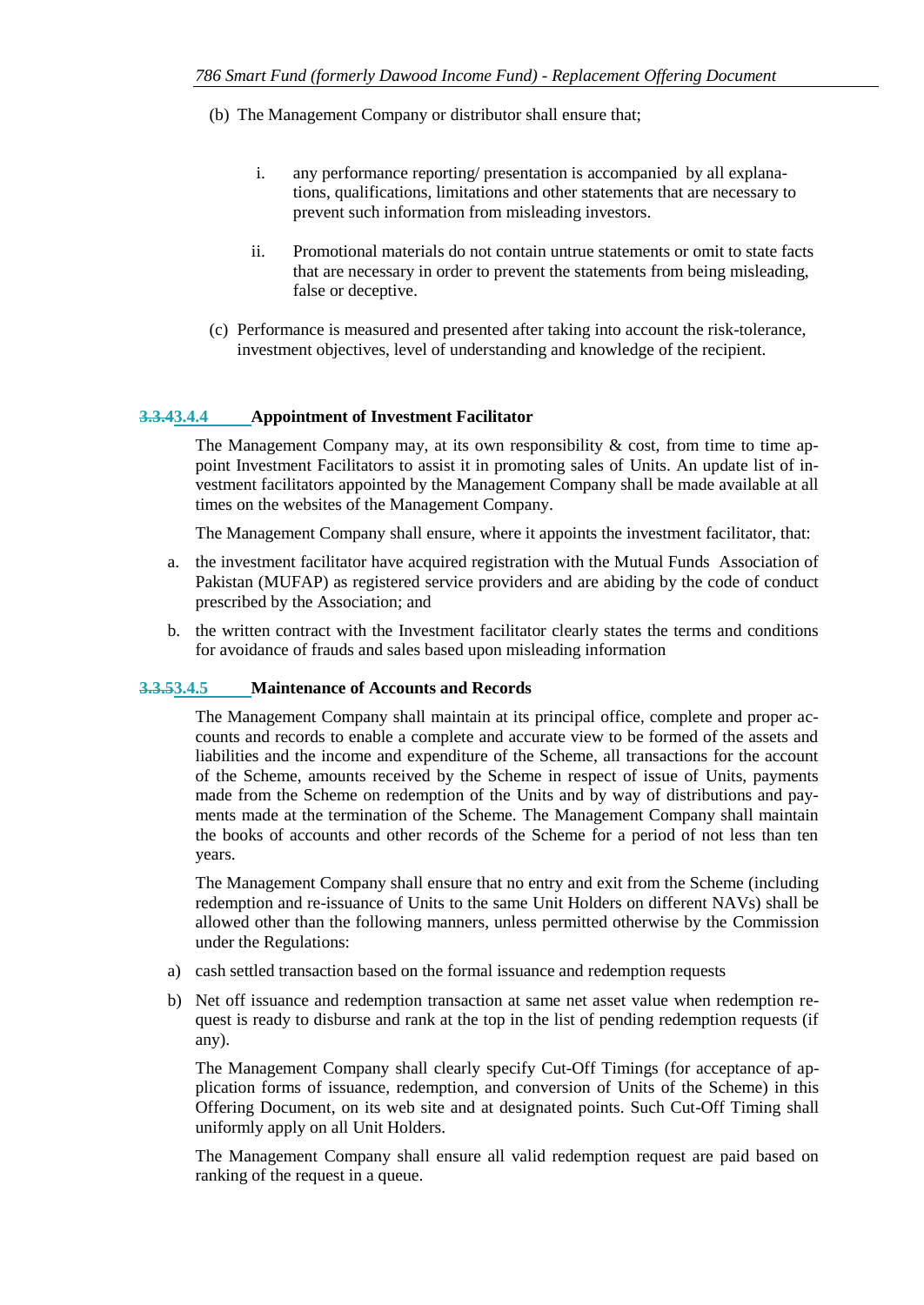(b) The Management Company or distributor shall ensure that;

i. any performance reporting/ presentation is accompanied by all explanations, qualifications, limitations and other statements that are necessary to prevent such information from misleading investors.

ii. Promotional materials do not contain untrue statements or omit to state facts that are necessary in order to prevent the statements from being misleading, false or deceptive.

(c) Performance is measured and presented after taking into account the risk-tolerance, investment objectives, level of understanding and knowledge of the recipient.

### ~~3.3.4~~3.4.4 Appointment of Investment Facilitator

The Management Company may, at its own responsibility & cost, from time to time appoint Investment Facilitators to assist it in promoting sales of Units. An update list of investment facilitators appointed by the Management Company shall be made available at all times on the websites of the Management Company.

The Management Company shall ensure, where it appoints the investment facilitator, that:

a. the investment facilitator have acquired registration with the Mutual Funds Association of Pakistan (MUFAP) as registered service providers and are abiding by the code of conduct prescribed by the Association; and

b. the written contract with the Investment facilitator clearly states the terms and conditions for avoidance of frauds and sales based upon misleading information

### ~~3.3.5~~3.4.5 Maintenance of Accounts and Records

The Management Company shall maintain at its principal office, complete and proper accounts and records to enable a complete and accurate view to be formed of the assets and liabilities and the income and expenditure of the Scheme, all transactions for the account of the Scheme, amounts received by the Scheme in respect of issue of Units, payments made from the Scheme on redemption of the Units and by way of distributions and payments made at the termination of the Scheme. The Management Company shall maintain the books of accounts and other records of the Scheme for a period of not less than ten years.

The Management Company shall ensure that no entry and exit from the Scheme (including redemption and re-issuance of Units to the same Unit Holders on different NAVs) shall be allowed other than the following manners, unless permitted otherwise by the Commission under the Regulations:

a) cash settled transaction based on the formal issuance and redemption requests

b) Net off issuance and redemption transaction at same net asset value when redemption request is ready to disburse and rank at the top in the list of pending redemption requests (if any).

The Management Company shall clearly specify Cut-Off Timings (for acceptance of application forms of issuance, redemption, and conversion of Units of the Scheme) in this Offering Document, on its web site and at designated points. Such Cut-Off Timing shall uniformly apply on all Unit Holders.

The Management Company shall ensure all valid redemption request are paid based on ranking of the request in a queue.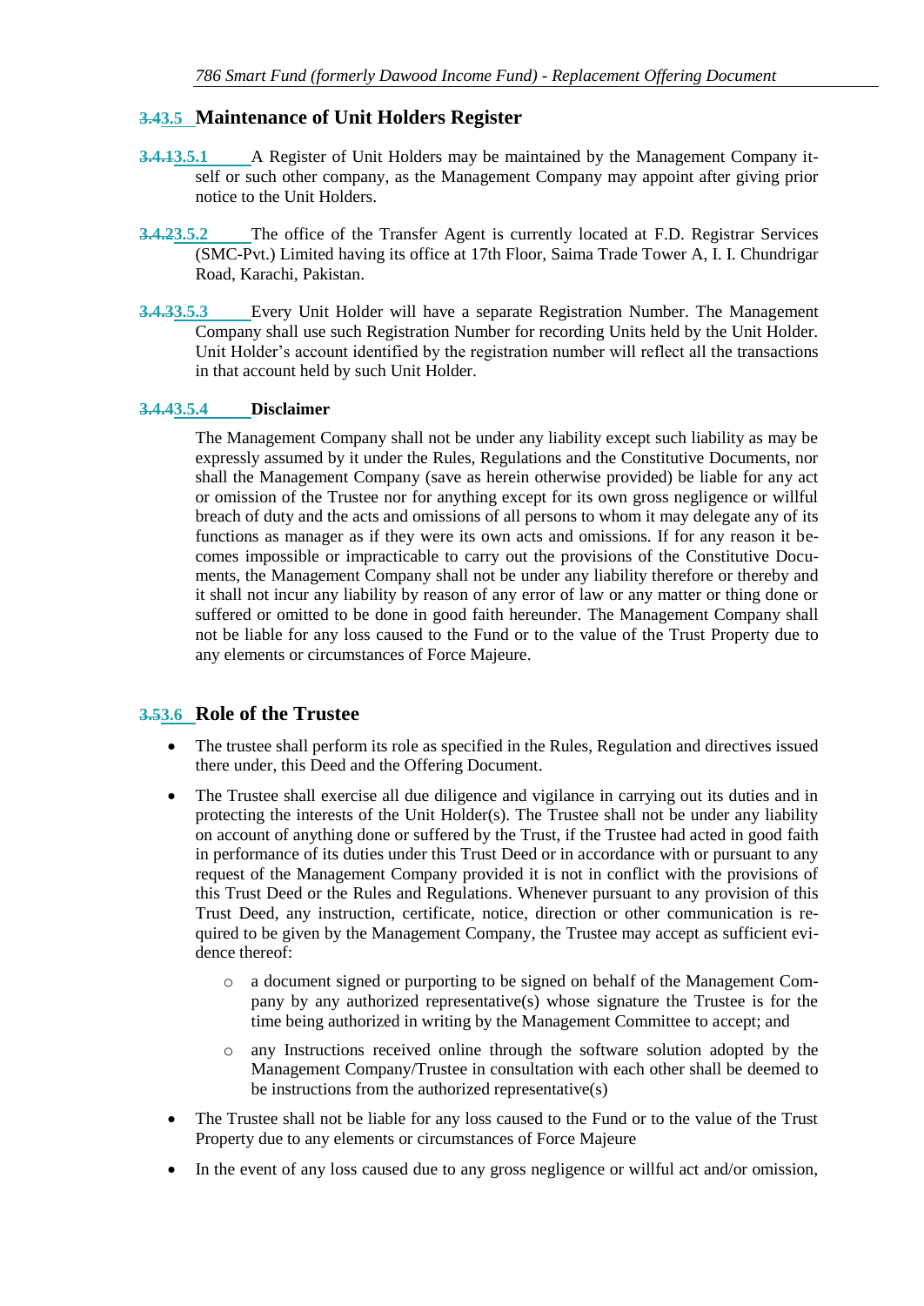## 3.5 Maintenance of Unit Holders Register

**3.5.1** A Register of Unit Holders may be maintained by the Management Company itself or such other company, as the Management Company may appoint after giving prior notice to the Unit Holders.

**3.5.2** The office of the Transfer Agent is currently located at F.D. Registrar Services (SMC-Pvt.) Limited having its office at 17th Floor, Saima Trade Tower A, I. I. Chundrigar Road, Karachi, Pakistan.

**3.5.3** Every Unit Holder will have a separate Registration Number. The Management Company shall use such Registration Number for recording Units held by the Unit Holder. Unit Holder's account identified by the registration number will reflect all the transactions in that account held by such Unit Holder.

**3.5.4 Disclaimer**

The Management Company shall not be under any liability except such liability as may be expressly assumed by it under the Rules, Regulations and the Constitutive Documents, nor shall the Management Company (save as herein otherwise provided) be liable for any act or omission of the Trustee nor for anything except for its own gross negligence or willful breach of duty and the acts and omissions of all persons to whom it may delegate any of its functions as manager as if they were its own acts and omissions. If for any reason it becomes impossible or impracticable to carry out the provisions of the Constitutive Documents, the Management Company shall not be under any liability therefore or thereby and it shall not incur any liability by reason of any error of law or any matter or thing done or suffered or omitted to be done in good faith hereunder. The Management Company shall not be liable for any loss caused to the Fund or to the value of the Trust Property due to any elements or circumstances of Force Majeure.

## 3.6 Role of the Trustee

- The trustee shall perform its role as specified in the Rules, Regulation and directives issued there under, this Deed and the Offering Document.
- The Trustee shall exercise all due diligence and vigilance in carrying out its duties and in protecting the interests of the Unit Holder(s). The Trustee shall not be under any liability on account of anything done or suffered by the Trust, if the Trustee had acted in good faith in performance of its duties under this Trust Deed or in accordance with or pursuant to any request of the Management Company provided it is not in conflict with the provisions of this Trust Deed or the Rules and Regulations. Whenever pursuant to any provision of this Trust Deed, any instruction, certificate, notice, direction or other communication is required to be given by the Management Company, the Trustee may accept as sufficient evidence thereof:
  - a document signed or purporting to be signed on behalf of the Management Company by any authorized representative(s) whose signature the Trustee is for the time being authorized in writing by the Management Committee to accept; and
  - any Instructions received online through the software solution adopted by the Management Company/Trustee in consultation with each other shall be deemed to be instructions from the authorized representative(s)
- The Trustee shall not be liable for any loss caused to the Fund or to the value of the Trust Property due to any elements or circumstances of Force Majeure
- In the event of any loss caused due to any gross negligence or willful act and/or omission,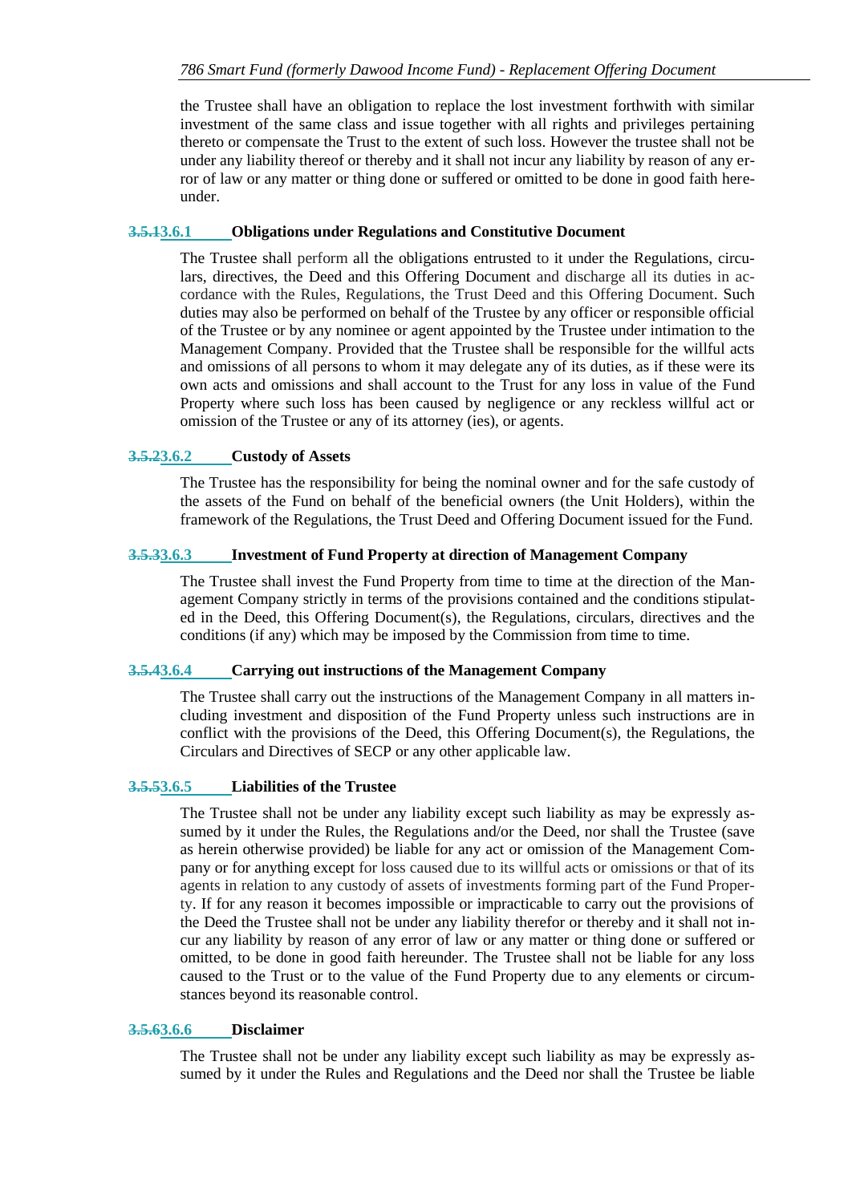the Trustee shall have an obligation to replace the lost investment forthwith with similar investment of the same class and issue together with all rights and privileges pertaining thereto or compensate the Trust to the extent of such loss. However the trustee shall not be under any liability thereof or thereby and it shall not incur any liability by reason of any error of law or any matter or thing done or suffered or omitted to be done in good faith hereunder.

### ~~3.5.1~~3.6.1 Obligations under Regulations and Constitutive Document

The Trustee shall perform all the obligations entrusted to it under the Regulations, circulars, directives, the Deed and this Offering Document and discharge all its duties in accordance with the Rules, Regulations, the Trust Deed and this Offering Document. Such duties may also be performed on behalf of the Trustee by any officer or responsible official of the Trustee or by any nominee or agent appointed by the Trustee under intimation to the Management Company. Provided that the Trustee shall be responsible for the willful acts and omissions of all persons to whom it may delegate any of its duties, as if these were its own acts and omissions and shall account to the Trust for any loss in value of the Fund Property where such loss has been caused by negligence or any reckless willful act or omission of the Trustee or any of its attorney (ies), or agents.

### ~~3.5.2~~3.6.2 Custody of Assets

The Trustee has the responsibility for being the nominal owner and for the safe custody of the assets of the Fund on behalf of the beneficial owners (the Unit Holders), within the framework of the Regulations, the Trust Deed and Offering Document issued for the Fund.

### ~~3.5.3~~3.6.3 Investment of Fund Property at direction of Management Company

The Trustee shall invest the Fund Property from time to time at the direction of the Management Company strictly in terms of the provisions contained and the conditions stipulated in the Deed, this Offering Document(s), the Regulations, circulars, directives and the conditions (if any) which may be imposed by the Commission from time to time.

### ~~3.5.4~~3.6.4 Carrying out instructions of the Management Company

The Trustee shall carry out the instructions of the Management Company in all matters including investment and disposition of the Fund Property unless such instructions are in conflict with the provisions of the Deed, this Offering Document(s), the Regulations, the Circulars and Directives of SECP or any other applicable law.

### ~~3.5.5~~3.6.5 Liabilities of the Trustee

The Trustee shall not be under any liability except such liability as may be expressly assumed by it under the Rules, the Regulations and/or the Deed, nor shall the Trustee (save as herein otherwise provided) be liable for any act or omission of the Management Company or for anything except for loss caused due to its willful acts or omissions or that of its agents in relation to any custody of assets of investments forming part of the Fund Property. If for any reason it becomes impossible or impracticable to carry out the provisions of the Deed the Trustee shall not be under any liability therefor or thereby and it shall not incur any liability by reason of any error of law or any matter or thing done or suffered or omitted, to be done in good faith hereunder. The Trustee shall not be liable for any loss caused to the Trust or to the value of the Fund Property due to any elements or circumstances beyond its reasonable control.

### ~~3.5.6~~3.6.6 Disclaimer

The Trustee shall not be under any liability except such liability as may be expressly assumed by it under the Rules and Regulations and the Deed nor shall the Trustee be liable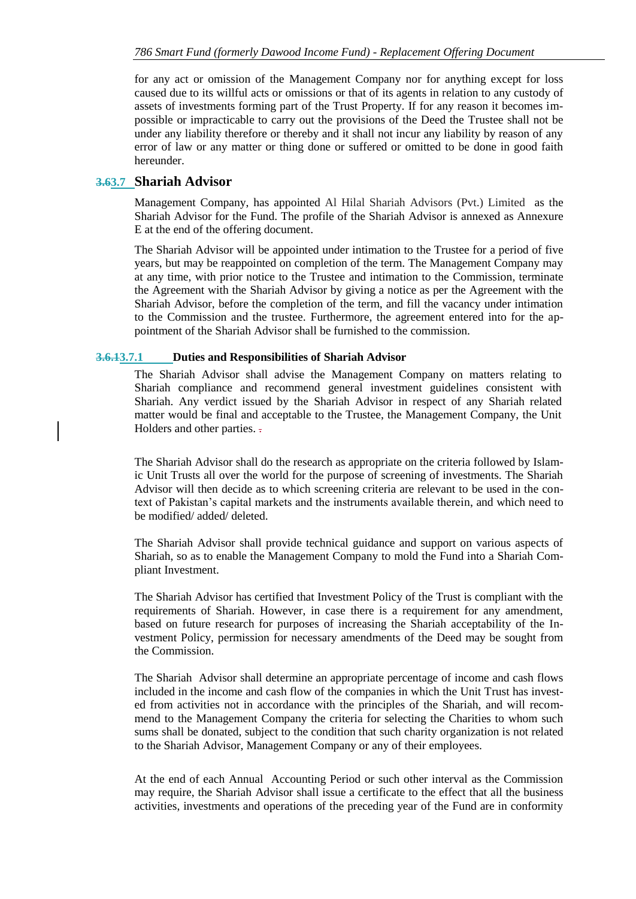for any act or omission of the Management Company nor for anything except for loss caused due to its willful acts or omissions or that of its agents in relation to any custody of assets of investments forming part of the Trust Property. If for any reason it becomes impossible or impracticable to carry out the provisions of the Deed the Trustee shall not be under any liability therefore or thereby and it shall not incur any liability by reason of any error of law or any matter or thing done or suffered or omitted to be done in good faith hereunder.

## 3.7 Shariah Advisor

Management Company, has appointed Al Hilal Shariah Advisors (Pvt.) Limited as the Shariah Advisor for the Fund. The profile of the Shariah Advisor is annexed as Annexure E at the end of the offering document.

The Shariah Advisor will be appointed under intimation to the Trustee for a period of five years, but may be reappointed on completion of the term. The Management Company may at any time, with prior notice to the Trustee and intimation to the Commission, terminate the Agreement with the Shariah Advisor by giving a notice as per the Agreement with the Shariah Advisor, before the completion of the term, and fill the vacancy under intimation to the Commission and the trustee. Furthermore, the agreement entered into for the appointment of the Shariah Advisor shall be furnished to the commission.

### 3.7.1 Duties and Responsibilities of Shariah Advisor

The Shariah Advisor shall advise the Management Company on matters relating to Shariah compliance and recommend general investment guidelines consistent with Shariah. Any verdict issued by the Shariah Advisor in respect of any Shariah related matter would be final and acceptable to the Trustee, the Management Company, the Unit Holders and other parties.

The Shariah Advisor shall do the research as appropriate on the criteria followed by Islamic Unit Trusts all over the world for the purpose of screening of investments. The Shariah Advisor will then decide as to which screening criteria are relevant to be used in the context of Pakistan's capital markets and the instruments available therein, and which need to be modified/ added/ deleted.

The Shariah Advisor shall provide technical guidance and support on various aspects of Shariah, so as to enable the Management Company to mold the Fund into a Shariah Compliant Investment.

The Shariah Advisor has certified that Investment Policy of the Trust is compliant with the requirements of Shariah. However, in case there is a requirement for any amendment, based on future research for purposes of increasing the Shariah acceptability of the Investment Policy, permission for necessary amendments of the Deed may be sought from the Commission.

The Shariah Advisor shall determine an appropriate percentage of income and cash flows included in the income and cash flow of the companies in which the Unit Trust has invested from activities not in accordance with the principles of the Shariah, and will recommend to the Management Company the criteria for selecting the Charities to whom such sums shall be donated, subject to the condition that such charity organization is not related to the Shariah Advisor, Management Company or any of their employees.

At the end of each Annual Accounting Period or such other interval as the Commission may require, the Shariah Advisor shall issue a certificate to the effect that all the business activities, investments and operations of the preceding year of the Fund are in conformity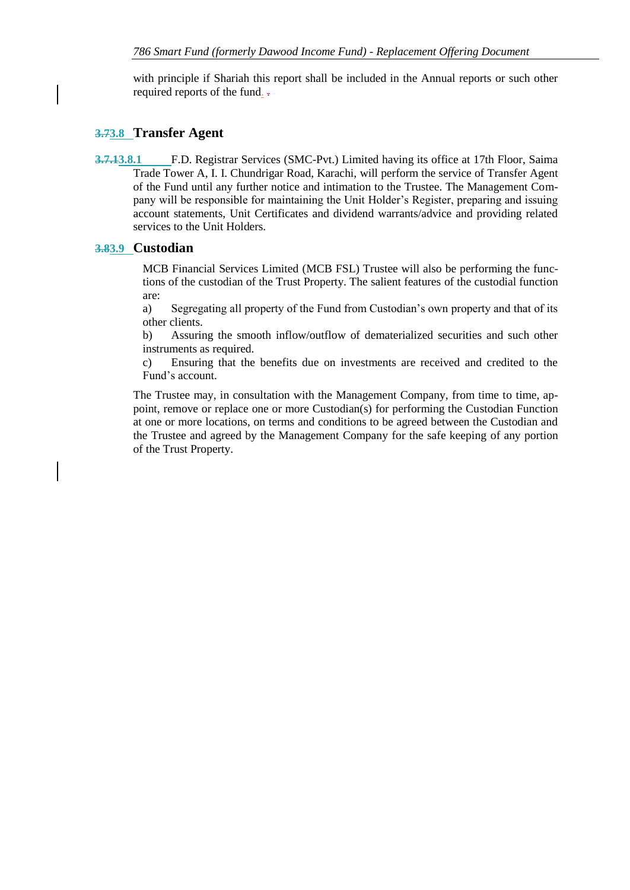with principle if Shariah this report shall be included in the Annual reports or such other required reports of the fund.

## 3.8 Transfer Agent

3.8.1 F.D. Registrar Services (SMC-Pvt.) Limited having its office at 17th Floor, Saima Trade Tower A, I. I. Chundrigar Road, Karachi, will perform the service of Transfer Agent of the Fund until any further notice and intimation to the Trustee. The Management Company will be responsible for maintaining the Unit Holder's Register, preparing and issuing account statements, Unit Certificates and dividend warrants/advice and providing related services to the Unit Holders.

## 3.9 Custodian

MCB Financial Services Limited (MCB FSL) Trustee will also be performing the functions of the custodian of the Trust Property. The salient features of the custodial function are:

a) Segregating all property of the Fund from Custodian's own property and that of its other clients.

b) Assuring the smooth inflow/outflow of dematerialized securities and such other instruments as required.

c) Ensuring that the benefits due on investments are received and credited to the Fund's account.

The Trustee may, in consultation with the Management Company, from time to time, appoint, remove or replace one or more Custodian(s) for performing the Custodian Function at one or more locations, on terms and conditions to be agreed between the Custodian and the Trustee and agreed by the Management Company for the safe keeping of any portion of the Trust Property.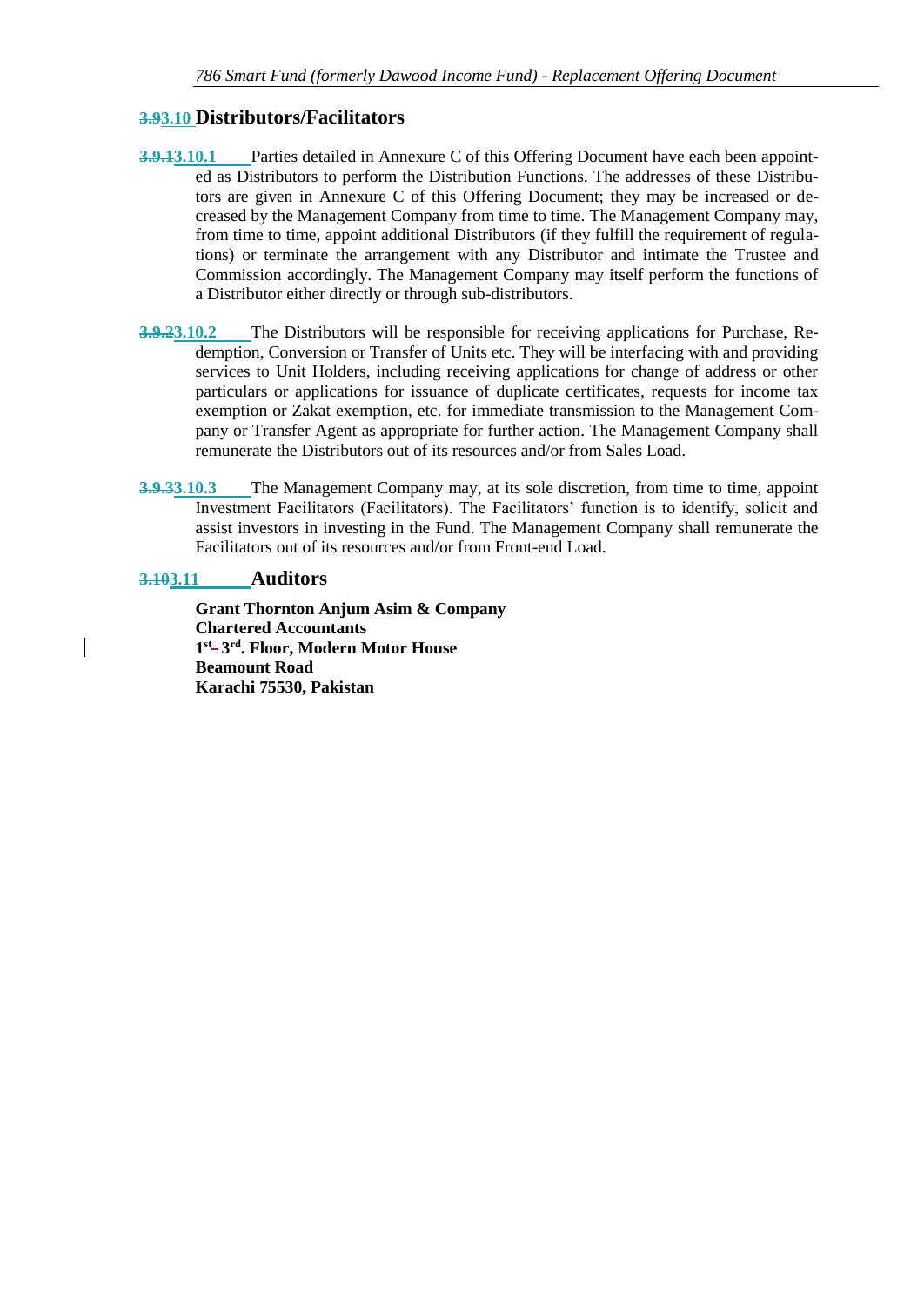## 3.10 Distributors/Facilitators

3.10.1 Parties detailed in Annexure C of this Offering Document have each been appointed as Distributors to perform the Distribution Functions. The addresses of these Distributors are given in Annexure C of this Offering Document; they may be increased or decreased by the Management Company from time to time. The Management Company may, from time to time, appoint additional Distributors (if they fulfill the requirement of regulations) or terminate the arrangement with any Distributor and intimate the Trustee and Commission accordingly. The Management Company may itself perform the functions of a Distributor either directly or through sub-distributors.

3.10.2 The Distributors will be responsible for receiving applications for Purchase, Redemption, Conversion or Transfer of Units etc. They will be interfacing with and providing services to Unit Holders, including receiving applications for change of address or other particulars or applications for issuance of duplicate certificates, requests for income tax exemption or Zakat exemption, etc. for immediate transmission to the Management Company or Transfer Agent as appropriate for further action. The Management Company shall remunerate the Distributors out of its resources and/or from Sales Load.

3.10.3 The Management Company may, at its sole discretion, from time to time, appoint Investment Facilitators (Facilitators). The Facilitators' function is to identify, solicit and assist investors in investing in the Fund. The Management Company shall remunerate the Facilitators out of its resources and/or from Front-end Load.

## 3.11 Auditors

**Grant Thornton Anjum Asim & Company**
**Chartered Accountants**
**1st - 3rd. Floor, Modern Motor House**
**Beamount Road**
**Karachi 75530, Pakistan**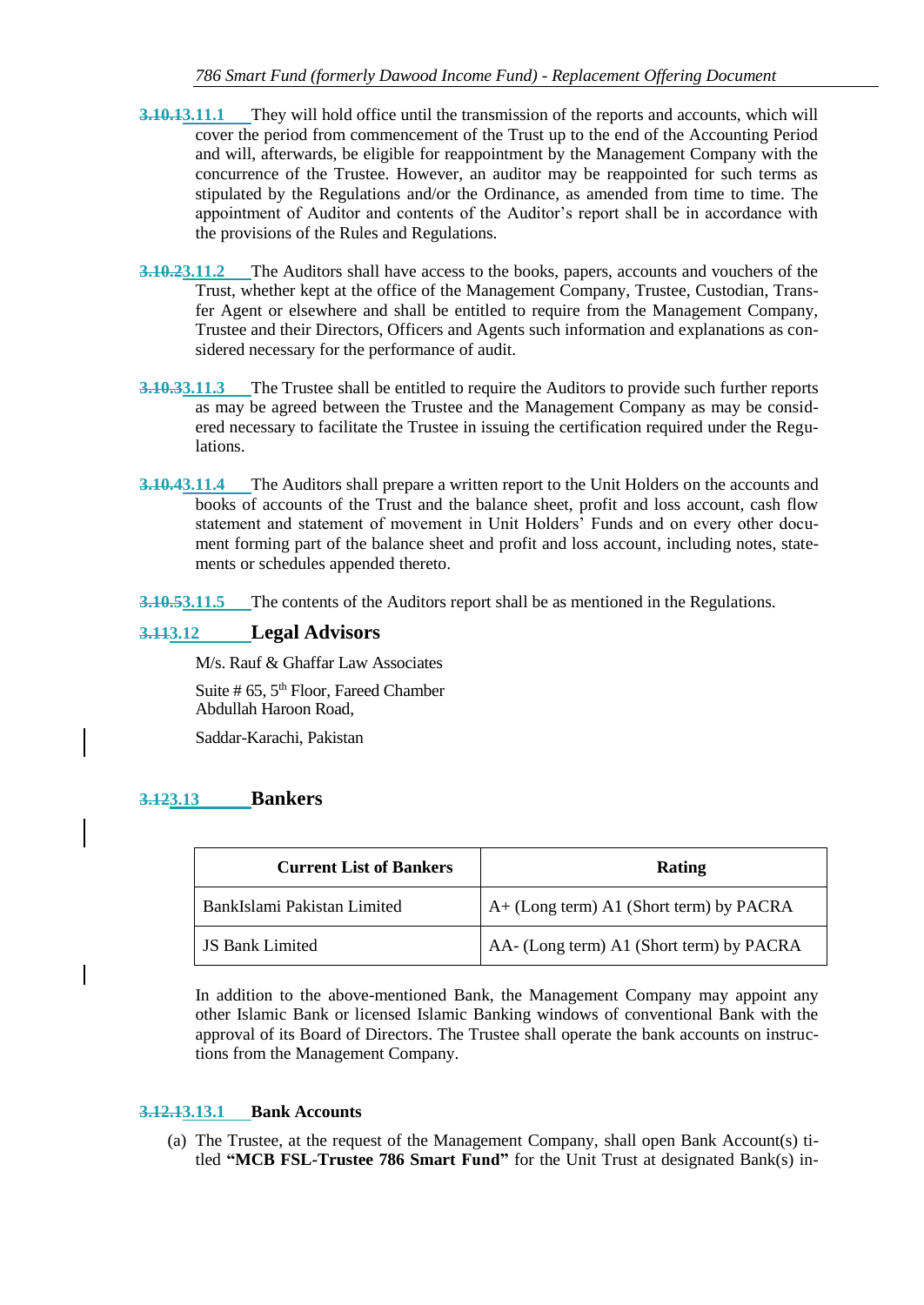3.10.13.11.1 They will hold office until the transmission of the reports and accounts, which will cover the period from commencement of the Trust up to the end of the Accounting Period and will, afterwards, be eligible for reappointment by the Management Company with the concurrence of the Trustee. However, an auditor may be reappointed for such terms as stipulated by the Regulations and/or the Ordinance, as amended from time to time. The appointment of Auditor and contents of the Auditor's report shall be in accordance with the provisions of the Rules and Regulations.

3.10.23.11.2 The Auditors shall have access to the books, papers, accounts and vouchers of the Trust, whether kept at the office of the Management Company, Trustee, Custodian, Transfer Agent or elsewhere and shall be entitled to require from the Management Company, Trustee and their Directors, Officers and Agents such information and explanations as considered necessary for the performance of audit.

3.10.33.11.3 The Trustee shall be entitled to require the Auditors to provide such further reports as may be agreed between the Trustee and the Management Company as may be considered necessary to facilitate the Trustee in issuing the certification required under the Regulations.

3.10.43.11.4 The Auditors shall prepare a written report to the Unit Holders on the accounts and books of accounts of the Trust and the balance sheet, profit and loss account, cash flow statement and statement of movement in Unit Holders' Funds and on every other document forming part of the balance sheet and profit and loss account, including notes, statements or schedules appended thereto.

3.10.53.11.5 The contents of the Auditors report shall be as mentioned in the Regulations.

## 3.113.12 Legal Advisors

M/s. Rauf & Ghaffar Law Associates

Suite # 65, 5th Floor, Fareed Chamber
Abdullah Haroon Road,

Saddar-Karachi, Pakistan

## 3.123.13 Bankers

| Current List of Bankers | Rating |
|---|---|
| BankIslami Pakistan Limited | A+ (Long term) A1 (Short term) by PACRA |
| JS Bank Limited | AA- (Long term) A1 (Short term) by PACRA |

In addition to the above-mentioned Bank, the Management Company may appoint any other Islamic Bank or licensed Islamic Banking windows of conventional Bank with the approval of its Board of Directors. The Trustee shall operate the bank accounts on instructions from the Management Company.

### 3.12.13.13.1 Bank Accounts

(a) The Trustee, at the request of the Management Company, shall open Bank Account(s) titled **"MCB FSL-Trustee 786 Smart Fund"** for the Unit Trust at designated Bank(s) in-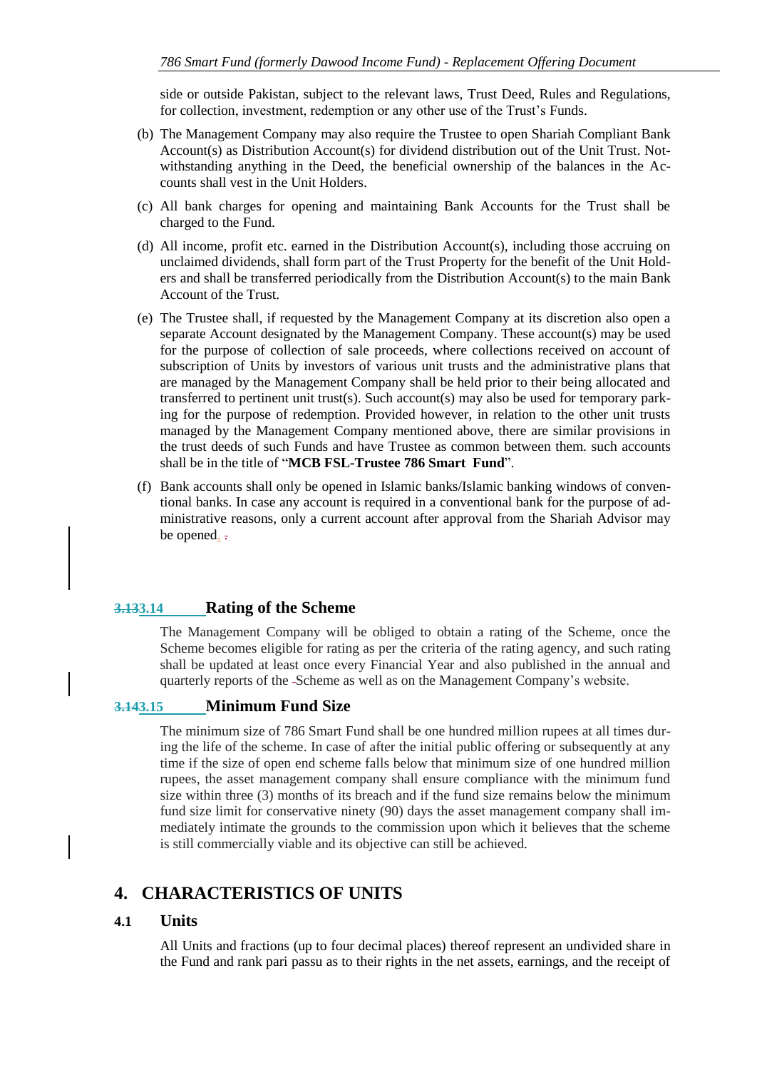side or outside Pakistan, subject to the relevant laws, Trust Deed, Rules and Regulations, for collection, investment, redemption or any other use of the Trust's Funds.

(b) The Management Company may also require the Trustee to open Shariah Compliant Bank Account(s) as Distribution Account(s) for dividend distribution out of the Unit Trust. Notwithstanding anything in the Deed, the beneficial ownership of the balances in the Accounts shall vest in the Unit Holders.

(c) All bank charges for opening and maintaining Bank Accounts for the Trust shall be charged to the Fund.

(d) All income, profit etc. earned in the Distribution Account(s), including those accruing on unclaimed dividends, shall form part of the Trust Property for the benefit of the Unit Holders and shall be transferred periodically from the Distribution Account(s) to the main Bank Account of the Trust.

(e) The Trustee shall, if requested by the Management Company at its discretion also open a separate Account designated by the Management Company. These account(s) may be used for the purpose of collection of sale proceeds, where collections received on account of subscription of Units by investors of various unit trusts and the administrative plans that are managed by the Management Company shall be held prior to their being allocated and transferred to pertinent unit trust(s). Such account(s) may also be used for temporary parking for the purpose of redemption. Provided however, in relation to the other unit trusts managed by the Management Company mentioned above, there are similar provisions in the trust deeds of such Funds and have Trustee as common between them. such accounts shall be in the title of "**MCB FSL-Trustee 786 Smart Fund**".

(f) Bank accounts shall only be opened in Islamic banks/Islamic banking windows of conventional banks. In case any account is required in a conventional bank for the purpose of administrative reasons, only a current account after approval from the Shariah Advisor may be opened.

### 3.14 Rating of the Scheme

The Management Company will be obliged to obtain a rating of the Scheme, once the Scheme becomes eligible for rating as per the criteria of the rating agency, and such rating shall be updated at least once every Financial Year and also published in the annual and quarterly reports of the Scheme as well as on the Management Company's website.

### 3.15 Minimum Fund Size

The minimum size of 786 Smart Fund shall be one hundred million rupees at all times during the life of the scheme. In case of after the initial public offering or subsequently at any time if the size of open end scheme falls below that minimum size of one hundred million rupees, the asset management company shall ensure compliance with the minimum fund size within three (3) months of its breach and if the fund size remains below the minimum fund size limit for conservative ninety (90) days the asset management company shall immediately intimate the grounds to the commission upon which it believes that the scheme is still commercially viable and its objective can still be achieved.

## 4. CHARACTERISTICS OF UNITS

### 4.1 Units

All Units and fractions (up to four decimal places) thereof represent an undivided share in the Fund and rank pari passu as to their rights in the net assets, earnings, and the receipt of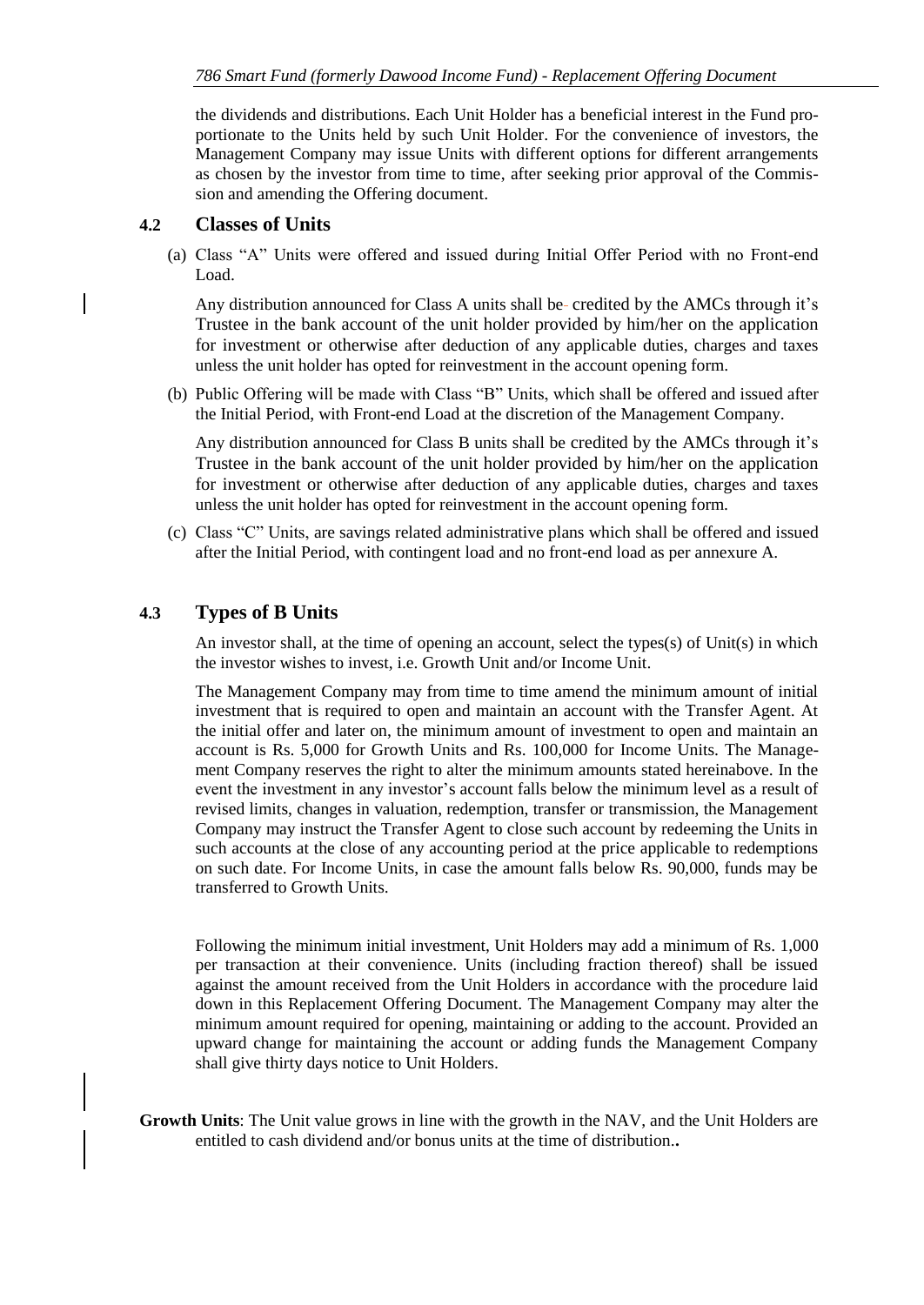the dividends and distributions. Each Unit Holder has a beneficial interest in the Fund proportionate to the Units held by such Unit Holder. For the convenience of investors, the Management Company may issue Units with different options for different arrangements as chosen by the investor from time to time, after seeking prior approval of the Commission and amending the Offering document.

### 4.2 Classes of Units

(a) Class "A" Units were offered and issued during Initial Offer Period with no Front-end Load.

Any distribution announced for Class A units shall be credited by the AMCs through it's Trustee in the bank account of the unit holder provided by him/her on the application for investment or otherwise after deduction of any applicable duties, charges and taxes unless the unit holder has opted for reinvestment in the account opening form.

(b) Public Offering will be made with Class "B" Units, which shall be offered and issued after the Initial Period, with Front-end Load at the discretion of the Management Company.

Any distribution announced for Class B units shall be credited by the AMCs through it's Trustee in the bank account of the unit holder provided by him/her on the application for investment or otherwise after deduction of any applicable duties, charges and taxes unless the unit holder has opted for reinvestment in the account opening form.

(c) Class "C" Units, are savings related administrative plans which shall be offered and issued after the Initial Period, with contingent load and no front-end load as per annexure A.

### 4.3 Types of B Units

An investor shall, at the time of opening an account, select the types(s) of Unit(s) in which the investor wishes to invest, i.e. Growth Unit and/or Income Unit.

The Management Company may from time to time amend the minimum amount of initial investment that is required to open and maintain an account with the Transfer Agent. At the initial offer and later on, the minimum amount of investment to open and maintain an account is Rs. 5,000 for Growth Units and Rs. 100,000 for Income Units. The Management Company reserves the right to alter the minimum amounts stated hereinabove. In the event the investment in any investor's account falls below the minimum level as a result of revised limits, changes in valuation, redemption, transfer or transmission, the Management Company may instruct the Transfer Agent to close such account by redeeming the Units in such accounts at the close of any accounting period at the price applicable to redemptions on such date. For Income Units, in case the amount falls below Rs. 90,000, funds may be transferred to Growth Units.

Following the minimum initial investment, Unit Holders may add a minimum of Rs. 1,000 per transaction at their convenience. Units (including fraction thereof) shall be issued against the amount received from the Unit Holders in accordance with the procedure laid down in this Replacement Offering Document. The Management Company may alter the minimum amount required for opening, maintaining or adding to the account. Provided an upward change for maintaining the account or adding funds the Management Company shall give thirty days notice to Unit Holders.

**Growth Units**: The Unit value grows in line with the growth in the NAV, and the Unit Holders are entitled to cash dividend and/or bonus units at the time of distribution..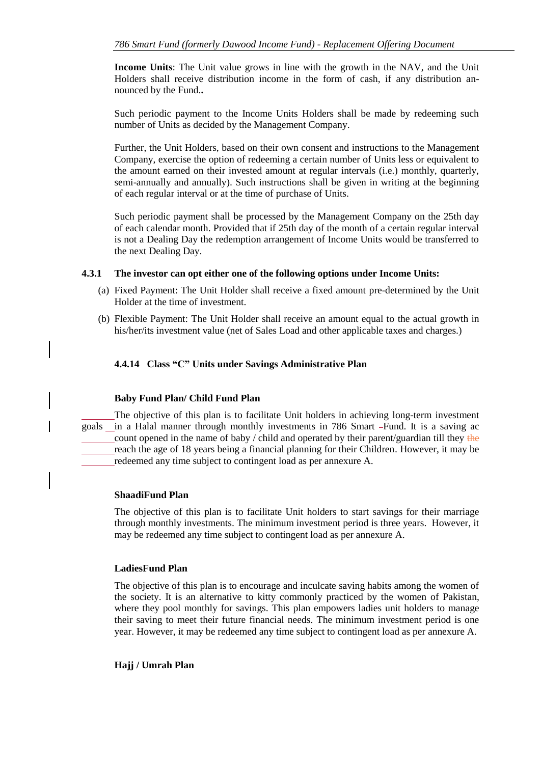**Income Units**: The Unit value grows in line with the growth in the NAV, and the Unit Holders shall receive distribution income in the form of cash, if any distribution announced by the Fund..

Such periodic payment to the Income Units Holders shall be made by redeeming such number of Units as decided by the Management Company.

Further, the Unit Holders, based on their own consent and instructions to the Management Company, exercise the option of redeeming a certain number of Units less or equivalent to the amount earned on their invested amount at regular intervals (i.e.) monthly, quarterly, semi-annually and annually). Such instructions shall be given in writing at the beginning of each regular interval or at the time of purchase of Units.

Such periodic payment shall be processed by the Management Company on the 25th day of each calendar month. Provided that if 25th day of the month of a certain regular interval is not a Dealing Day the redemption arrangement of Income Units would be transferred to the next Dealing Day.

**4.3.1 The investor can opt either one of the following options under Income Units:**

(a) Fixed Payment: The Unit Holder shall receive a fixed amount pre-determined by the Unit Holder at the time of investment.

(b) Flexible Payment: The Unit Holder shall receive an amount equal to the actual growth in his/her/its investment value (net of Sales Load and other applicable taxes and charges.)

**4.4.14 Class "C" Units under Savings Administrative Plan**

**Baby Fund Plan/ Child Fund Plan**

The objective of this plan is to facilitate Unit holders in achieving long-term investment goals in a Halal manner through monthly investments in 786 Smart Fund. It is a saving account opened in the name of baby / child and operated by their parent/guardian till they reach the age of 18 years being a financial planning for their Children. However, it may be redeemed any time subject to contingent load as per annexure A.

**ShaadiFund Plan**

The objective of this plan is to facilitate Unit holders to start savings for their marriage through monthly investments. The minimum investment period is three years. However, it may be redeemed any time subject to contingent load as per annexure A.

**LadiesFund Plan**

The objective of this plan is to encourage and inculcate saving habits among the women of the society. It is an alternative to kitty commonly practiced by the women of Pakistan, where they pool monthly for savings. This plan empowers ladies unit holders to manage their saving to meet their future financial needs. The minimum investment period is one year. However, it may be redeemed any time subject to contingent load as per annexure A.

**Hajj / Umrah Plan**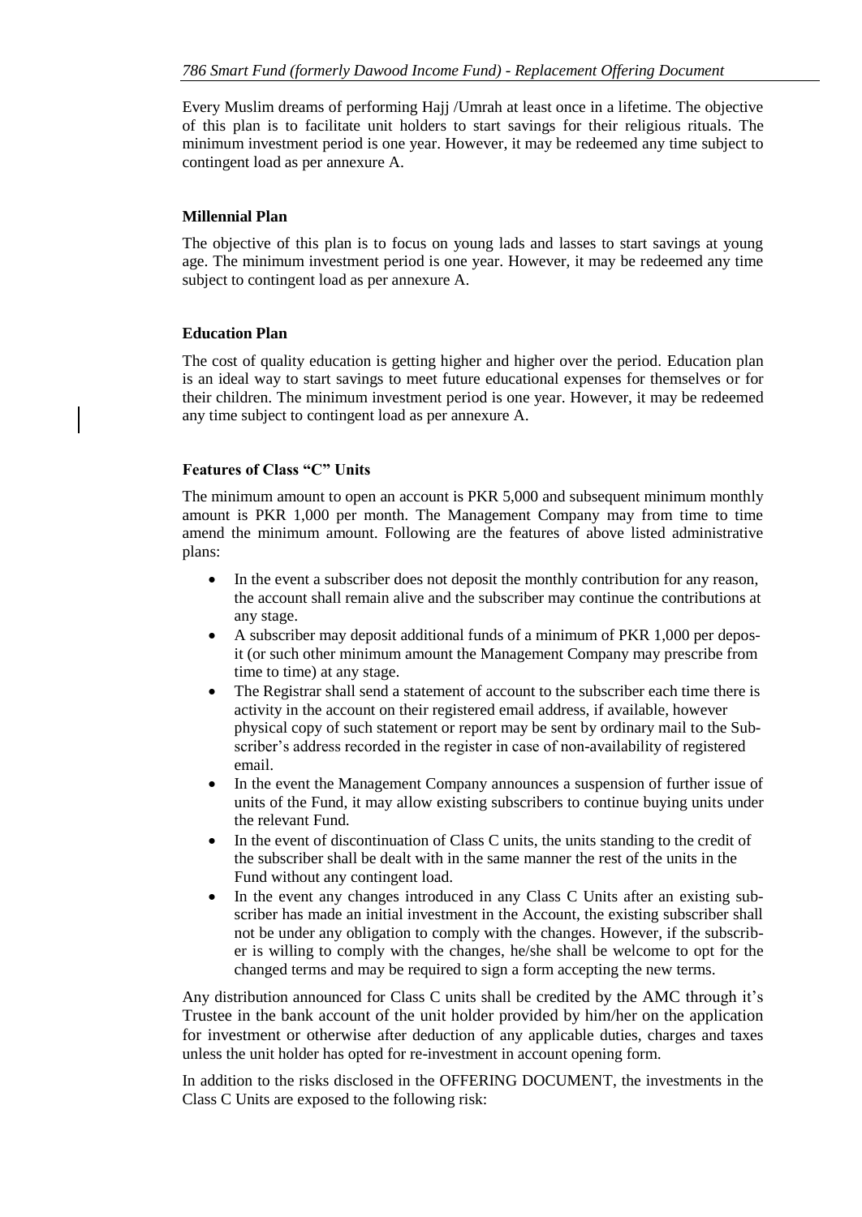Every Muslim dreams of performing Hajj /Umrah at least once in a lifetime. The objective of this plan is to facilitate unit holders to start savings for their religious rituals. The minimum investment period is one year. However, it may be redeemed any time subject to contingent load as per annexure A.

**Millennial Plan**

The objective of this plan is to focus on young lads and lasses to start savings at young age. The minimum investment period is one year. However, it may be redeemed any time subject to contingent load as per annexure A.

**Education Plan**

The cost of quality education is getting higher and higher over the period. Education plan is an ideal way to start savings to meet future educational expenses for themselves or for their children. The minimum investment period is one year. However, it may be redeemed any time subject to contingent load as per annexure A.

**Features of Class "C" Units**

The minimum amount to open an account is PKR 5,000 and subsequent minimum monthly amount is PKR 1,000 per month. The Management Company may from time to time amend the minimum amount. Following are the features of above listed administrative plans:

- In the event a subscriber does not deposit the monthly contribution for any reason, the account shall remain alive and the subscriber may continue the contributions at any stage.
- A subscriber may deposit additional funds of a minimum of PKR 1,000 per deposit (or such other minimum amount the Management Company may prescribe from time to time) at any stage.
- The Registrar shall send a statement of account to the subscriber each time there is activity in the account on their registered email address, if available, however physical copy of such statement or report may be sent by ordinary mail to the Subscriber's address recorded in the register in case of non-availability of registered email.
- In the event the Management Company announces a suspension of further issue of units of the Fund, it may allow existing subscribers to continue buying units under the relevant Fund.
- In the event of discontinuation of Class C units, the units standing to the credit of the subscriber shall be dealt with in the same manner the rest of the units in the Fund without any contingent load.
- In the event any changes introduced in any Class C Units after an existing subscriber has made an initial investment in the Account, the existing subscriber shall not be under any obligation to comply with the changes. However, if the subscriber is willing to comply with the changes, he/she shall be welcome to opt for the changed terms and may be required to sign a form accepting the new terms.

Any distribution announced for Class C units shall be credited by the AMC through it's Trustee in the bank account of the unit holder provided by him/her on the application for investment or otherwise after deduction of any applicable duties, charges and taxes unless the unit holder has opted for re-investment in account opening form.

In addition to the risks disclosed in the OFFERING DOCUMENT, the investments in the Class C Units are exposed to the following risk: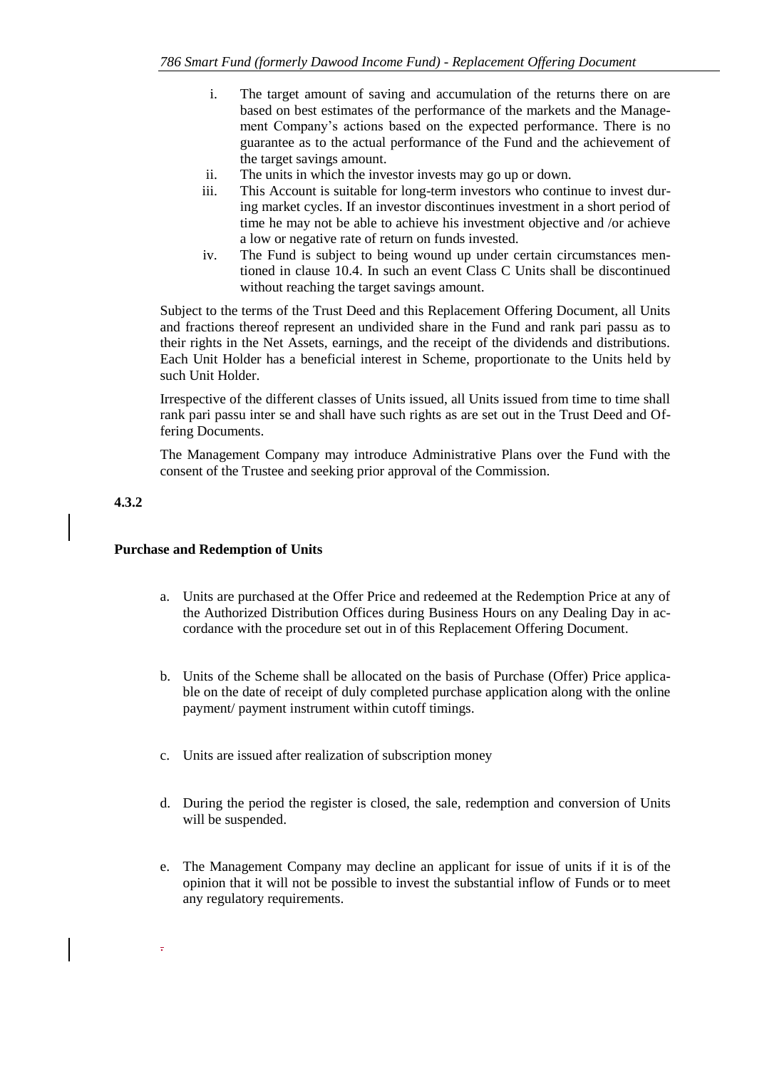i. The target amount of saving and accumulation of the returns there on are based on best estimates of the performance of the markets and the Management Company's actions based on the expected performance. There is no guarantee as to the actual performance of the Fund and the achievement of the target savings amount.
ii. The units in which the investor invests may go up or down.
iii. This Account is suitable for long-term investors who continue to invest during market cycles. If an investor discontinues investment in a short period of time he may not be able to achieve his investment objective and /or achieve a low or negative rate of return on funds invested.
iv. The Fund is subject to being wound up under certain circumstances mentioned in clause 10.4. In such an event Class C Units shall be discontinued without reaching the target savings amount.

Subject to the terms of the Trust Deed and this Replacement Offering Document, all Units and fractions thereof represent an undivided share in the Fund and rank pari passu as to their rights in the Net Assets, earnings, and the receipt of the dividends and distributions. Each Unit Holder has a beneficial interest in Scheme, proportionate to the Units held by such Unit Holder.

Irrespective of the different classes of Units issued, all Units issued from time to time shall rank pari passu inter se and shall have such rights as are set out in the Trust Deed and Offering Documents.

The Management Company may introduce Administrative Plans over the Fund with the consent of the Trustee and seeking prior approval of the Commission.

**4.3.2**

**Purchase and Redemption of Units**

a. Units are purchased at the Offer Price and redeemed at the Redemption Price at any of the Authorized Distribution Offices during Business Hours on any Dealing Day in accordance with the procedure set out in of this Replacement Offering Document.

b. Units of the Scheme shall be allocated on the basis of Purchase (Offer) Price applicable on the date of receipt of duly completed purchase application along with the online payment/ payment instrument within cutoff timings.

c. Units are issued after realization of subscription money

d. During the period the register is closed, the sale, redemption and conversion of Units will be suspended.

e. The Management Company may decline an applicant for issue of units if it is of the opinion that it will not be possible to invest the substantial inflow of Funds or to meet any regulatory requirements.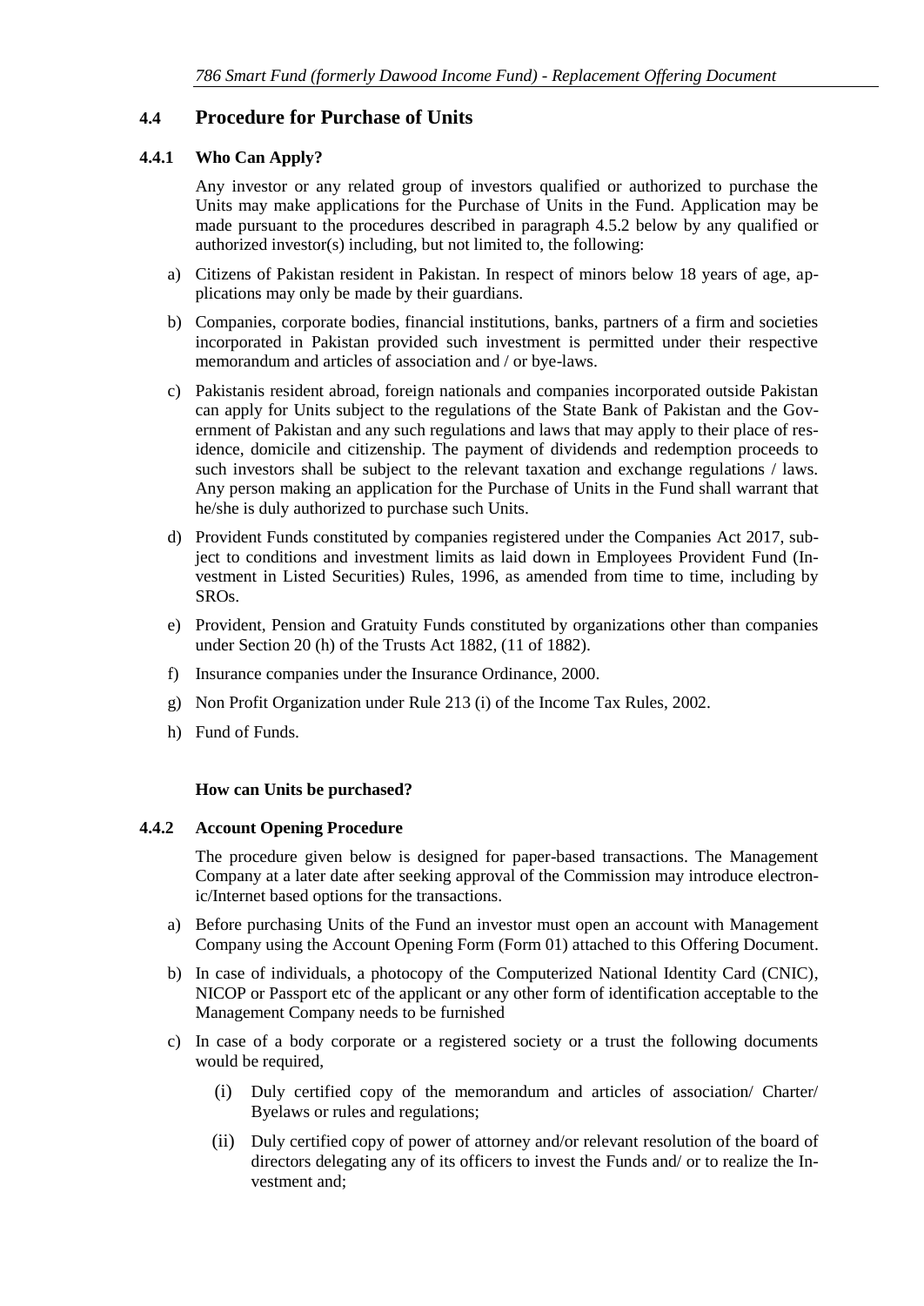## 4.4 Procedure for Purchase of Units

### 4.4.1 Who Can Apply?

Any investor or any related group of investors qualified or authorized to purchase the Units may make applications for the Purchase of Units in the Fund. Application may be made pursuant to the procedures described in paragraph 4.5.2 below by any qualified or authorized investor(s) including, but not limited to, the following:

a) Citizens of Pakistan resident in Pakistan. In respect of minors below 18 years of age, applications may only be made by their guardians.

b) Companies, corporate bodies, financial institutions, banks, partners of a firm and societies incorporated in Pakistan provided such investment is permitted under their respective memorandum and articles of association and / or bye-laws.

c) Pakistanis resident abroad, foreign nationals and companies incorporated outside Pakistan can apply for Units subject to the regulations of the State Bank of Pakistan and the Government of Pakistan and any such regulations and laws that may apply to their place of residence, domicile and citizenship. The payment of dividends and redemption proceeds to such investors shall be subject to the relevant taxation and exchange regulations / laws. Any person making an application for the Purchase of Units in the Fund shall warrant that he/she is duly authorized to purchase such Units.

d) Provident Funds constituted by companies registered under the Companies Act 2017, subject to conditions and investment limits as laid down in Employees Provident Fund (Investment in Listed Securities) Rules, 1996, as amended from time to time, including by SROs.

e) Provident, Pension and Gratuity Funds constituted by organizations other than companies under Section 20 (h) of the Trusts Act 1882, (11 of 1882).

f) Insurance companies under the Insurance Ordinance, 2000.

g) Non Profit Organization under Rule 213 (i) of the Income Tax Rules, 2002.

h) Fund of Funds.

**How can Units be purchased?**

### 4.4.2 Account Opening Procedure

The procedure given below is designed for paper-based transactions. The Management Company at a later date after seeking approval of the Commission may introduce electronic/Internet based options for the transactions.

a) Before purchasing Units of the Fund an investor must open an account with Management Company using the Account Opening Form (Form 01) attached to this Offering Document.

b) In case of individuals, a photocopy of the Computerized National Identity Card (CNIC), NICOP or Passport etc of the applicant or any other form of identification acceptable to the Management Company needs to be furnished

c) In case of a body corporate or a registered society or a trust the following documents would be required,

   (i) Duly certified copy of the memorandum and articles of association/ Charter/ Byelaws or rules and regulations;

   (ii) Duly certified copy of power of attorney and/or relevant resolution of the board of directors delegating any of its officers to invest the Funds and/ or to realize the Investment and;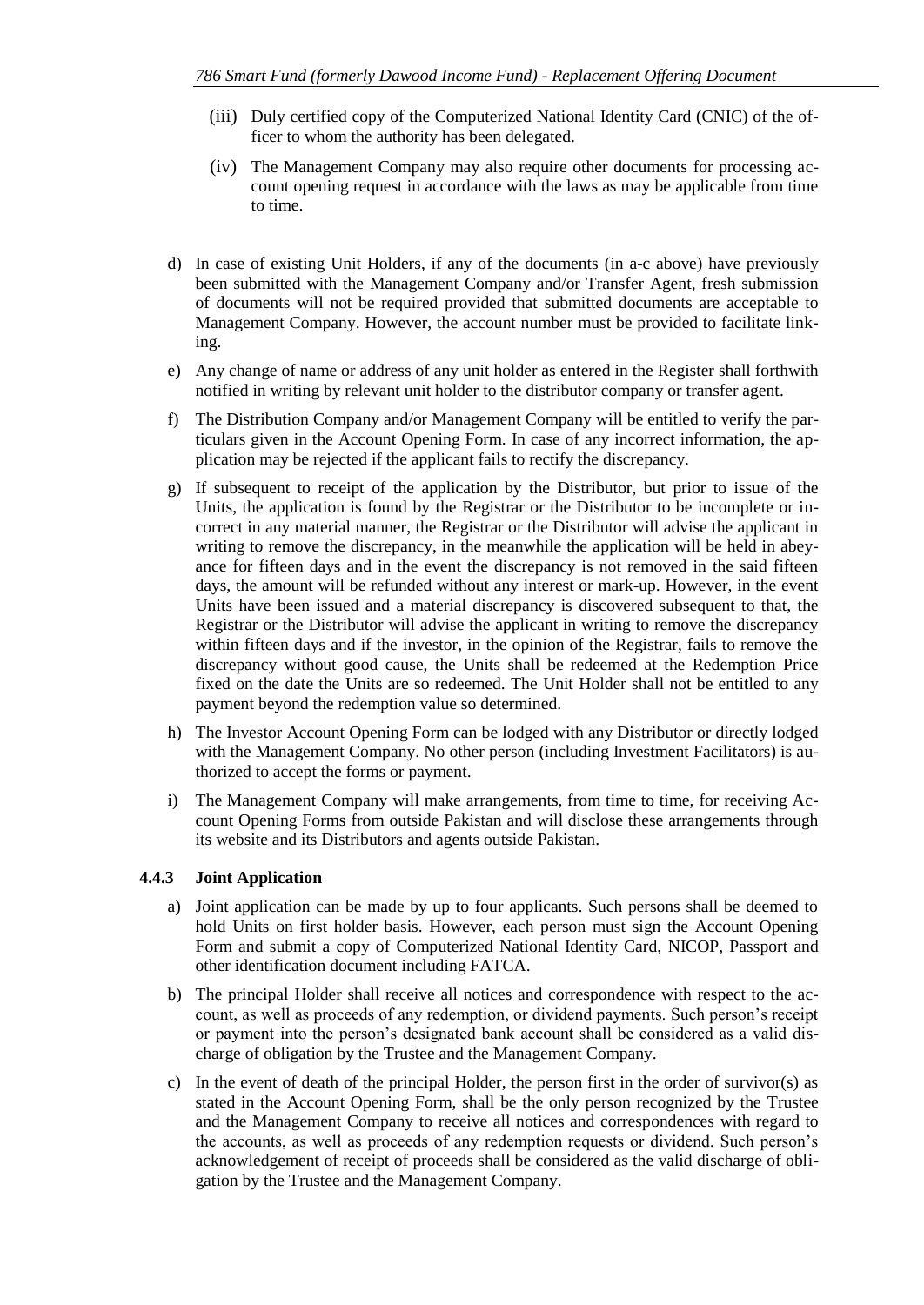(iii) Duly certified copy of the Computerized National Identity Card (CNIC) of the officer to whom the authority has been delegated.

(iv) The Management Company may also require other documents for processing account opening request in accordance with the laws as may be applicable from time to time.

d) In case of existing Unit Holders, if any of the documents (in a-c above) have previously been submitted with the Management Company and/or Transfer Agent, fresh submission of documents will not be required provided that submitted documents are acceptable to Management Company. However, the account number must be provided to facilitate linking.

e) Any change of name or address of any unit holder as entered in the Register shall forthwith notified in writing by relevant unit holder to the distributor company or transfer agent.

f) The Distribution Company and/or Management Company will be entitled to verify the particulars given in the Account Opening Form. In case of any incorrect information, the application may be rejected if the applicant fails to rectify the discrepancy.

g) If subsequent to receipt of the application by the Distributor, but prior to issue of the Units, the application is found by the Registrar or the Distributor to be incomplete or incorrect in any material manner, the Registrar or the Distributor will advise the applicant in writing to remove the discrepancy, in the meanwhile the application will be held in abeyance for fifteen days and in the event the discrepancy is not removed in the said fifteen days, the amount will be refunded without any interest or mark-up. However, in the event Units have been issued and a material discrepancy is discovered subsequent to that, the Registrar or the Distributor will advise the applicant in writing to remove the discrepancy within fifteen days and if the investor, in the opinion of the Registrar, fails to remove the discrepancy without good cause, the Units shall be redeemed at the Redemption Price fixed on the date the Units are so redeemed. The Unit Holder shall not be entitled to any payment beyond the redemption value so determined.

h) The Investor Account Opening Form can be lodged with any Distributor or directly lodged with the Management Company. No other person (including Investment Facilitators) is authorized to accept the forms or payment.

i) The Management Company will make arrangements, from time to time, for receiving Account Opening Forms from outside Pakistan and will disclose these arrangements through its website and its Distributors and agents outside Pakistan.

### 4.4.3 Joint Application

a) Joint application can be made by up to four applicants. Such persons shall be deemed to hold Units on first holder basis. However, each person must sign the Account Opening Form and submit a copy of Computerized National Identity Card, NICOP, Passport and other identification document including FATCA.

b) The principal Holder shall receive all notices and correspondence with respect to the account, as well as proceeds of any redemption, or dividend payments. Such person's receipt or payment into the person's designated bank account shall be considered as a valid discharge of obligation by the Trustee and the Management Company.

c) In the event of death of the principal Holder, the person first in the order of survivor(s) as stated in the Account Opening Form, shall be the only person recognized by the Trustee and the Management Company to receive all notices and correspondences with regard to the accounts, as well as proceeds of any redemption requests or dividend. Such person's acknowledgement of receipt of proceeds shall be considered as the valid discharge of obligation by the Trustee and the Management Company.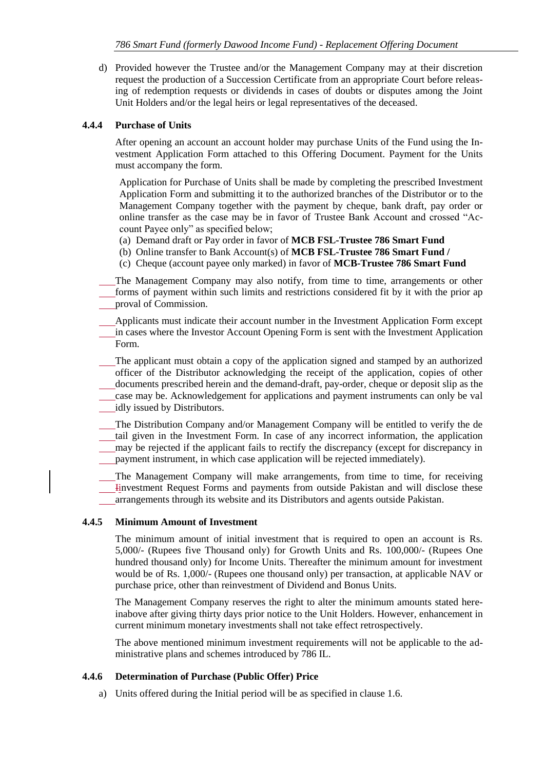d) Provided however the Trustee and/or the Management Company may at their discretion request the production of a Succession Certificate from an appropriate Court before releasing of redemption requests or dividends in cases of doubts or disputes among the Joint Unit Holders and/or the legal heirs or legal representatives of the deceased.

### 4.4.4 Purchase of Units

After opening an account an account holder may purchase Units of the Fund using the Investment Application Form attached to this Offering Document. Payment for the Units must accompany the form.

Application for Purchase of Units shall be made by completing the prescribed Investment Application Form and submitting it to the authorized branches of the Distributor or to the Management Company together with the payment by cheque, bank draft, pay order or online transfer as the case may be in favor of Trustee Bank Account and crossed "Account Payee only" as specified below;

(a) Demand draft or Pay order in favor of **MCB FSL-Trustee 786 Smart Fund**
(b) Online transfer to Bank Account(s) of **MCB FSL-Trustee 786 Smart Fund /**
(c) Cheque (account payee only marked) in favor of **MCB-Trustee 786 Smart Fund**

The Management Company may also notify, from time to time, arrangements or other forms of payment within such limits and restrictions considered fit by it with the prior approval of Commission.

Applicants must indicate their account number in the Investment Application Form except in cases where the Investor Account Opening Form is sent with the Investment Application Form.

The applicant must obtain a copy of the application signed and stamped by an authorized officer of the Distributor acknowledging the receipt of the application, copies of other documents prescribed herein and the demand-draft, pay-order, cheque or deposit slip as the case may be. Acknowledgement for applications and payment instruments can only be validly issued by Distributors.

The Distribution Company and/or Management Company will be entitled to verify the detail given in the Investment Form. In case of any incorrect information, the application may be rejected if the applicant fails to rectify the discrepancy (except for discrepancy in payment instrument, in which case application will be rejected immediately).

The Management Company will make arrangements, from time to time, for receiving investment Request Forms and payments from outside Pakistan and will disclose these arrangements through its website and its Distributors and agents outside Pakistan.

### 4.4.5 Minimum Amount of Investment

The minimum amount of initial investment that is required to open an account is Rs. 5,000/- (Rupees five Thousand only) for Growth Units and Rs. 100,000/- (Rupees One hundred thousand only) for Income Units. Thereafter the minimum amount for investment would be of Rs. 1,000/- (Rupees one thousand only) per transaction, at applicable NAV or purchase price, other than reinvestment of Dividend and Bonus Units.

The Management Company reserves the right to alter the minimum amounts stated hereinabove after giving thirty days prior notice to the Unit Holders. However, enhancement in current minimum monetary investments shall not take effect retrospectively.

The above mentioned minimum investment requirements will not be applicable to the administrative plans and schemes introduced by 786 IL.

### 4.4.6 Determination of Purchase (Public Offer) Price

a) Units offered during the Initial period will be as specified in clause 1.6.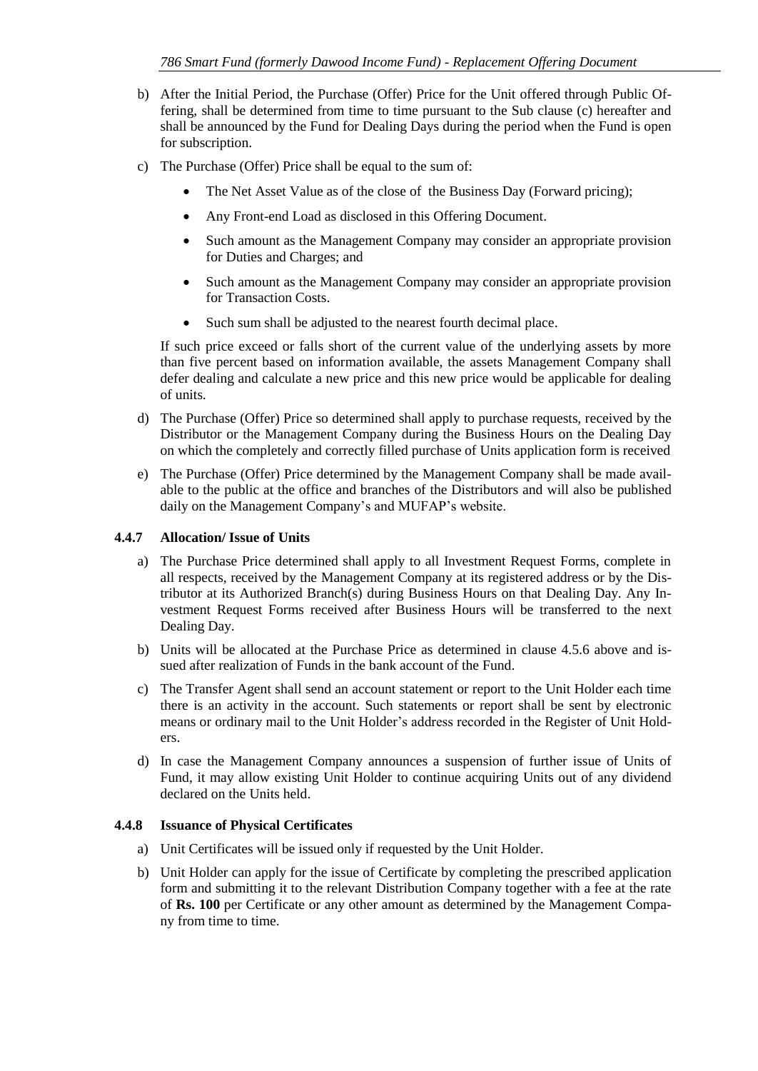b) After the Initial Period, the Purchase (Offer) Price for the Unit offered through Public Offering, shall be determined from time to time pursuant to the Sub clause (c) hereafter and shall be announced by the Fund for Dealing Days during the period when the Fund is open for subscription.

c) The Purchase (Offer) Price shall be equal to the sum of:

- The Net Asset Value as of the close of the Business Day (Forward pricing);
- Any Front-end Load as disclosed in this Offering Document.
- Such amount as the Management Company may consider an appropriate provision for Duties and Charges; and
- Such amount as the Management Company may consider an appropriate provision for Transaction Costs.
- Such sum shall be adjusted to the nearest fourth decimal place.

If such price exceed or falls short of the current value of the underlying assets by more than five percent based on information available, the assets Management Company shall defer dealing and calculate a new price and this new price would be applicable for dealing of units.

d) The Purchase (Offer) Price so determined shall apply to purchase requests, received by the Distributor or the Management Company during the Business Hours on the Dealing Day on which the completely and correctly filled purchase of Units application form is received

e) The Purchase (Offer) Price determined by the Management Company shall be made available to the public at the office and branches of the Distributors and will also be published daily on the Management Company's and MUFAP's website.

### 4.4.7 Allocation/ Issue of Units

a) The Purchase Price determined shall apply to all Investment Request Forms, complete in all respects, received by the Management Company at its registered address or by the Distributor at its Authorized Branch(s) during Business Hours on that Dealing Day. Any Investment Request Forms received after Business Hours will be transferred to the next Dealing Day.

b) Units will be allocated at the Purchase Price as determined in clause 4.5.6 above and issued after realization of Funds in the bank account of the Fund.

c) The Transfer Agent shall send an account statement or report to the Unit Holder each time there is an activity in the account. Such statements or report shall be sent by electronic means or ordinary mail to the Unit Holder's address recorded in the Register of Unit Holders.

d) In case the Management Company announces a suspension of further issue of Units of Fund, it may allow existing Unit Holder to continue acquiring Units out of any dividend declared on the Units held.

### 4.4.8 Issuance of Physical Certificates

a) Unit Certificates will be issued only if requested by the Unit Holder.

b) Unit Holder can apply for the issue of Certificate by completing the prescribed application form and submitting it to the relevant Distribution Company together with a fee at the rate of **Rs. 100** per Certificate or any other amount as determined by the Management Company from time to time.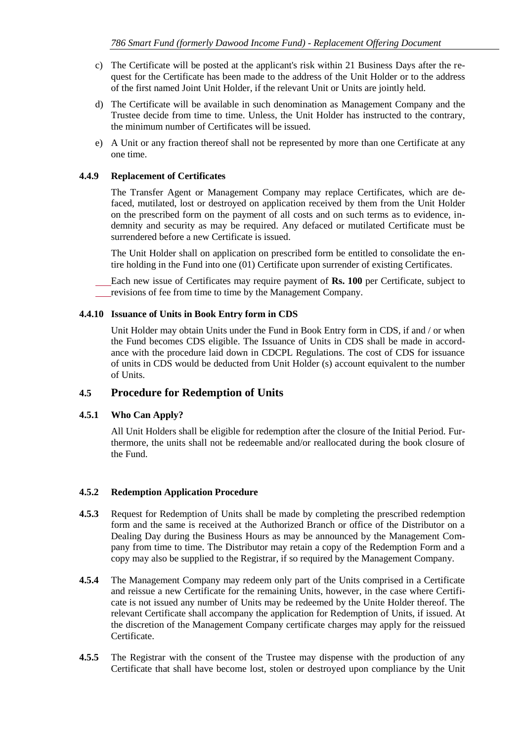c) The Certificate will be posted at the applicant's risk within 21 Business Days after the request for the Certificate has been made to the address of the Unit Holder or to the address of the first named Joint Unit Holder, if the relevant Unit or Units are jointly held.

d) The Certificate will be available in such denomination as Management Company and the Trustee decide from time to time. Unless, the Unit Holder has instructed to the contrary, the minimum number of Certificates will be issued.

e) A Unit or any fraction thereof shall not be represented by more than one Certificate at any one time.

#### 4.4.9 Replacement of Certificates

The Transfer Agent or Management Company may replace Certificates, which are defaced, mutilated, lost or destroyed on application received by them from the Unit Holder on the prescribed form on the payment of all costs and on such terms as to evidence, indemnity and security as may be required. Any defaced or mutilated Certificate must be surrendered before a new Certificate is issued.

The Unit Holder shall on application on prescribed form be entitled to consolidate the entire holding in the Fund into one (01) Certificate upon surrender of existing Certificates.

Each new issue of Certificates may require payment of **Rs. 100** per Certificate, subject to revisions of fee from time to time by the Management Company.

#### 4.4.10 Issuance of Units in Book Entry form in CDS

Unit Holder may obtain Units under the Fund in Book Entry form in CDS, if and / or when the Fund becomes CDS eligible. The Issuance of Units in CDS shall be made in accordance with the procedure laid down in CDCPL Regulations. The cost of CDS for issuance of units in CDS would be deducted from Unit Holder (s) account equivalent to the number of Units.

## 4.5 Procedure for Redemption of Units

#### 4.5.1 Who Can Apply?

All Unit Holders shall be eligible for redemption after the closure of the Initial Period. Furthermore, the units shall not be redeemable and/or reallocated during the book closure of the Fund.

#### 4.5.2 Redemption Application Procedure

**4.5.3** Request for Redemption of Units shall be made by completing the prescribed redemption form and the same is received at the Authorized Branch or office of the Distributor on a Dealing Day during the Business Hours as may be announced by the Management Company from time to time. The Distributor may retain a copy of the Redemption Form and a copy may also be supplied to the Registrar, if so required by the Management Company.

**4.5.4** The Management Company may redeem only part of the Units comprised in a Certificate and reissue a new Certificate for the remaining Units, however, in the case where Certificate is not issued any number of Units may be redeemed by the Unite Holder thereof. The relevant Certificate shall accompany the application for Redemption of Units, if issued. At the discretion of the Management Company certificate charges may apply for the reissued Certificate.

**4.5.5** The Registrar with the consent of the Trustee may dispense with the production of any Certificate that shall have become lost, stolen or destroyed upon compliance by the Unit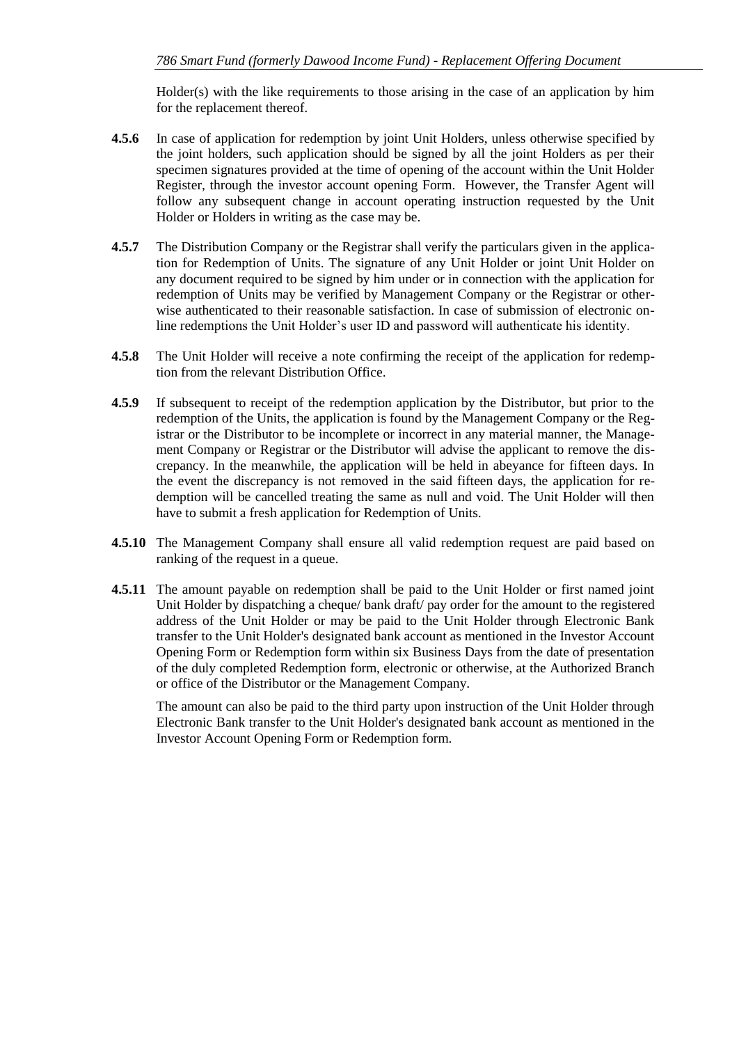Holder(s) with the like requirements to those arising in the case of an application by him for the replacement thereof.

**4.5.6** In case of application for redemption by joint Unit Holders, unless otherwise specified by the joint holders, such application should be signed by all the joint Holders as per their specimen signatures provided at the time of opening of the account within the Unit Holder Register, through the investor account opening Form. However, the Transfer Agent will follow any subsequent change in account operating instruction requested by the Unit Holder or Holders in writing as the case may be.

**4.5.7** The Distribution Company or the Registrar shall verify the particulars given in the application for Redemption of Units. The signature of any Unit Holder or joint Unit Holder on any document required to be signed by him under or in connection with the application for redemption of Units may be verified by Management Company or the Registrar or otherwise authenticated to their reasonable satisfaction. In case of submission of electronic online redemptions the Unit Holder's user ID and password will authenticate his identity.

**4.5.8** The Unit Holder will receive a note confirming the receipt of the application for redemption from the relevant Distribution Office.

**4.5.9** If subsequent to receipt of the redemption application by the Distributor, but prior to the redemption of the Units, the application is found by the Management Company or the Registrar or the Distributor to be incomplete or incorrect in any material manner, the Management Company or Registrar or the Distributor will advise the applicant to remove the discrepancy. In the meanwhile, the application will be held in abeyance for fifteen days. In the event the discrepancy is not removed in the said fifteen days, the application for redemption will be cancelled treating the same as null and void. The Unit Holder will then have to submit a fresh application for Redemption of Units.

**4.5.10** The Management Company shall ensure all valid redemption request are paid based on ranking of the request in a queue.

**4.5.11** The amount payable on redemption shall be paid to the Unit Holder or first named joint Unit Holder by dispatching a cheque/ bank draft/ pay order for the amount to the registered address of the Unit Holder or may be paid to the Unit Holder through Electronic Bank transfer to the Unit Holder's designated bank account as mentioned in the Investor Account Opening Form or Redemption form within six Business Days from the date of presentation of the duly completed Redemption form, electronic or otherwise, at the Authorized Branch or office of the Distributor or the Management Company.

The amount can also be paid to the third party upon instruction of the Unit Holder through Electronic Bank transfer to the Unit Holder's designated bank account as mentioned in the Investor Account Opening Form or Redemption form.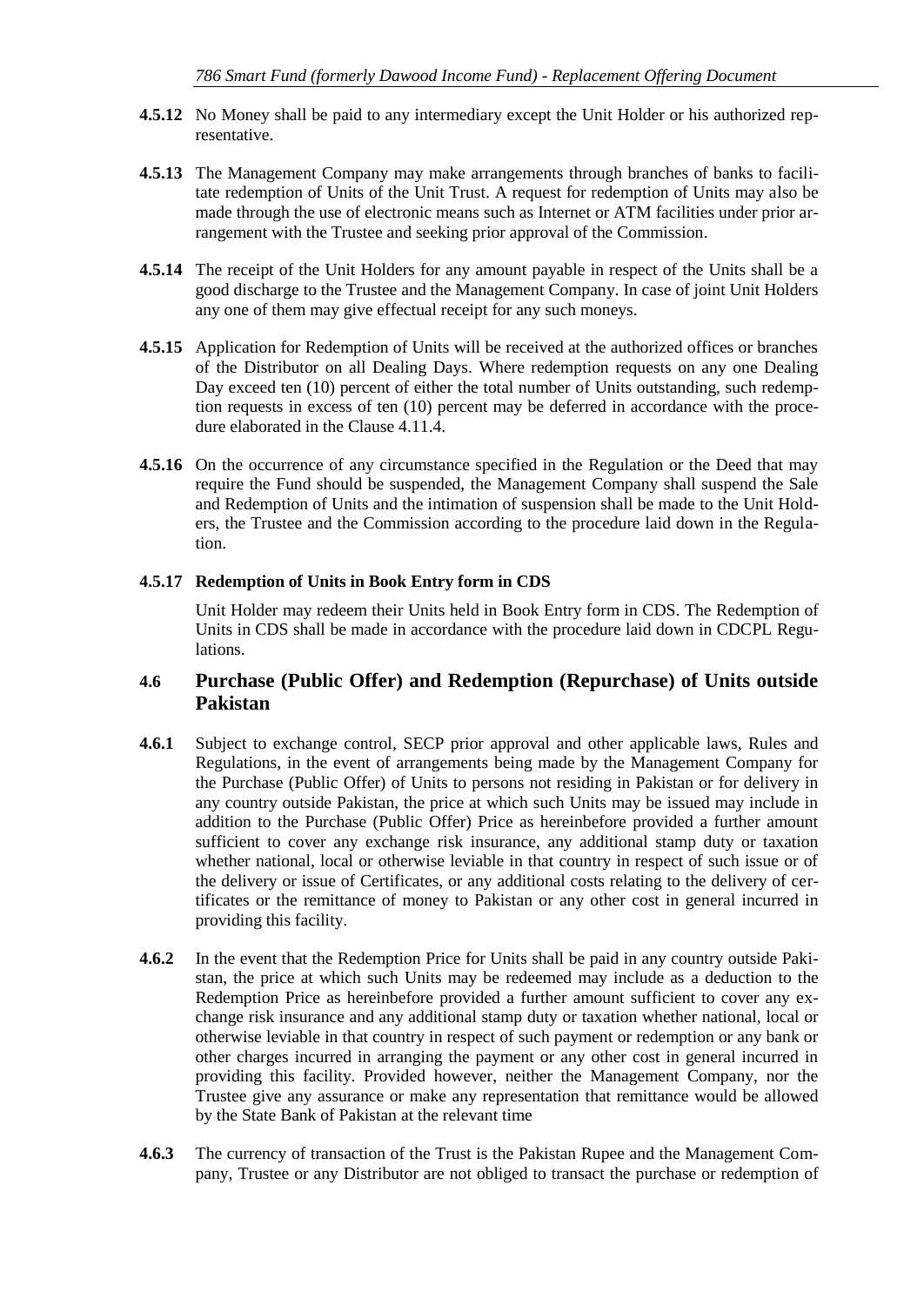**4.5.12** No Money shall be paid to any intermediary except the Unit Holder or his authorized representative.

**4.5.13** The Management Company may make arrangements through branches of banks to facilitate redemption of Units of the Unit Trust. A request for redemption of Units may also be made through the use of electronic means such as Internet or ATM facilities under prior arrangement with the Trustee and seeking prior approval of the Commission.

**4.5.14** The receipt of the Unit Holders for any amount payable in respect of the Units shall be a good discharge to the Trustee and the Management Company. In case of joint Unit Holders any one of them may give effectual receipt for any such moneys.

**4.5.15** Application for Redemption of Units will be received at the authorized offices or branches of the Distributor on all Dealing Days. Where redemption requests on any one Dealing Day exceed ten (10) percent of either the total number of Units outstanding, such redemption requests in excess of ten (10) percent may be deferred in accordance with the procedure elaborated in the Clause 4.11.4.

**4.5.16** On the occurrence of any circumstance specified in the Regulation or the Deed that may require the Fund should be suspended, the Management Company shall suspend the Sale and Redemption of Units and the intimation of suspension shall be made to the Unit Holders, the Trustee and the Commission according to the procedure laid down in the Regulation.

**4.5.17 Redemption of Units in Book Entry form in CDS**

Unit Holder may redeem their Units held in Book Entry form in CDS. The Redemption of Units in CDS shall be made in accordance with the procedure laid down in CDCPL Regulations.

## 4.6 Purchase (Public Offer) and Redemption (Repurchase) of Units outside Pakistan

**4.6.1** Subject to exchange control, SECP prior approval and other applicable laws, Rules and Regulations, in the event of arrangements being made by the Management Company for the Purchase (Public Offer) of Units to persons not residing in Pakistan or for delivery in any country outside Pakistan, the price at which such Units may be issued may include in addition to the Purchase (Public Offer) Price as hereinbefore provided a further amount sufficient to cover any exchange risk insurance, any additional stamp duty or taxation whether national, local or otherwise leviable in that country in respect of such issue or of the delivery or issue of Certificates, or any additional costs relating to the delivery of certificates or the remittance of money to Pakistan or any other cost in general incurred in providing this facility.

**4.6.2** In the event that the Redemption Price for Units shall be paid in any country outside Pakistan, the price at which such Units may be redeemed may include as a deduction to the Redemption Price as hereinbefore provided a further amount sufficient to cover any exchange risk insurance and any additional stamp duty or taxation whether national, local or otherwise leviable in that country in respect of such payment or redemption or any bank or other charges incurred in arranging the payment or any other cost in general incurred in providing this facility. Provided however, neither the Management Company, nor the Trustee give any assurance or make any representation that remittance would be allowed by the State Bank of Pakistan at the relevant time

**4.6.3** The currency of transaction of the Trust is the Pakistan Rupee and the Management Company, Trustee or any Distributor are not obliged to transact the purchase or redemption of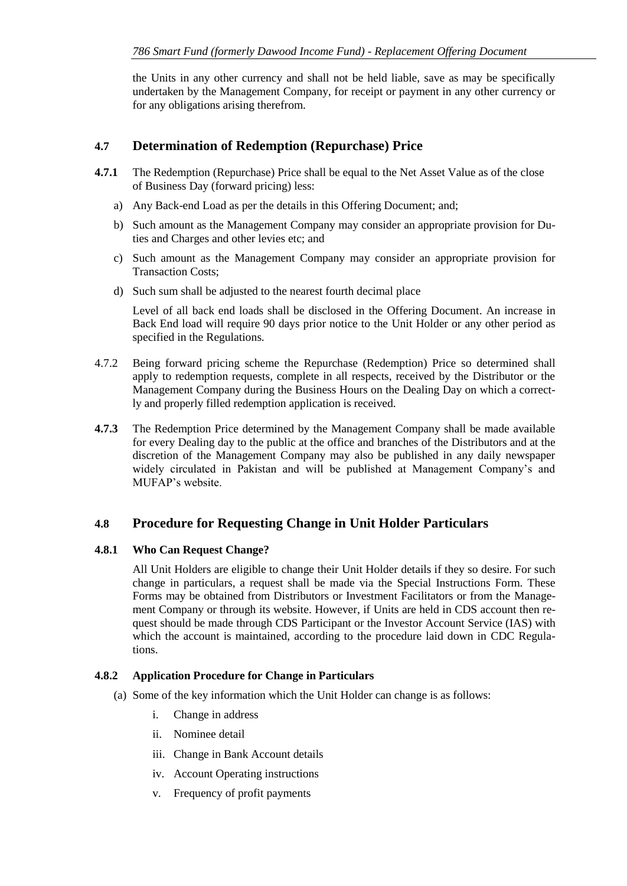the Units in any other currency and shall not be held liable, save as may be specifically undertaken by the Management Company, for receipt or payment in any other currency or for any obligations arising therefrom.

## 4.7 Determination of Redemption (Repurchase) Price

**4.7.1** The Redemption (Repurchase) Price shall be equal to the Net Asset Value as of the close of Business Day (forward pricing) less:

a) Any Back-end Load as per the details in this Offering Document; and;

b) Such amount as the Management Company may consider an appropriate provision for Duties and Charges and other levies etc; and

c) Such amount as the Management Company may consider an appropriate provision for Transaction Costs;

d) Such sum shall be adjusted to the nearest fourth decimal place

Level of all back end loads shall be disclosed in the Offering Document. An increase in Back End load will require 90 days prior notice to the Unit Holder or any other period as specified in the Regulations.

4.7.2 Being forward pricing scheme the Repurchase (Redemption) Price so determined shall apply to redemption requests, complete in all respects, received by the Distributor or the Management Company during the Business Hours on the Dealing Day on which a correctly and properly filled redemption application is received.

**4.7.3** The Redemption Price determined by the Management Company shall be made available for every Dealing day to the public at the office and branches of the Distributors and at the discretion of the Management Company may also be published in any daily newspaper widely circulated in Pakistan and will be published at Management Company's and MUFAP's website.

## 4.8 Procedure for Requesting Change in Unit Holder Particulars

### 4.8.1 Who Can Request Change?

All Unit Holders are eligible to change their Unit Holder details if they so desire. For such change in particulars, a request shall be made via the Special Instructions Form. These Forms may be obtained from Distributors or Investment Facilitators or from the Management Company or through its website. However, if Units are held in CDS account then request should be made through CDS Participant or the Investor Account Service (IAS) with which the account is maintained, according to the procedure laid down in CDC Regulations.

### 4.8.2 Application Procedure for Change in Particulars

(a) Some of the key information which the Unit Holder can change is as follows:

i. Change in address

ii. Nominee detail

iii. Change in Bank Account details

iv. Account Operating instructions

v. Frequency of profit payments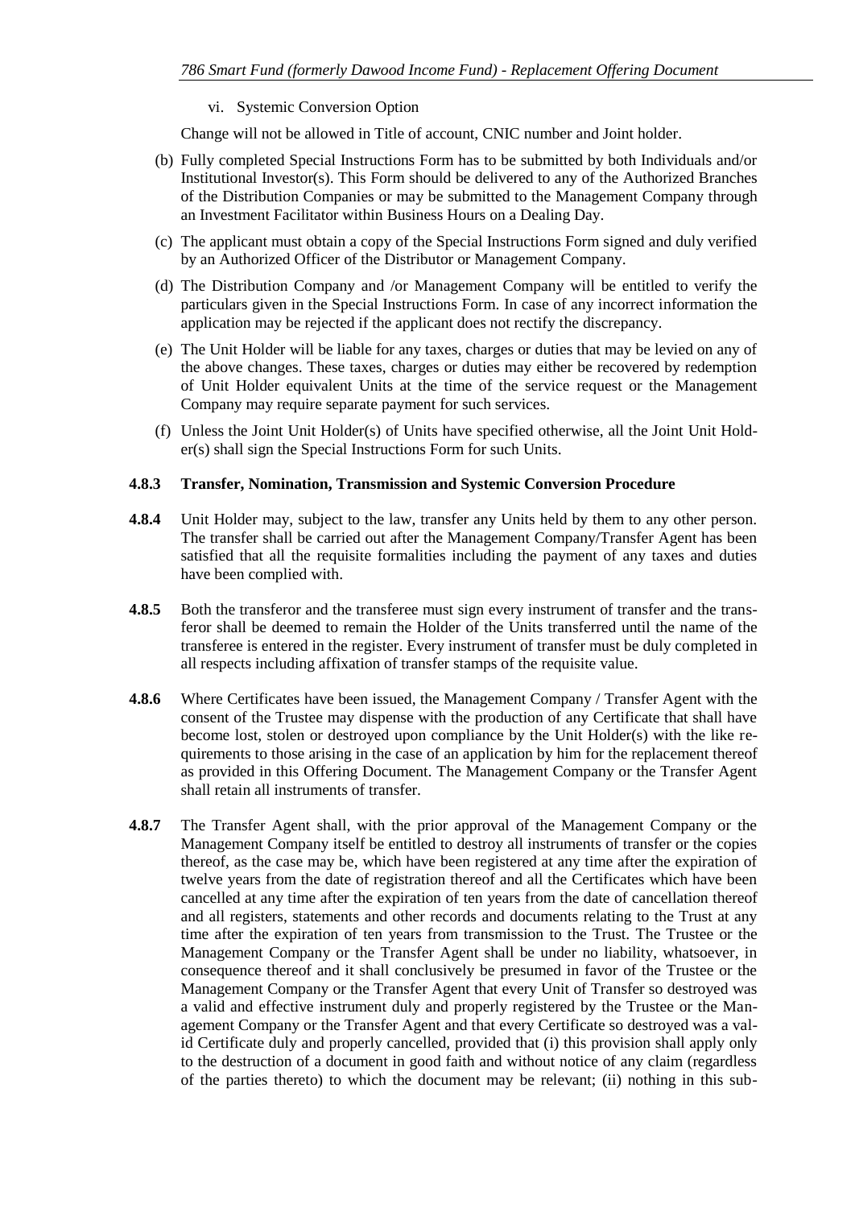vi. Systemic Conversion Option

Change will not be allowed in Title of account, CNIC number and Joint holder.

(b) Fully completed Special Instructions Form has to be submitted by both Individuals and/or Institutional Investor(s). This Form should be delivered to any of the Authorized Branches of the Distribution Companies or may be submitted to the Management Company through an Investment Facilitator within Business Hours on a Dealing Day.

(c) The applicant must obtain a copy of the Special Instructions Form signed and duly verified by an Authorized Officer of the Distributor or Management Company.

(d) The Distribution Company and /or Management Company will be entitled to verify the particulars given in the Special Instructions Form. In case of any incorrect information the application may be rejected if the applicant does not rectify the discrepancy.

(e) The Unit Holder will be liable for any taxes, charges or duties that may be levied on any of the above changes. These taxes, charges or duties may either be recovered by redemption of Unit Holder equivalent Units at the time of the service request or the Management Company may require separate payment for such services.

(f) Unless the Joint Unit Holder(s) of Units have specified otherwise, all the Joint Unit Holder(s) shall sign the Special Instructions Form for such Units.

**4.8.3 Transfer, Nomination, Transmission and Systemic Conversion Procedure**

**4.8.4** Unit Holder may, subject to the law, transfer any Units held by them to any other person. The transfer shall be carried out after the Management Company/Transfer Agent has been satisfied that all the requisite formalities including the payment of any taxes and duties have been complied with.

**4.8.5** Both the transferor and the transferee must sign every instrument of transfer and the transferor shall be deemed to remain the Holder of the Units transferred until the name of the transferee is entered in the register. Every instrument of transfer must be duly completed in all respects including affixation of transfer stamps of the requisite value.

**4.8.6** Where Certificates have been issued, the Management Company / Transfer Agent with the consent of the Trustee may dispense with the production of any Certificate that shall have become lost, stolen or destroyed upon compliance by the Unit Holder(s) with the like requirements to those arising in the case of an application by him for the replacement thereof as provided in this Offering Document. The Management Company or the Transfer Agent shall retain all instruments of transfer.

**4.8.7** The Transfer Agent shall, with the prior approval of the Management Company or the Management Company itself be entitled to destroy all instruments of transfer or the copies thereof, as the case may be, which have been registered at any time after the expiration of twelve years from the date of registration thereof and all the Certificates which have been cancelled at any time after the expiration of ten years from the date of cancellation thereof and all registers, statements and other records and documents relating to the Trust at any time after the expiration of ten years from transmission to the Trust. The Trustee or the Management Company or the Transfer Agent shall be under no liability, whatsoever, in consequence thereof and it shall conclusively be presumed in favor of the Trustee or the Management Company or the Transfer Agent that every Unit of Transfer so destroyed was a valid and effective instrument duly and properly registered by the Trustee or the Management Company or the Transfer Agent and that every Certificate so destroyed was a valid Certificate duly and properly cancelled, provided that (i) this provision shall apply only to the destruction of a document in good faith and without notice of any claim (regardless of the parties thereto) to which the document may be relevant; (ii) nothing in this sub-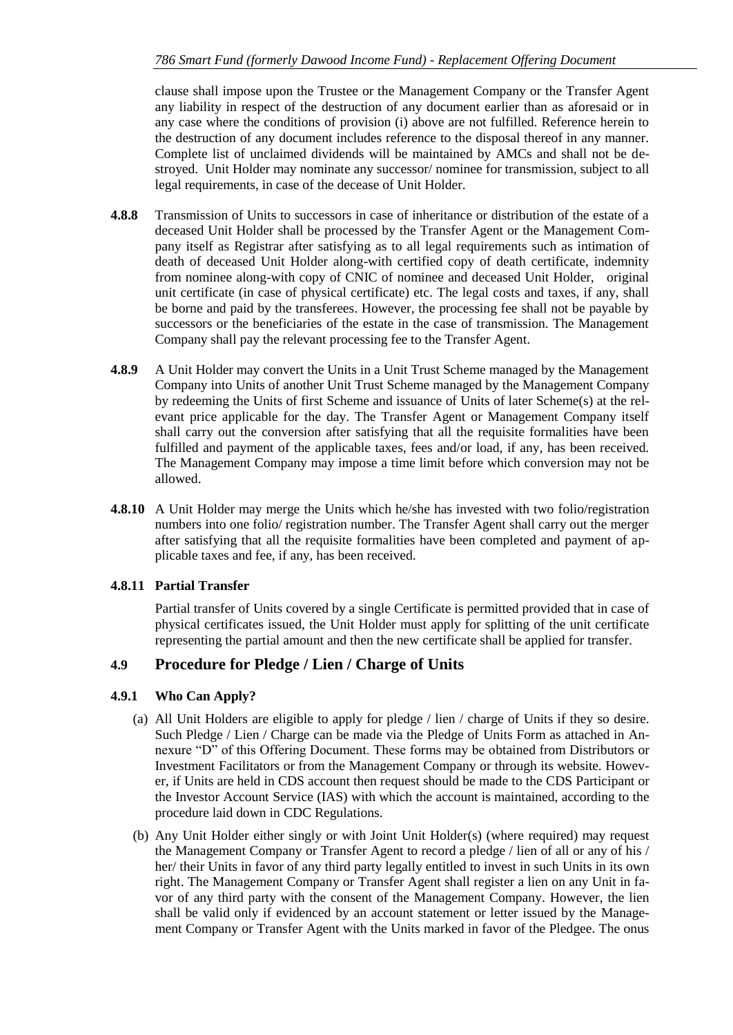clause shall impose upon the Trustee or the Management Company or the Transfer Agent any liability in respect of the destruction of any document earlier than as aforesaid or in any case where the conditions of provision (i) above are not fulfilled. Reference herein to the destruction of any document includes reference to the disposal thereof in any manner. Complete list of unclaimed dividends will be maintained by AMCs and shall not be destroyed. Unit Holder may nominate any successor/ nominee for transmission, subject to all legal requirements, in case of the decease of Unit Holder.

**4.8.8** Transmission of Units to successors in case of inheritance or distribution of the estate of a deceased Unit Holder shall be processed by the Transfer Agent or the Management Company itself as Registrar after satisfying as to all legal requirements such as intimation of death of deceased Unit Holder along-with certified copy of death certificate, indemnity from nominee along-with copy of CNIC of nominee and deceased Unit Holder, original unit certificate (in case of physical certificate) etc. The legal costs and taxes, if any, shall be borne and paid by the transferees. However, the processing fee shall not be payable by successors or the beneficiaries of the estate in the case of transmission. The Management Company shall pay the relevant processing fee to the Transfer Agent.

**4.8.9** A Unit Holder may convert the Units in a Unit Trust Scheme managed by the Management Company into Units of another Unit Trust Scheme managed by the Management Company by redeeming the Units of first Scheme and issuance of Units of later Scheme(s) at the relevant price applicable for the day. The Transfer Agent or Management Company itself shall carry out the conversion after satisfying that all the requisite formalities have been fulfilled and payment of the applicable taxes, fees and/or load, if any, has been received. The Management Company may impose a time limit before which conversion may not be allowed.

**4.8.10** A Unit Holder may merge the Units which he/she has invested with two folio/registration numbers into one folio/ registration number. The Transfer Agent shall carry out the merger after satisfying that all the requisite formalities have been completed and payment of applicable taxes and fee, if any, has been received.

**4.8.11 Partial Transfer**

Partial transfer of Units covered by a single Certificate is permitted provided that in case of physical certificates issued, the Unit Holder must apply for splitting of the unit certificate representing the partial amount and then the new certificate shall be applied for transfer.

## 4.9 Procedure for Pledge / Lien / Charge of Units

### 4.9.1 Who Can Apply?

(a) All Unit Holders are eligible to apply for pledge / lien / charge of Units if they so desire. Such Pledge / Lien / Charge can be made via the Pledge of Units Form as attached in Annexure "D" of this Offering Document. These forms may be obtained from Distributors or Investment Facilitators or from the Management Company or through its website. However, if Units are held in CDS account then request should be made to the CDS Participant or the Investor Account Service (IAS) with which the account is maintained, according to the procedure laid down in CDC Regulations.

(b) Any Unit Holder either singly or with Joint Unit Holder(s) (where required) may request the Management Company or Transfer Agent to record a pledge / lien of all or any of his / her/ their Units in favor of any third party legally entitled to invest in such Units in its own right. The Management Company or Transfer Agent shall register a lien on any Unit in favor of any third party with the consent of the Management Company. However, the lien shall be valid only if evidenced by an account statement or letter issued by the Management Company or Transfer Agent with the Units marked in favor of the Pledgee. The onus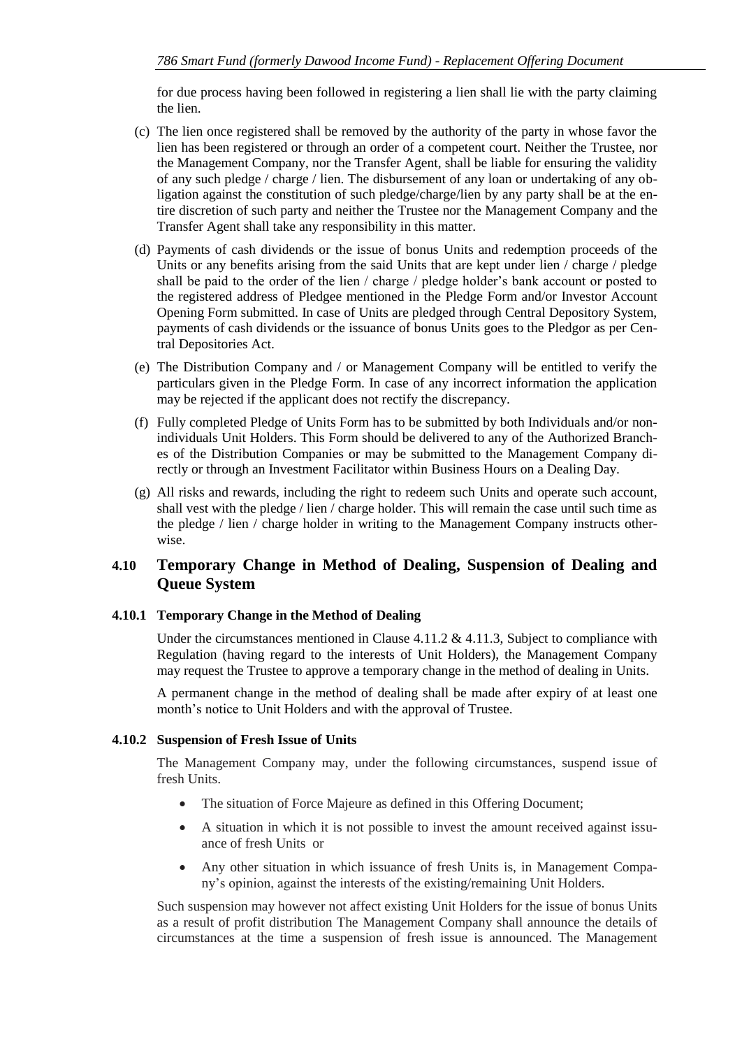for due process having been followed in registering a lien shall lie with the party claiming the lien.

(c) The lien once registered shall be removed by the authority of the party in whose favor the lien has been registered or through an order of a competent court. Neither the Trustee, nor the Management Company, nor the Transfer Agent, shall be liable for ensuring the validity of any such pledge / charge / lien. The disbursement of any loan or undertaking of any obligation against the constitution of such pledge/charge/lien by any party shall be at the entire discretion of such party and neither the Trustee nor the Management Company and the Transfer Agent shall take any responsibility in this matter.

(d) Payments of cash dividends or the issue of bonus Units and redemption proceeds of the Units or any benefits arising from the said Units that are kept under lien / charge / pledge shall be paid to the order of the lien / charge / pledge holder's bank account or posted to the registered address of Pledgee mentioned in the Pledge Form and/or Investor Account Opening Form submitted. In case of Units are pledged through Central Depository System, payments of cash dividends or the issuance of bonus Units goes to the Pledgor as per Central Depositories Act.

(e) The Distribution Company and / or Management Company will be entitled to verify the particulars given in the Pledge Form. In case of any incorrect information the application may be rejected if the applicant does not rectify the discrepancy.

(f) Fully completed Pledge of Units Form has to be submitted by both Individuals and/or non-individuals Unit Holders. This Form should be delivered to any of the Authorized Branches of the Distribution Companies or may be submitted to the Management Company directly or through an Investment Facilitator within Business Hours on a Dealing Day.

(g) All risks and rewards, including the right to redeem such Units and operate such account, shall vest with the pledge / lien / charge holder. This will remain the case until such time as the pledge / lien / charge holder in writing to the Management Company instructs otherwise.

## 4.10 Temporary Change in Method of Dealing, Suspension of Dealing and Queue System

### 4.10.1 Temporary Change in the Method of Dealing

Under the circumstances mentioned in Clause 4.11.2 & 4.11.3, Subject to compliance with Regulation (having regard to the interests of Unit Holders), the Management Company may request the Trustee to approve a temporary change in the method of dealing in Units.

A permanent change in the method of dealing shall be made after expiry of at least one month's notice to Unit Holders and with the approval of Trustee.

### 4.10.2 Suspension of Fresh Issue of Units

The Management Company may, under the following circumstances, suspend issue of fresh Units.

- The situation of Force Majeure as defined in this Offering Document;
- A situation in which it is not possible to invest the amount received against issuance of fresh Units or
- Any other situation in which issuance of fresh Units is, in Management Company's opinion, against the interests of the existing/remaining Unit Holders.

Such suspension may however not affect existing Unit Holders for the issue of bonus Units as a result of profit distribution The Management Company shall announce the details of circumstances at the time a suspension of fresh issue is announced. The Management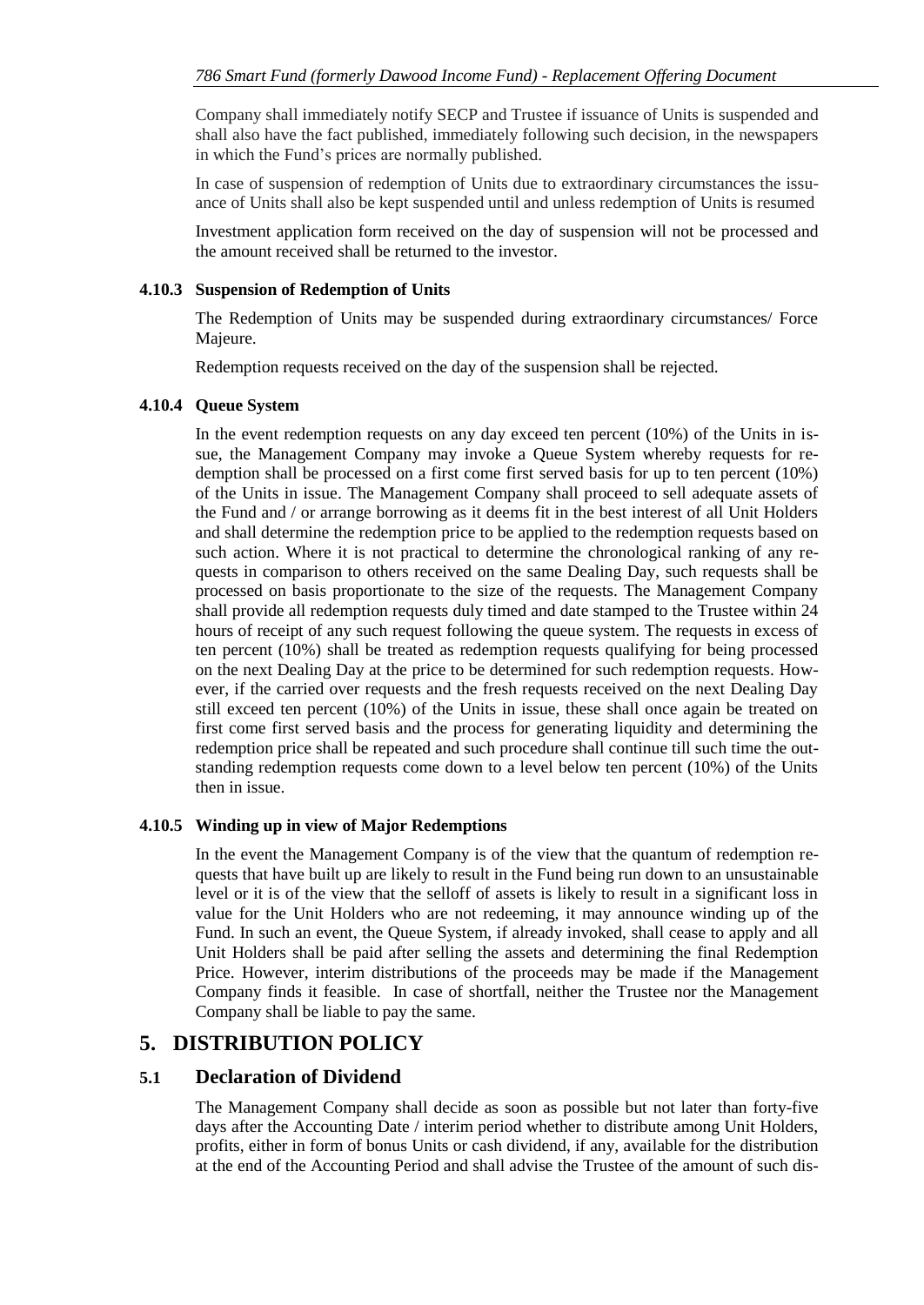Company shall immediately notify SECP and Trustee if issuance of Units is suspended and shall also have the fact published, immediately following such decision, in the newspapers in which the Fund's prices are normally published.

In case of suspension of redemption of Units due to extraordinary circumstances the issuance of Units shall also be kept suspended until and unless redemption of Units is resumed

Investment application form received on the day of suspension will not be processed and the amount received shall be returned to the investor.

#### 4.10.3 Suspension of Redemption of Units

The Redemption of Units may be suspended during extraordinary circumstances/ Force Majeure.

Redemption requests received on the day of the suspension shall be rejected.

#### 4.10.4 Queue System

In the event redemption requests on any day exceed ten percent (10%) of the Units in issue, the Management Company may invoke a Queue System whereby requests for redemption shall be processed on a first come first served basis for up to ten percent (10%) of the Units in issue. The Management Company shall proceed to sell adequate assets of the Fund and / or arrange borrowing as it deems fit in the best interest of all Unit Holders and shall determine the redemption price to be applied to the redemption requests based on such action. Where it is not practical to determine the chronological ranking of any requests in comparison to others received on the same Dealing Day, such requests shall be processed on basis proportionate to the size of the requests. The Management Company shall provide all redemption requests duly timed and date stamped to the Trustee within 24 hours of receipt of any such request following the queue system. The requests in excess of ten percent (10%) shall be treated as redemption requests qualifying for being processed on the next Dealing Day at the price to be determined for such redemption requests. However, if the carried over requests and the fresh requests received on the next Dealing Day still exceed ten percent (10%) of the Units in issue, these shall once again be treated on first come first served basis and the process for generating liquidity and determining the redemption price shall be repeated and such procedure shall continue till such time the outstanding redemption requests come down to a level below ten percent (10%) of the Units then in issue.

#### 4.10.5 Winding up in view of Major Redemptions

In the event the Management Company is of the view that the quantum of redemption requests that have built up are likely to result in the Fund being run down to an unsustainable level or it is of the view that the selloff of assets is likely to result in a significant loss in value for the Unit Holders who are not redeeming, it may announce winding up of the Fund. In such an event, the Queue System, if already invoked, shall cease to apply and all Unit Holders shall be paid after selling the assets and determining the final Redemption Price. However, interim distributions of the proceeds may be made if the Management Company finds it feasible. In case of shortfall, neither the Trustee nor the Management Company shall be liable to pay the same.

# 5. DISTRIBUTION POLICY

## 5.1 Declaration of Dividend

The Management Company shall decide as soon as possible but not later than forty-five days after the Accounting Date / interim period whether to distribute among Unit Holders, profits, either in form of bonus Units or cash dividend, if any, available for the distribution at the end of the Accounting Period and shall advise the Trustee of the amount of such dis-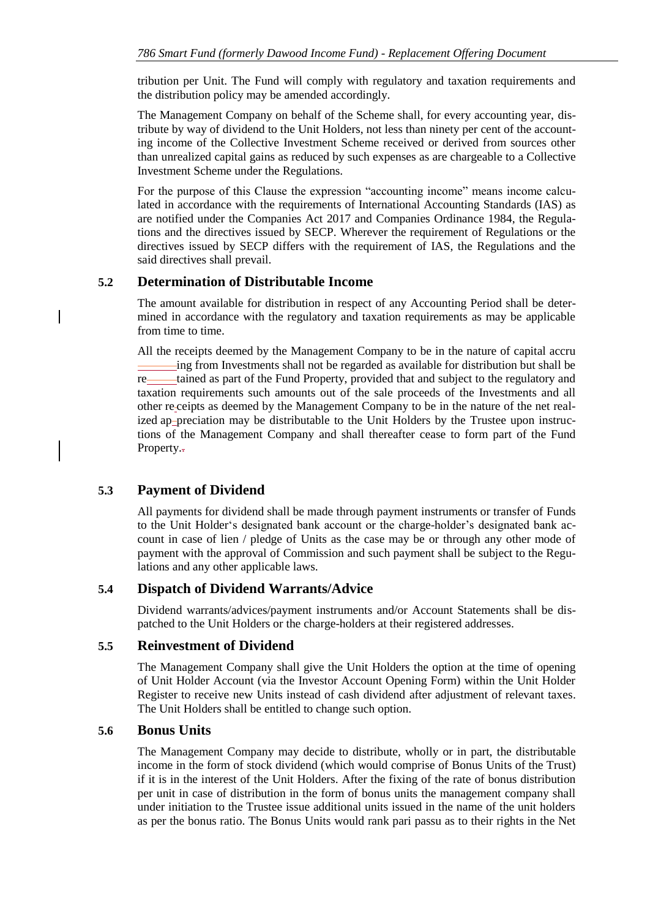tribution per Unit. The Fund will comply with regulatory and taxation requirements and the distribution policy may be amended accordingly.

The Management Company on behalf of the Scheme shall, for every accounting year, distribute by way of dividend to the Unit Holders, not less than ninety per cent of the accounting income of the Collective Investment Scheme received or derived from sources other than unrealized capital gains as reduced by such expenses as are chargeable to a Collective Investment Scheme under the Regulations.

For the purpose of this Clause the expression "accounting income" means income calculated in accordance with the requirements of International Accounting Standards (IAS) as are notified under the Companies Act 2017 and Companies Ordinance 1984, the Regulations and the directives issued by SECP. Wherever the requirement of Regulations or the directives issued by SECP differs with the requirement of IAS, the Regulations and the said directives shall prevail.

### 5.2 Determination of Distributable Income

The amount available for distribution in respect of any Accounting Period shall be determined in accordance with the regulatory and taxation requirements as may be applicable from time to time.

All the receipts deemed by the Management Company to be in the nature of capital accruing from Investments shall not be regarded as available for distribution but shall be retained as part of the Fund Property, provided that and subject to the regulatory and taxation requirements such amounts out of the sale proceeds of the Investments and all other receipts as deemed by the Management Company to be in the nature of the net realized appreciation may be distributable to the Unit Holders by the Trustee upon instructions of the Management Company and shall thereafter cease to form part of the Fund Property.

### 5.3 Payment of Dividend

All payments for dividend shall be made through payment instruments or transfer of Funds to the Unit Holder's designated bank account or the charge-holder's designated bank account in case of lien / pledge of Units as the case may be or through any other mode of payment with the approval of Commission and such payment shall be subject to the Regulations and any other applicable laws.

### 5.4 Dispatch of Dividend Warrants/Advice

Dividend warrants/advices/payment instruments and/or Account Statements shall be dispatched to the Unit Holders or the charge-holders at their registered addresses.

### 5.5 Reinvestment of Dividend

The Management Company shall give the Unit Holders the option at the time of opening of Unit Holder Account (via the Investor Account Opening Form) within the Unit Holder Register to receive new Units instead of cash dividend after adjustment of relevant taxes. The Unit Holders shall be entitled to change such option.

### 5.6 Bonus Units

The Management Company may decide to distribute, wholly or in part, the distributable income in the form of stock dividend (which would comprise of Bonus Units of the Trust) if it is in the interest of the Unit Holders. After the fixing of the rate of bonus distribution per unit in case of distribution in the form of bonus units the management company shall under initiation to the Trustee issue additional units issued in the name of the unit holders as per the bonus ratio. The Bonus Units would rank pari passu as to their rights in the Net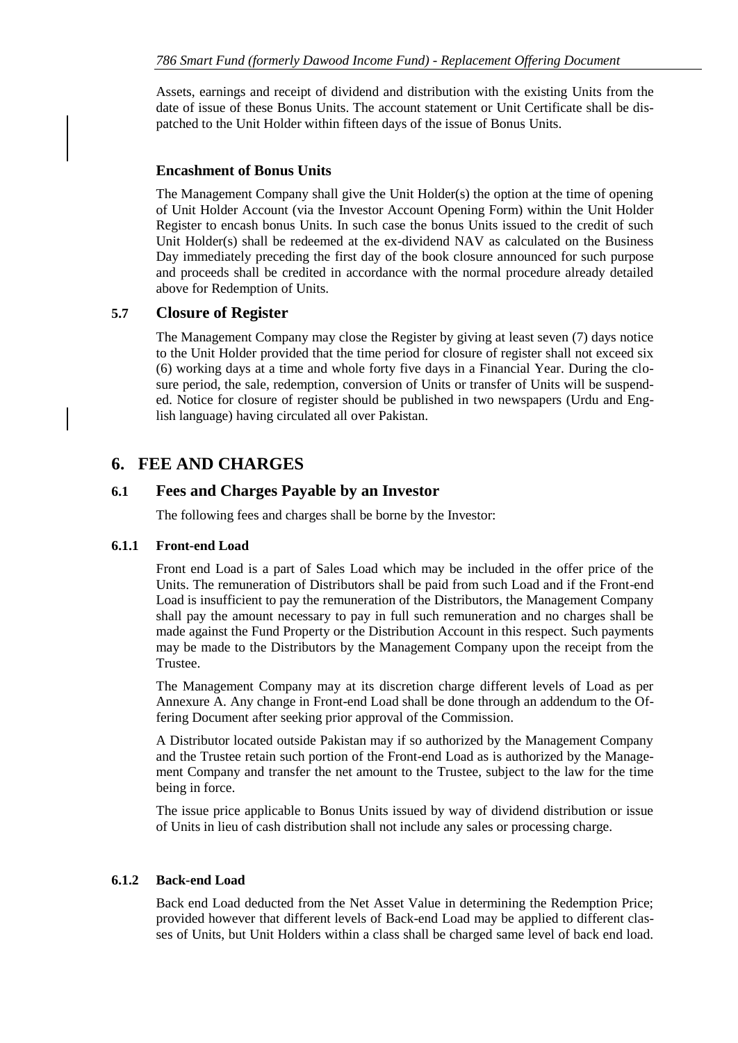Assets, earnings and receipt of dividend and distribution with the existing Units from the date of issue of these Bonus Units. The account statement or Unit Certificate shall be dispatched to the Unit Holder within fifteen days of the issue of Bonus Units.

**Encashment of Bonus Units**

The Management Company shall give the Unit Holder(s) the option at the time of opening of Unit Holder Account (via the Investor Account Opening Form) within the Unit Holder Register to encash bonus Units. In such case the bonus Units issued to the credit of such Unit Holder(s) shall be redeemed at the ex-dividend NAV as calculated on the Business Day immediately preceding the first day of the book closure announced for such purpose and proceeds shall be credited in accordance with the normal procedure already detailed above for Redemption of Units.

### 5.7 Closure of Register

The Management Company may close the Register by giving at least seven (7) days notice to the Unit Holder provided that the time period for closure of register shall not exceed six (6) working days at a time and whole forty five days in a Financial Year. During the closure period, the sale, redemption, conversion of Units or transfer of Units will be suspended. Notice for closure of register should be published in two newspapers (Urdu and English language) having circulated all over Pakistan.

## 6. FEE AND CHARGES

### 6.1 Fees and Charges Payable by an Investor

The following fees and charges shall be borne by the Investor:

#### 6.1.1 Front-end Load

Front end Load is a part of Sales Load which may be included in the offer price of the Units. The remuneration of Distributors shall be paid from such Load and if the Front-end Load is insufficient to pay the remuneration of the Distributors, the Management Company shall pay the amount necessary to pay in full such remuneration and no charges shall be made against the Fund Property or the Distribution Account in this respect. Such payments may be made to the Distributors by the Management Company upon the receipt from the Trustee.

The Management Company may at its discretion charge different levels of Load as per Annexure A. Any change in Front-end Load shall be done through an addendum to the Offering Document after seeking prior approval of the Commission.

A Distributor located outside Pakistan may if so authorized by the Management Company and the Trustee retain such portion of the Front-end Load as is authorized by the Management Company and transfer the net amount to the Trustee, subject to the law for the time being in force.

The issue price applicable to Bonus Units issued by way of dividend distribution or issue of Units in lieu of cash distribution shall not include any sales or processing charge.

#### 6.1.2 Back-end Load

Back end Load deducted from the Net Asset Value in determining the Redemption Price; provided however that different levels of Back-end Load may be applied to different classes of Units, but Unit Holders within a class shall be charged same level of back end load.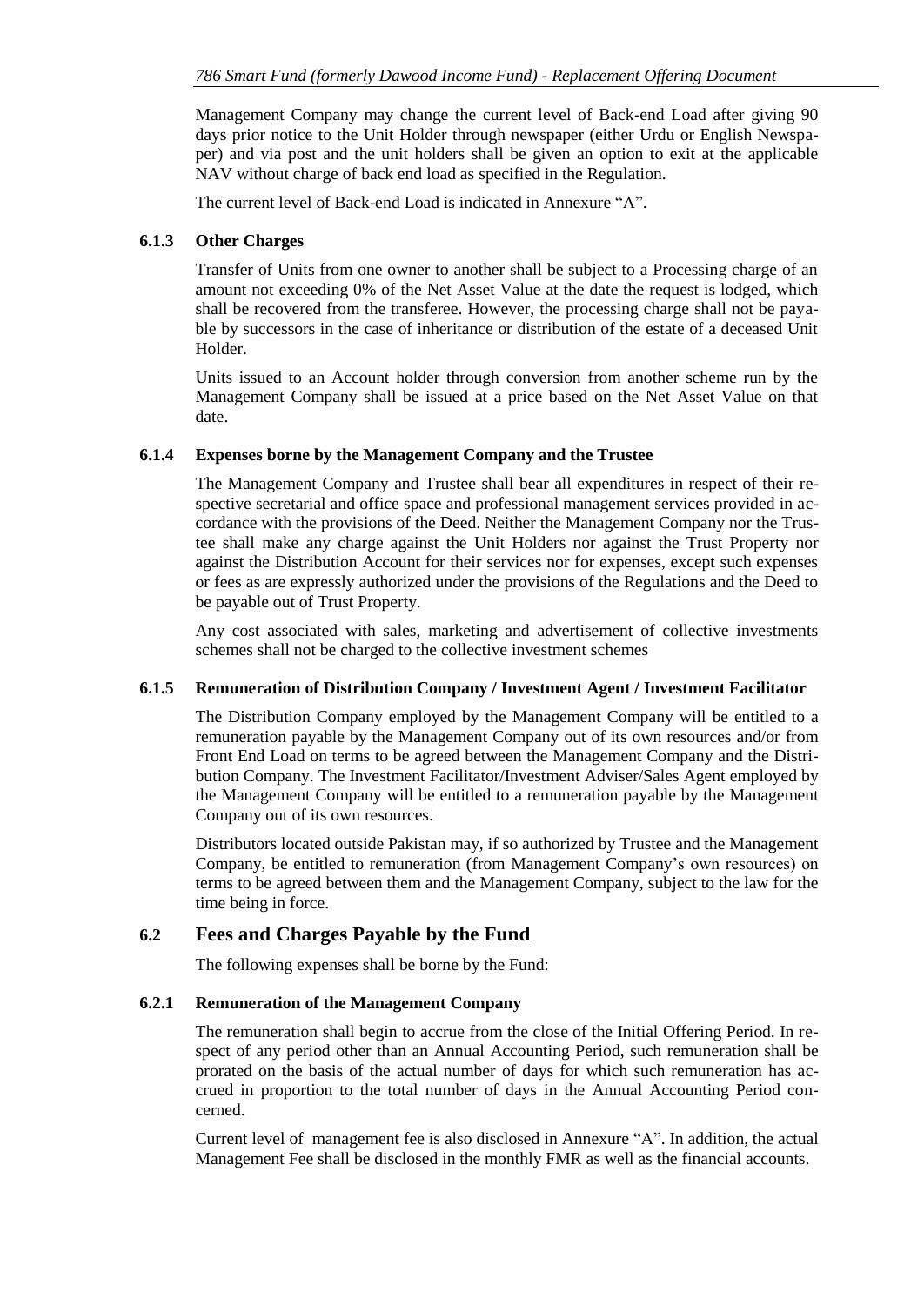Management Company may change the current level of Back-end Load after giving 90 days prior notice to the Unit Holder through newspaper (either Urdu or English Newspaper) and via post and the unit holders shall be given an option to exit at the applicable NAV without charge of back end load as specified in the Regulation.

The current level of Back-end Load is indicated in Annexure "A".

#### 6.1.3 Other Charges

Transfer of Units from one owner to another shall be subject to a Processing charge of an amount not exceeding 0% of the Net Asset Value at the date the request is lodged, which shall be recovered from the transferee. However, the processing charge shall not be payable by successors in the case of inheritance or distribution of the estate of a deceased Unit Holder.

Units issued to an Account holder through conversion from another scheme run by the Management Company shall be issued at a price based on the Net Asset Value on that date.

#### 6.1.4 Expenses borne by the Management Company and the Trustee

The Management Company and Trustee shall bear all expenditures in respect of their respective secretarial and office space and professional management services provided in accordance with the provisions of the Deed. Neither the Management Company nor the Trustee shall make any charge against the Unit Holders nor against the Trust Property nor against the Distribution Account for their services nor for expenses, except such expenses or fees as are expressly authorized under the provisions of the Regulations and the Deed to be payable out of Trust Property.

Any cost associated with sales, marketing and advertisement of collective investments schemes shall not be charged to the collective investment schemes

#### 6.1.5 Remuneration of Distribution Company / Investment Agent / Investment Facilitator

The Distribution Company employed by the Management Company will be entitled to a remuneration payable by the Management Company out of its own resources and/or from Front End Load on terms to be agreed between the Management Company and the Distribution Company. The Investment Facilitator/Investment Adviser/Sales Agent employed by the Management Company will be entitled to a remuneration payable by the Management Company out of its own resources.

Distributors located outside Pakistan may, if so authorized by Trustee and the Management Company, be entitled to remuneration (from Management Company's own resources) on terms to be agreed between them and the Management Company, subject to the law for the time being in force.

### 6.2 Fees and Charges Payable by the Fund

The following expenses shall be borne by the Fund:

#### 6.2.1 Remuneration of the Management Company

The remuneration shall begin to accrue from the close of the Initial Offering Period. In respect of any period other than an Annual Accounting Period, such remuneration shall be prorated on the basis of the actual number of days for which such remuneration has accrued in proportion to the total number of days in the Annual Accounting Period concerned.

Current level of management fee is also disclosed in Annexure "A". In addition, the actual Management Fee shall be disclosed in the monthly FMR as well as the financial accounts.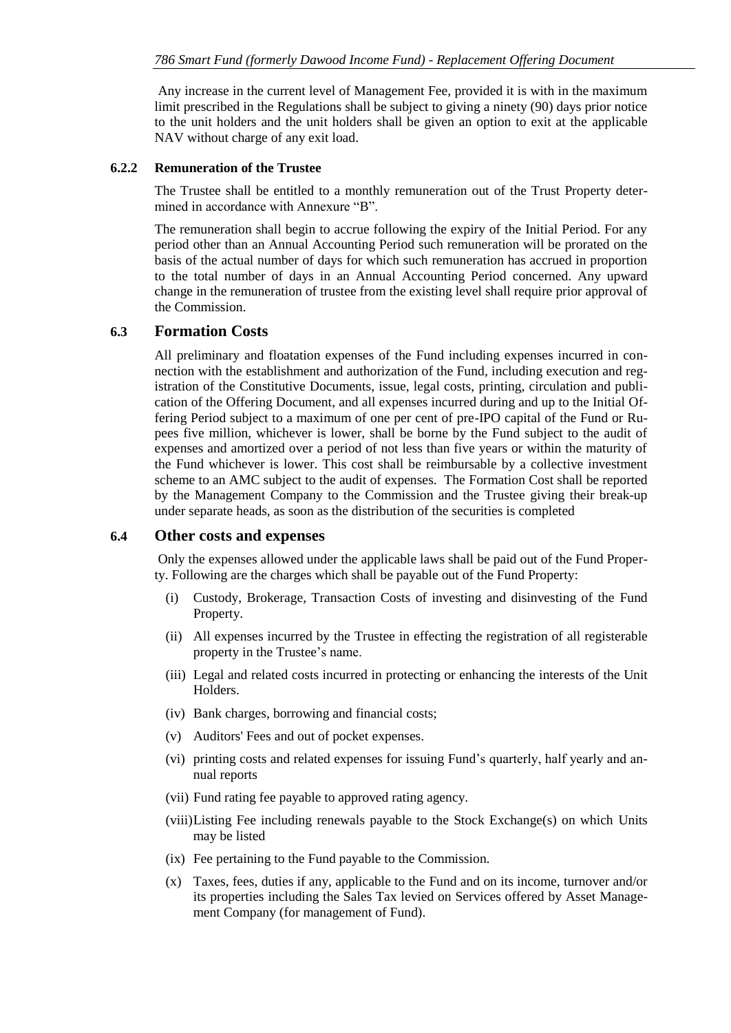Any increase in the current level of Management Fee, provided it is with in the maximum limit prescribed in the Regulations shall be subject to giving a ninety (90) days prior notice to the unit holders and the unit holders shall be given an option to exit at the applicable NAV without charge of any exit load.

#### 6.2.2 Remuneration of the Trustee

The Trustee shall be entitled to a monthly remuneration out of the Trust Property determined in accordance with Annexure "B".

The remuneration shall begin to accrue following the expiry of the Initial Period. For any period other than an Annual Accounting Period such remuneration will be prorated on the basis of the actual number of days for which such remuneration has accrued in proportion to the total number of days in an Annual Accounting Period concerned. Any upward change in the remuneration of trustee from the existing level shall require prior approval of the Commission.

### 6.3 Formation Costs

All preliminary and floatation expenses of the Fund including expenses incurred in connection with the establishment and authorization of the Fund, including execution and registration of the Constitutive Documents, issue, legal costs, printing, circulation and publication of the Offering Document, and all expenses incurred during and up to the Initial Offering Period subject to a maximum of one per cent of pre-IPO capital of the Fund or Rupees five million, whichever is lower, shall be borne by the Fund subject to the audit of expenses and amortized over a period of not less than five years or within the maturity of the Fund whichever is lower. This cost shall be reimbursable by a collective investment scheme to an AMC subject to the audit of expenses. The Formation Cost shall be reported by the Management Company to the Commission and the Trustee giving their break-up under separate heads, as soon as the distribution of the securities is completed

### 6.4 Other costs and expenses

Only the expenses allowed under the applicable laws shall be paid out of the Fund Property. Following are the charges which shall be payable out of the Fund Property:

(i) Custody, Brokerage, Transaction Costs of investing and disinvesting of the Fund Property.

(ii) All expenses incurred by the Trustee in effecting the registration of all registerable property in the Trustee's name.

(iii) Legal and related costs incurred in protecting or enhancing the interests of the Unit Holders.

(iv) Bank charges, borrowing and financial costs;

(v) Auditors' Fees and out of pocket expenses.

(vi) printing costs and related expenses for issuing Fund's quarterly, half yearly and annual reports

(vii) Fund rating fee payable to approved rating agency.

(viii) Listing Fee including renewals payable to the Stock Exchange(s) on which Units may be listed

(ix) Fee pertaining to the Fund payable to the Commission.

(x) Taxes, fees, duties if any, applicable to the Fund and on its income, turnover and/or its properties including the Sales Tax levied on Services offered by Asset Management Company (for management of Fund).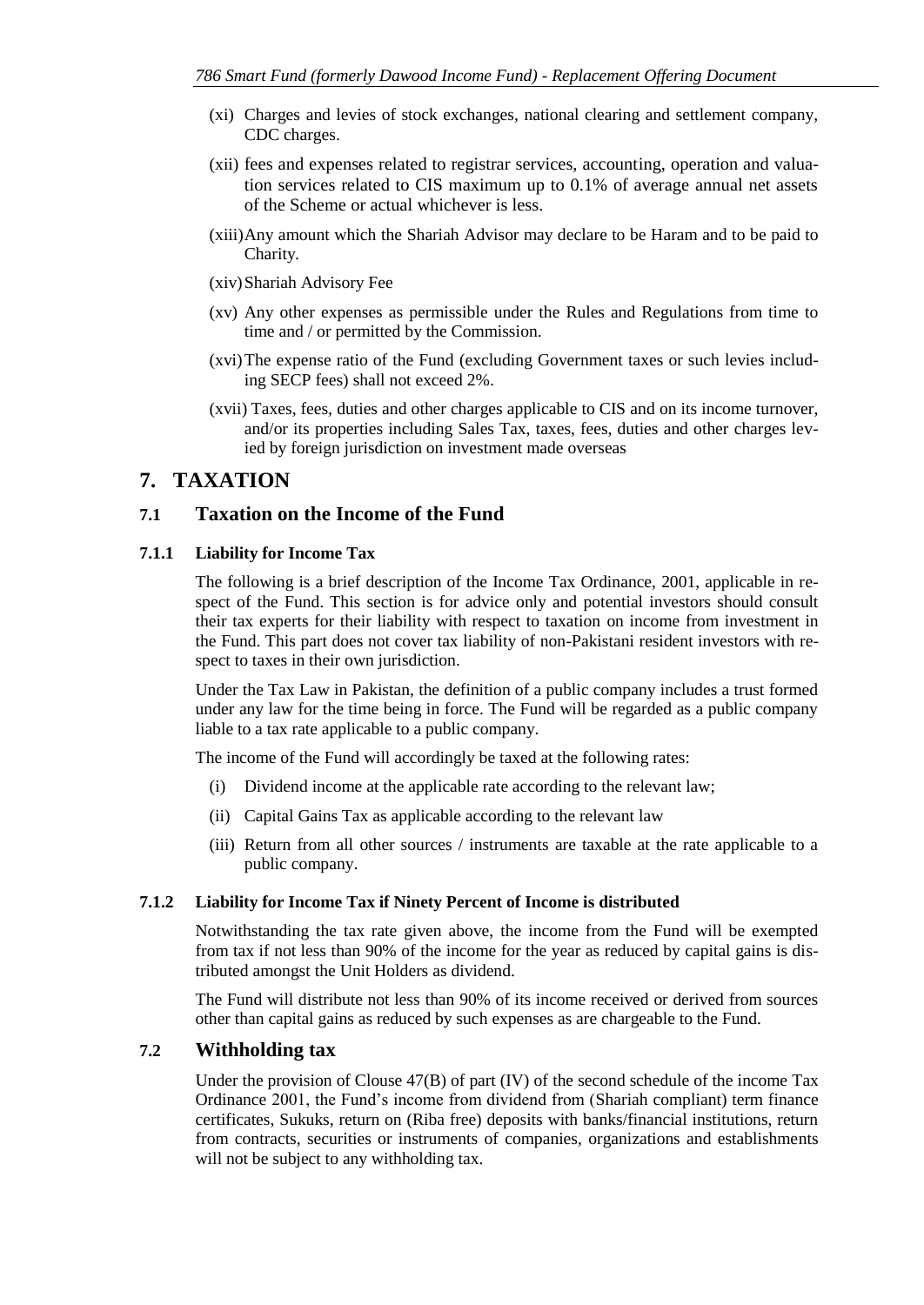(xi) Charges and levies of stock exchanges, national clearing and settlement company, CDC charges.

(xii) fees and expenses related to registrar services, accounting, operation and valuation services related to CIS maximum up to 0.1% of average annual net assets of the Scheme or actual whichever is less.

(xiii) Any amount which the Shariah Advisor may declare to be Haram and to be paid to Charity.

(xiv) Shariah Advisory Fee

(xv) Any other expenses as permissible under the Rules and Regulations from time to time and / or permitted by the Commission.

(xvi) The expense ratio of the Fund (excluding Government taxes or such levies including SECP fees) shall not exceed 2%.

(xvii) Taxes, fees, duties and other charges applicable to CIS and on its income turnover, and/or its properties including Sales Tax, taxes, fees, duties and other charges levied by foreign jurisdiction on investment made overseas

# 7. TAXATION

## 7.1 Taxation on the Income of the Fund

### 7.1.1 Liability for Income Tax

The following is a brief description of the Income Tax Ordinance, 2001, applicable in respect of the Fund. This section is for advice only and potential investors should consult their tax experts for their liability with respect to taxation on income from investment in the Fund. This part does not cover tax liability of non-Pakistani resident investors with respect to taxes in their own jurisdiction.

Under the Tax Law in Pakistan, the definition of a public company includes a trust formed under any law for the time being in force. The Fund will be regarded as a public company liable to a tax rate applicable to a public company.

The income of the Fund will accordingly be taxed at the following rates:

(i) Dividend income at the applicable rate according to the relevant law;

(ii) Capital Gains Tax as applicable according to the relevant law

(iii) Return from all other sources / instruments are taxable at the rate applicable to a public company.

### 7.1.2 Liability for Income Tax if Ninety Percent of Income is distributed

Notwithstanding the tax rate given above, the income from the Fund will be exempted from tax if not less than 90% of the income for the year as reduced by capital gains is distributed amongst the Unit Holders as dividend.

The Fund will distribute not less than 90% of its income received or derived from sources other than capital gains as reduced by such expenses as are chargeable to the Fund.

## 7.2 Withholding tax

Under the provision of Clouse 47(B) of part (IV) of the second schedule of the income Tax Ordinance 2001, the Fund's income from dividend from (Shariah compliant) term finance certificates, Sukuks, return on (Riba free) deposits with banks/financial institutions, return from contracts, securities or instruments of companies, organizations and establishments will not be subject to any withholding tax.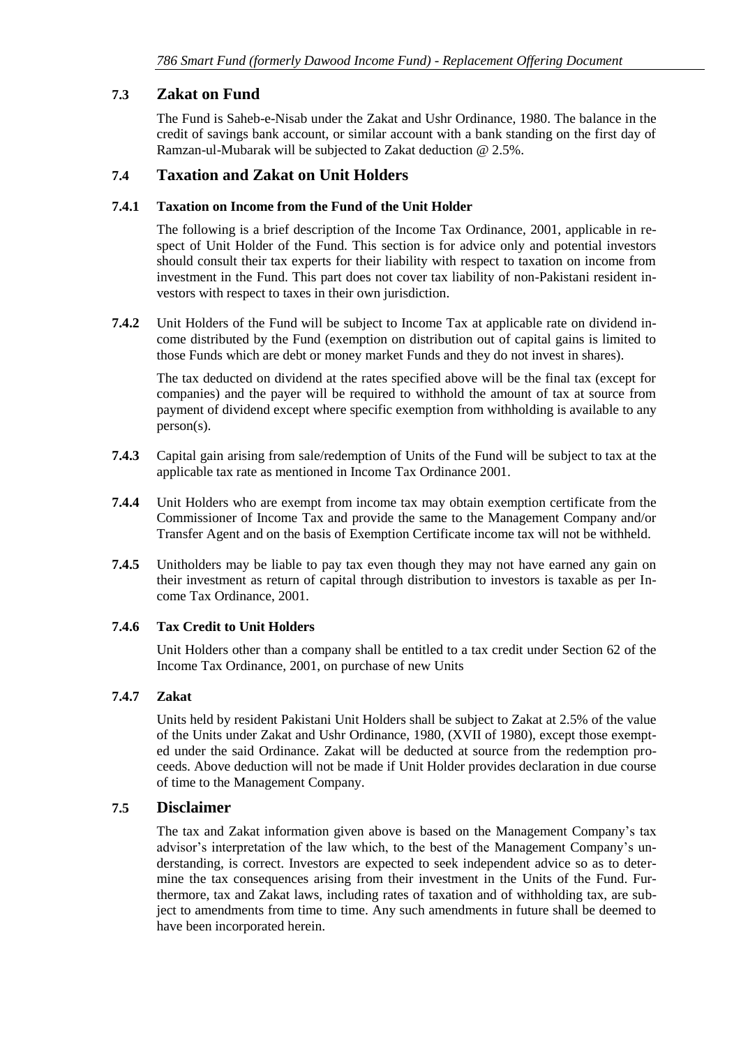## 7.3 Zakat on Fund

The Fund is Saheb-e-Nisab under the Zakat and Ushr Ordinance, 1980. The balance in the credit of savings bank account, or similar account with a bank standing on the first day of Ramzan-ul-Mubarak will be subjected to Zakat deduction @ 2.5%.

## 7.4 Taxation and Zakat on Unit Holders

### 7.4.1 Taxation on Income from the Fund of the Unit Holder

The following is a brief description of the Income Tax Ordinance, 2001, applicable in respect of Unit Holder of the Fund. This section is for advice only and potential investors should consult their tax experts for their liability with respect to taxation on income from investment in the Fund. This part does not cover tax liability of non-Pakistani resident investors with respect to taxes in their own jurisdiction.

**7.4.2** Unit Holders of the Fund will be subject to Income Tax at applicable rate on dividend income distributed by the Fund (exemption on distribution out of capital gains is limited to those Funds which are debt or money market Funds and they do not invest in shares).

The tax deducted on dividend at the rates specified above will be the final tax (except for companies) and the payer will be required to withhold the amount of tax at source from payment of dividend except where specific exemption from withholding is available to any person(s).

**7.4.3** Capital gain arising from sale/redemption of Units of the Fund will be subject to tax at the applicable tax rate as mentioned in Income Tax Ordinance 2001.

**7.4.4** Unit Holders who are exempt from income tax may obtain exemption certificate from the Commissioner of Income Tax and provide the same to the Management Company and/or Transfer Agent and on the basis of Exemption Certificate income tax will not be withheld.

**7.4.5** Unitholders may be liable to pay tax even though they may not have earned any gain on their investment as return of capital through distribution to investors is taxable as per Income Tax Ordinance, 2001.

### 7.4.6 Tax Credit to Unit Holders

Unit Holders other than a company shall be entitled to a tax credit under Section 62 of the Income Tax Ordinance, 2001, on purchase of new Units

### 7.4.7 Zakat

Units held by resident Pakistani Unit Holders shall be subject to Zakat at 2.5% of the value of the Units under Zakat and Ushr Ordinance, 1980, (XVII of 1980), except those exempted under the said Ordinance. Zakat will be deducted at source from the redemption proceeds. Above deduction will not be made if Unit Holder provides declaration in due course of time to the Management Company.

## 7.5 Disclaimer

The tax and Zakat information given above is based on the Management Company's tax advisor's interpretation of the law which, to the best of the Management Company's understanding, is correct. Investors are expected to seek independent advice so as to determine the tax consequences arising from their investment in the Units of the Fund. Furthermore, tax and Zakat laws, including rates of taxation and of withholding tax, are subject to amendments from time to time. Any such amendments in future shall be deemed to have been incorporated herein.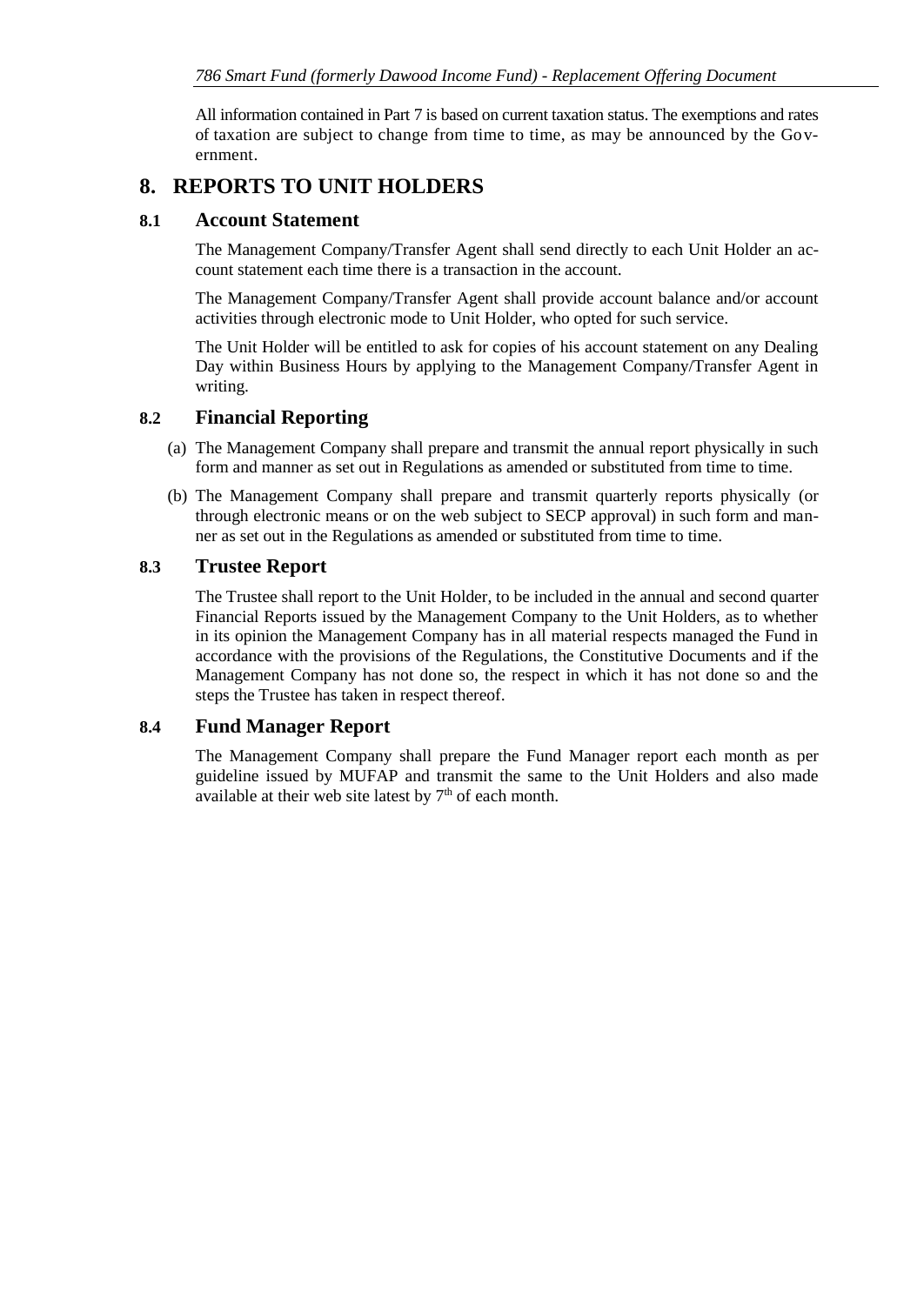All information contained in Part 7 is based on current taxation status. The exemptions and rates of taxation are subject to change from time to time, as may be announced by the Government.

# 8. REPORTS TO UNIT HOLDERS

## 8.1 Account Statement

The Management Company/Transfer Agent shall send directly to each Unit Holder an account statement each time there is a transaction in the account.

The Management Company/Transfer Agent shall provide account balance and/or account activities through electronic mode to Unit Holder, who opted for such service.

The Unit Holder will be entitled to ask for copies of his account statement on any Dealing Day within Business Hours by applying to the Management Company/Transfer Agent in writing.

## 8.2 Financial Reporting

(a) The Management Company shall prepare and transmit the annual report physically in such form and manner as set out in Regulations as amended or substituted from time to time.

(b) The Management Company shall prepare and transmit quarterly reports physically (or through electronic means or on the web subject to SECP approval) in such form and manner as set out in the Regulations as amended or substituted from time to time.

## 8.3 Trustee Report

The Trustee shall report to the Unit Holder, to be included in the annual and second quarter Financial Reports issued by the Management Company to the Unit Holders, as to whether in its opinion the Management Company has in all material respects managed the Fund in accordance with the provisions of the Regulations, the Constitutive Documents and if the Management Company has not done so, the respect in which it has not done so and the steps the Trustee has taken in respect thereof.

## 8.4 Fund Manager Report

The Management Company shall prepare the Fund Manager report each month as per guideline issued by MUFAP and transmit the same to the Unit Holders and also made available at their web site latest by 7th of each month.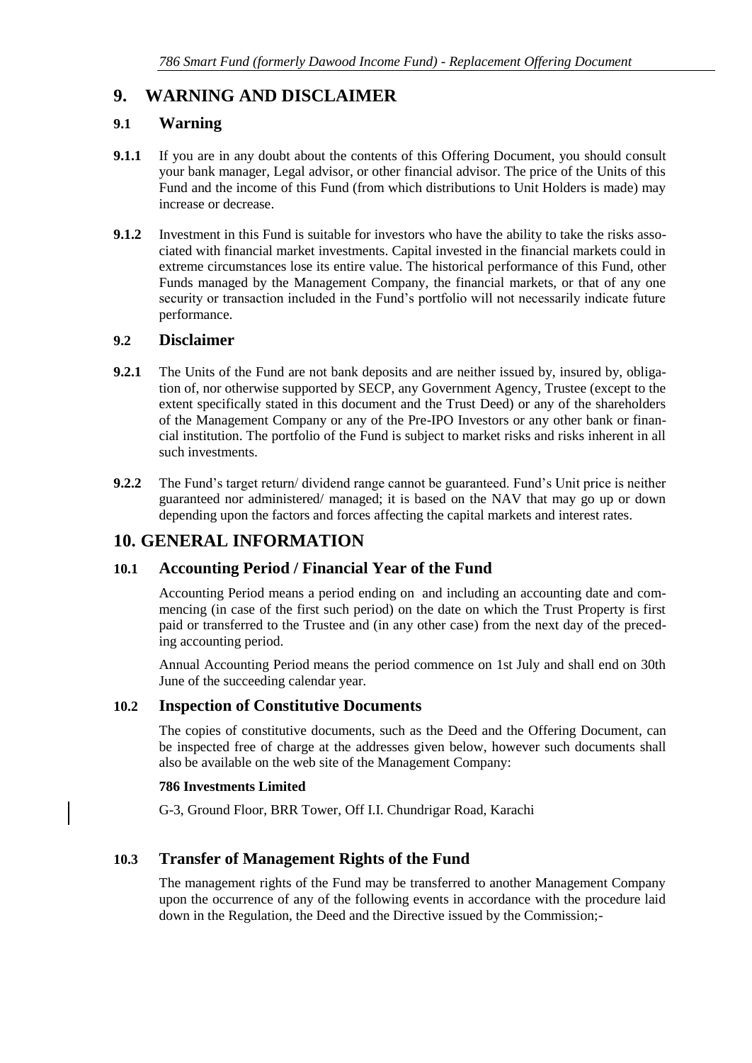# 9. WARNING AND DISCLAIMER

## 9.1 Warning

**9.1.1** If you are in any doubt about the contents of this Offering Document, you should consult your bank manager, Legal advisor, or other financial advisor. The price of the Units of this Fund and the income of this Fund (from which distributions to Unit Holders is made) may increase or decrease.

**9.1.2** Investment in this Fund is suitable for investors who have the ability to take the risks associated with financial market investments. Capital invested in the financial markets could in extreme circumstances lose its entire value. The historical performance of this Fund, other Funds managed by the Management Company, the financial markets, or that of any one security or transaction included in the Fund's portfolio will not necessarily indicate future performance.

## 9.2 Disclaimer

**9.2.1** The Units of the Fund are not bank deposits and are neither issued by, insured by, obligation of, nor otherwise supported by SECP, any Government Agency, Trustee (except to the extent specifically stated in this document and the Trust Deed) or any of the shareholders of the Management Company or any of the Pre-IPO Investors or any other bank or financial institution. The portfolio of the Fund is subject to market risks and risks inherent in all such investments.

**9.2.2** The Fund's target return/ dividend range cannot be guaranteed. Fund's Unit price is neither guaranteed nor administered/ managed; it is based on the NAV that may go up or down depending upon the factors and forces affecting the capital markets and interest rates.

# 10. GENERAL INFORMATION

## 10.1 Accounting Period / Financial Year of the Fund

Accounting Period means a period ending on and including an accounting date and commencing (in case of the first such period) on the date on which the Trust Property is first paid or transferred to the Trustee and (in any other case) from the next day of the preceding accounting period.

Annual Accounting Period means the period commence on 1st July and shall end on 30th June of the succeeding calendar year.

## 10.2 Inspection of Constitutive Documents

The copies of constitutive documents, such as the Deed and the Offering Document, can be inspected free of charge at the addresses given below, however such documents shall also be available on the web site of the Management Company:

**786 Investments Limited**

G-3, Ground Floor, BRR Tower, Off I.I. Chundrigar Road, Karachi

## 10.3 Transfer of Management Rights of the Fund

The management rights of the Fund may be transferred to another Management Company upon the occurrence of any of the following events in accordance with the procedure laid down in the Regulation, the Deed and the Directive issued by the Commission;-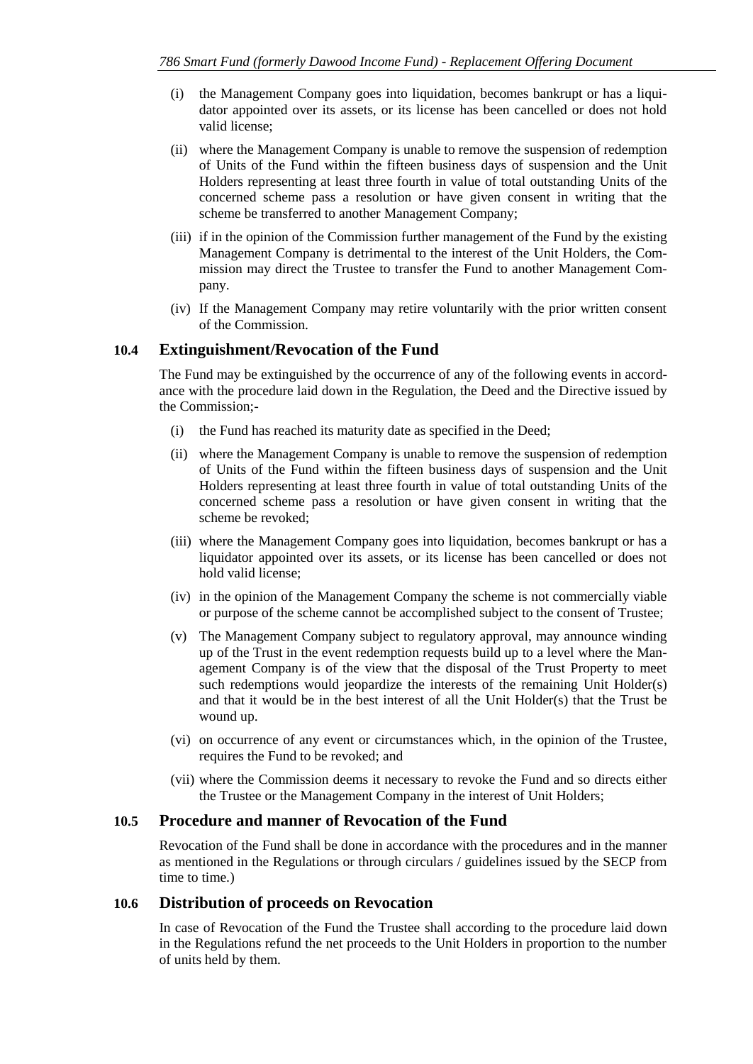(i) the Management Company goes into liquidation, becomes bankrupt or has a liquidator appointed over its assets, or its license has been cancelled or does not hold valid license;

(ii) where the Management Company is unable to remove the suspension of redemption of Units of the Fund within the fifteen business days of suspension and the Unit Holders representing at least three fourth in value of total outstanding Units of the concerned scheme pass a resolution or have given consent in writing that the scheme be transferred to another Management Company;

(iii) if in the opinion of the Commission further management of the Fund by the existing Management Company is detrimental to the interest of the Unit Holders, the Commission may direct the Trustee to transfer the Fund to another Management Company.

(iv) If the Management Company may retire voluntarily with the prior written consent of the Commission.

## 10.4 Extinguishment/Revocation of the Fund

The Fund may be extinguished by the occurrence of any of the following events in accordance with the procedure laid down in the Regulation, the Deed and the Directive issued by the Commission;-

(i) the Fund has reached its maturity date as specified in the Deed;

(ii) where the Management Company is unable to remove the suspension of redemption of Units of the Fund within the fifteen business days of suspension and the Unit Holders representing at least three fourth in value of total outstanding Units of the concerned scheme pass a resolution or have given consent in writing that the scheme be revoked;

(iii) where the Management Company goes into liquidation, becomes bankrupt or has a liquidator appointed over its assets, or its license has been cancelled or does not hold valid license;

(iv) in the opinion of the Management Company the scheme is not commercially viable or purpose of the scheme cannot be accomplished subject to the consent of Trustee;

(v) The Management Company subject to regulatory approval, may announce winding up of the Trust in the event redemption requests build up to a level where the Management Company is of the view that the disposal of the Trust Property to meet such redemptions would jeopardize the interests of the remaining Unit Holder(s) and that it would be in the best interest of all the Unit Holder(s) that the Trust be wound up.

(vi) on occurrence of any event or circumstances which, in the opinion of the Trustee, requires the Fund to be revoked; and

(vii) where the Commission deems it necessary to revoke the Fund and so directs either the Trustee or the Management Company in the interest of Unit Holders;

## 10.5 Procedure and manner of Revocation of the Fund

Revocation of the Fund shall be done in accordance with the procedures and in the manner as mentioned in the Regulations or through circulars / guidelines issued by the SECP from time to time.)

## 10.6 Distribution of proceeds on Revocation

In case of Revocation of the Fund the Trustee shall according to the procedure laid down in the Regulations refund the net proceeds to the Unit Holders in proportion to the number of units held by them.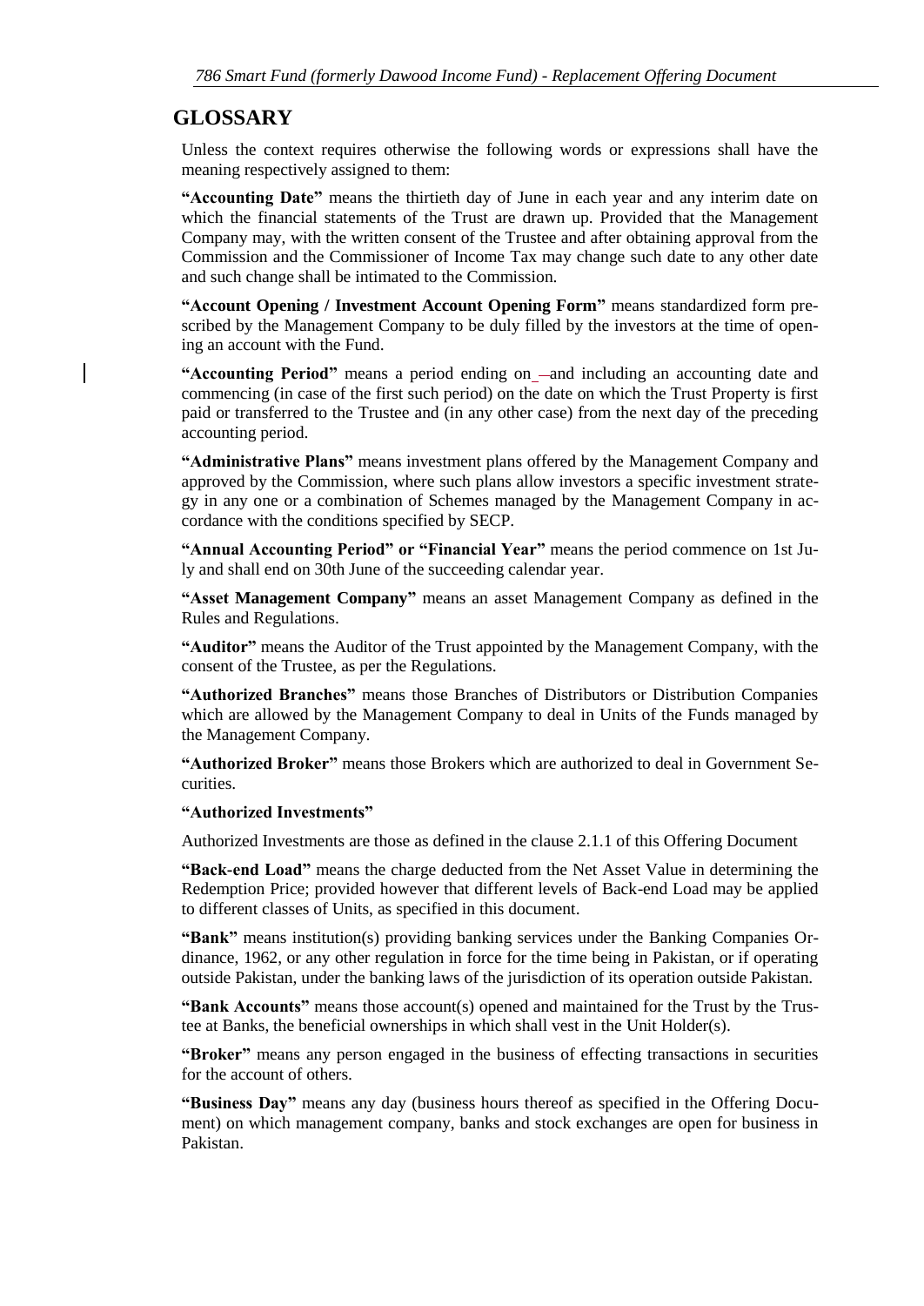## GLOSSARY

Unless the context requires otherwise the following words or expressions shall have the meaning respectively assigned to them:

**"Accounting Date"** means the thirtieth day of June in each year and any interim date on which the financial statements of the Trust are drawn up. Provided that the Management Company may, with the written consent of the Trustee and after obtaining approval from the Commission and the Commissioner of Income Tax may change such date to any other date and such change shall be intimated to the Commission.

**"Account Opening / Investment Account Opening Form"** means standardized form prescribed by the Management Company to be duly filled by the investors at the time of opening an account with the Fund.

**"Accounting Period"** means a period ending on and including an accounting date and commencing (in case of the first such period) on the date on which the Trust Property is first paid or transferred to the Trustee and (in any other case) from the next day of the preceding accounting period.

**"Administrative Plans"** means investment plans offered by the Management Company and approved by the Commission, where such plans allow investors a specific investment strategy in any one or a combination of Schemes managed by the Management Company in accordance with the conditions specified by SECP.

**"Annual Accounting Period" or "Financial Year"** means the period commence on 1st July and shall end on 30th June of the succeeding calendar year.

**"Asset Management Company"** means an asset Management Company as defined in the Rules and Regulations.

**"Auditor"** means the Auditor of the Trust appointed by the Management Company, with the consent of the Trustee, as per the Regulations.

**"Authorized Branches"** means those Branches of Distributors or Distribution Companies which are allowed by the Management Company to deal in Units of the Funds managed by the Management Company.

**"Authorized Broker"** means those Brokers which are authorized to deal in Government Securities.

**"Authorized Investments"**

Authorized Investments are those as defined in the clause 2.1.1 of this Offering Document

**"Back-end Load"** means the charge deducted from the Net Asset Value in determining the Redemption Price; provided however that different levels of Back-end Load may be applied to different classes of Units, as specified in this document.

**"Bank"** means institution(s) providing banking services under the Banking Companies Ordinance, 1962, or any other regulation in force for the time being in Pakistan, or if operating outside Pakistan, under the banking laws of the jurisdiction of its operation outside Pakistan.

**"Bank Accounts"** means those account(s) opened and maintained for the Trust by the Trustee at Banks, the beneficial ownerships in which shall vest in the Unit Holder(s).

**"Broker"** means any person engaged in the business of effecting transactions in securities for the account of others.

**"Business Day"** means any day (business hours thereof as specified in the Offering Document) on which management company, banks and stock exchanges are open for business in Pakistan.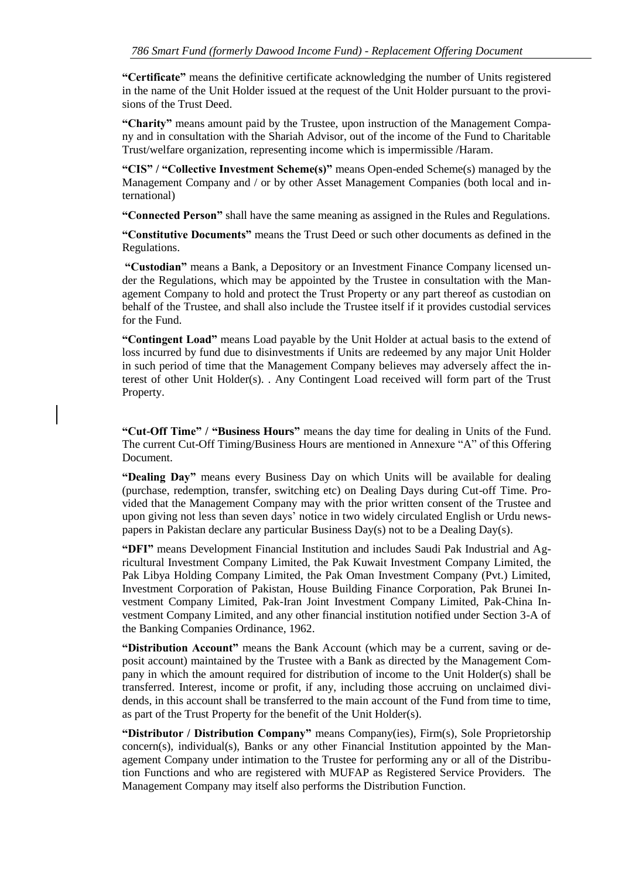**"Certificate"** means the definitive certificate acknowledging the number of Units registered in the name of the Unit Holder issued at the request of the Unit Holder pursuant to the provisions of the Trust Deed.

**"Charity"** means amount paid by the Trustee, upon instruction of the Management Company and in consultation with the Shariah Advisor, out of the income of the Fund to Charitable Trust/welfare organization, representing income which is impermissible /Haram.

**"CIS" / "Collective Investment Scheme(s)"** means Open-ended Scheme(s) managed by the Management Company and / or by other Asset Management Companies (both local and international)

**"Connected Person"** shall have the same meaning as assigned in the Rules and Regulations.

**"Constitutive Documents"** means the Trust Deed or such other documents as defined in the Regulations.

**"Custodian"** means a Bank, a Depository or an Investment Finance Company licensed under the Regulations, which may be appointed by the Trustee in consultation with the Management Company to hold and protect the Trust Property or any part thereof as custodian on behalf of the Trustee, and shall also include the Trustee itself if it provides custodial services for the Fund.

**"Contingent Load"** means Load payable by the Unit Holder at actual basis to the extend of loss incurred by fund due to disinvestments if Units are redeemed by any major Unit Holder in such period of time that the Management Company believes may adversely affect the interest of other Unit Holder(s). . Any Contingent Load received will form part of the Trust Property.

**"Cut-Off Time" / "Business Hours"** means the day time for dealing in Units of the Fund. The current Cut-Off Timing/Business Hours are mentioned in Annexure "A" of this Offering Document.

**"Dealing Day"** means every Business Day on which Units will be available for dealing (purchase, redemption, transfer, switching etc) on Dealing Days during Cut-off Time. Provided that the Management Company may with the prior written consent of the Trustee and upon giving not less than seven days' notice in two widely circulated English or Urdu newspapers in Pakistan declare any particular Business Day(s) not to be a Dealing Day(s).

**"DFI"** means Development Financial Institution and includes Saudi Pak Industrial and Agricultural Investment Company Limited, the Pak Kuwait Investment Company Limited, the Pak Libya Holding Company Limited, the Pak Oman Investment Company (Pvt.) Limited, Investment Corporation of Pakistan, House Building Finance Corporation, Pak Brunei Investment Company Limited, Pak-Iran Joint Investment Company Limited, Pak-China Investment Company Limited, and any other financial institution notified under Section 3-A of the Banking Companies Ordinance, 1962.

**"Distribution Account"** means the Bank Account (which may be a current, saving or deposit account) maintained by the Trustee with a Bank as directed by the Management Company in which the amount required for distribution of income to the Unit Holder(s) shall be transferred. Interest, income or profit, if any, including those accruing on unclaimed dividends, in this account shall be transferred to the main account of the Fund from time to time, as part of the Trust Property for the benefit of the Unit Holder(s).

**"Distributor / Distribution Company"** means Company(ies), Firm(s), Sole Proprietorship concern(s), individual(s), Banks or any other Financial Institution appointed by the Management Company under intimation to the Trustee for performing any or all of the Distribution Functions and who are registered with MUFAP as Registered Service Providers. The Management Company may itself also performs the Distribution Function.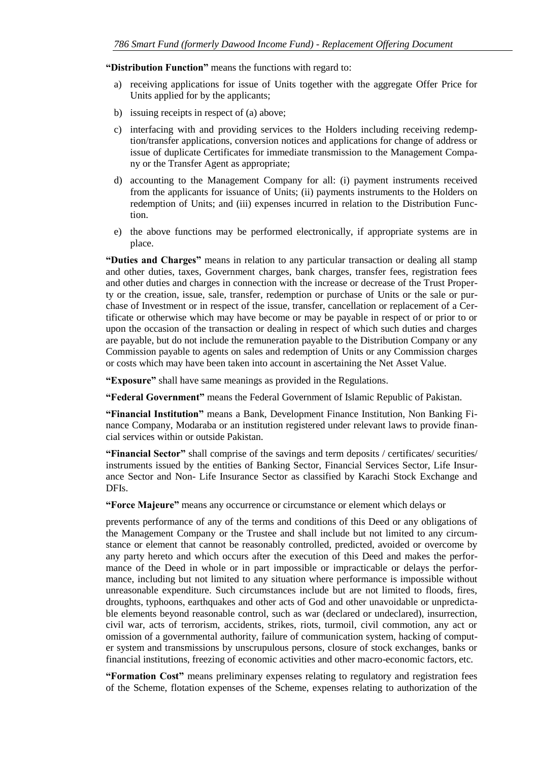**"Distribution Function"** means the functions with regard to:

a) receiving applications for issue of Units together with the aggregate Offer Price for Units applied for by the applicants;

b) issuing receipts in respect of (a) above;

c) interfacing with and providing services to the Holders including receiving redemption/transfer applications, conversion notices and applications for change of address or issue of duplicate Certificates for immediate transmission to the Management Company or the Transfer Agent as appropriate;

d) accounting to the Management Company for all: (i) payment instruments received from the applicants for issuance of Units; (ii) payments instruments to the Holders on redemption of Units; and (iii) expenses incurred in relation to the Distribution Function.

e) the above functions may be performed electronically, if appropriate systems are in place.

**"Duties and Charges"** means in relation to any particular transaction or dealing all stamp and other duties, taxes, Government charges, bank charges, transfer fees, registration fees and other duties and charges in connection with the increase or decrease of the Trust Property or the creation, issue, sale, transfer, redemption or purchase of Units or the sale or purchase of Investment or in respect of the issue, transfer, cancellation or replacement of a Certificate or otherwise which may have become or may be payable in respect of or prior to or upon the occasion of the transaction or dealing in respect of which such duties and charges are payable, but do not include the remuneration payable to the Distribution Company or any Commission payable to agents on sales and redemption of Units or any Commission charges or costs which may have been taken into account in ascertaining the Net Asset Value.

**"Exposure"** shall have same meanings as provided in the Regulations.

**"Federal Government"** means the Federal Government of Islamic Republic of Pakistan.

**"Financial Institution"** means a Bank, Development Finance Institution, Non Banking Finance Company, Modaraba or an institution registered under relevant laws to provide financial services within or outside Pakistan.

**"Financial Sector"** shall comprise of the savings and term deposits / certificates/ securities/ instruments issued by the entities of Banking Sector, Financial Services Sector, Life Insurance Sector and Non- Life Insurance Sector as classified by Karachi Stock Exchange and DFIs.

**"Force Majeure"** means any occurrence or circumstance or element which delays or

prevents performance of any of the terms and conditions of this Deed or any obligations of the Management Company or the Trustee and shall include but not limited to any circumstance or element that cannot be reasonably controlled, predicted, avoided or overcome by any party hereto and which occurs after the execution of this Deed and makes the performance of the Deed in whole or in part impossible or impracticable or delays the performance, including but not limited to any situation where performance is impossible without unreasonable expenditure. Such circumstances include but are not limited to floods, fires, droughts, typhoons, earthquakes and other acts of God and other unavoidable or unpredictable elements beyond reasonable control, such as war (declared or undeclared), insurrection, civil war, acts of terrorism, accidents, strikes, riots, turmoil, civil commotion, any act or omission of a governmental authority, failure of communication system, hacking of computer system and transmissions by unscrupulous persons, closure of stock exchanges, banks or financial institutions, freezing of economic activities and other macro-economic factors, etc.

**"Formation Cost"** means preliminary expenses relating to regulatory and registration fees of the Scheme, flotation expenses of the Scheme, expenses relating to authorization of the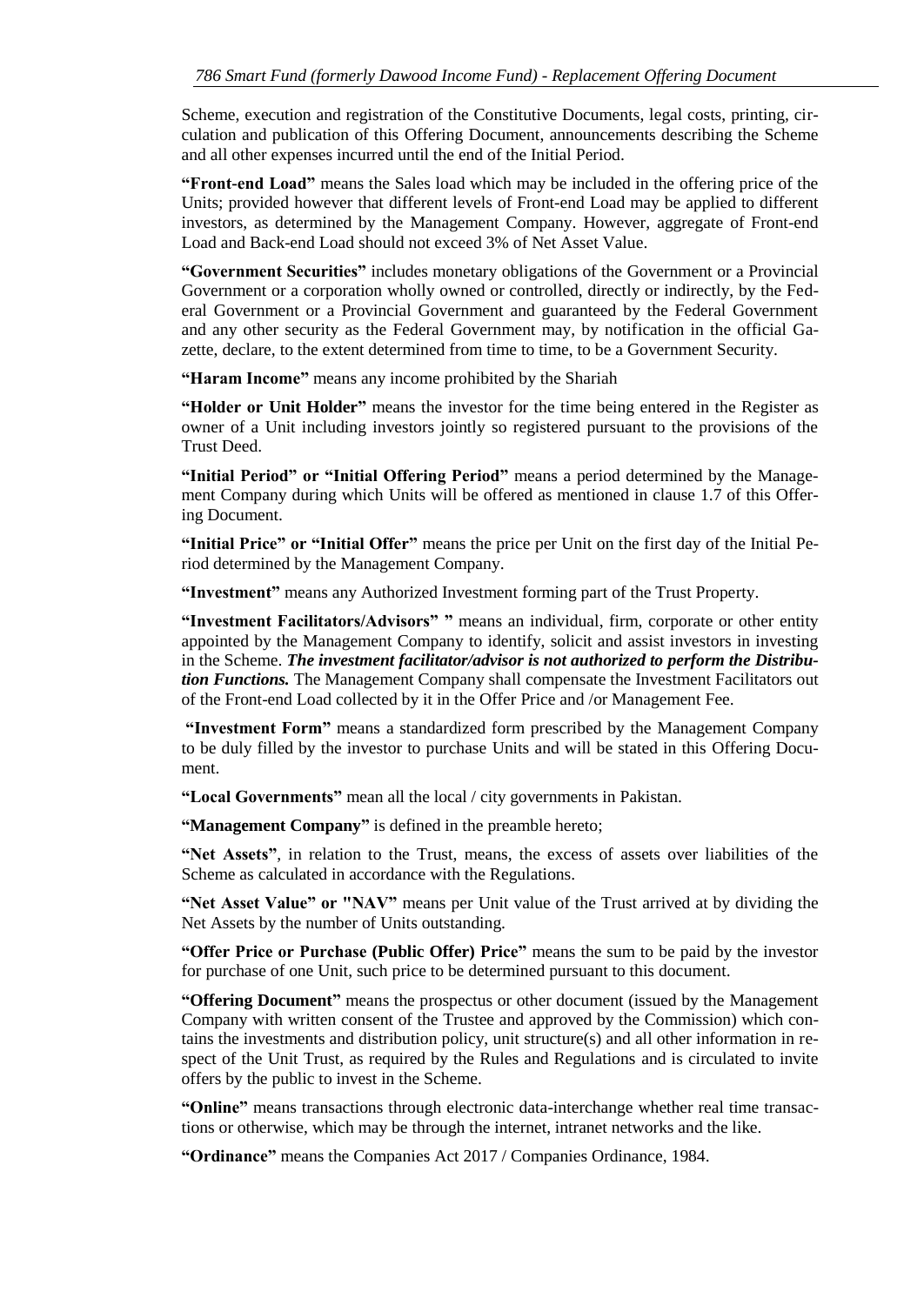Scheme, execution and registration of the Constitutive Documents, legal costs, printing, circulation and publication of this Offering Document, announcements describing the Scheme and all other expenses incurred until the end of the Initial Period.

**"Front-end Load"** means the Sales load which may be included in the offering price of the Units; provided however that different levels of Front-end Load may be applied to different investors, as determined by the Management Company. However, aggregate of Front-end Load and Back-end Load should not exceed 3% of Net Asset Value.

**"Government Securities"** includes monetary obligations of the Government or a Provincial Government or a corporation wholly owned or controlled, directly or indirectly, by the Federal Government or a Provincial Government and guaranteed by the Federal Government and any other security as the Federal Government may, by notification in the official Gazette, declare, to the extent determined from time to time, to be a Government Security.

**"Haram Income"** means any income prohibited by the Shariah

**"Holder or Unit Holder"** means the investor for the time being entered in the Register as owner of a Unit including investors jointly so registered pursuant to the provisions of the Trust Deed.

**"Initial Period" or "Initial Offering Period"** means a period determined by the Management Company during which Units will be offered as mentioned in clause 1.7 of this Offering Document.

**"Initial Price" or "Initial Offer"** means the price per Unit on the first day of the Initial Period determined by the Management Company.

**"Investment"** means any Authorized Investment forming part of the Trust Property.

**"Investment Facilitators/Advisors" "** means an individual, firm, corporate or other entity appointed by the Management Company to identify, solicit and assist investors in investing in the Scheme. ***The investment facilitator/advisor is not authorized to perform the Distribution Functions.*** The Management Company shall compensate the Investment Facilitators out of the Front-end Load collected by it in the Offer Price and /or Management Fee.

**"Investment Form"** means a standardized form prescribed by the Management Company to be duly filled by the investor to purchase Units and will be stated in this Offering Document.

**"Local Governments"** mean all the local / city governments in Pakistan.

**"Management Company"** is defined in the preamble hereto;

**"Net Assets"**, in relation to the Trust, means, the excess of assets over liabilities of the Scheme as calculated in accordance with the Regulations.

**"Net Asset Value" or "NAV"** means per Unit value of the Trust arrived at by dividing the Net Assets by the number of Units outstanding.

**"Offer Price or Purchase (Public Offer) Price"** means the sum to be paid by the investor for purchase of one Unit, such price to be determined pursuant to this document.

**"Offering Document"** means the prospectus or other document (issued by the Management Company with written consent of the Trustee and approved by the Commission) which contains the investments and distribution policy, unit structure(s) and all other information in respect of the Unit Trust, as required by the Rules and Regulations and is circulated to invite offers by the public to invest in the Scheme.

**"Online"** means transactions through electronic data-interchange whether real time transactions or otherwise, which may be through the internet, intranet networks and the like.

**"Ordinance"** means the Companies Act 2017 / Companies Ordinance, 1984.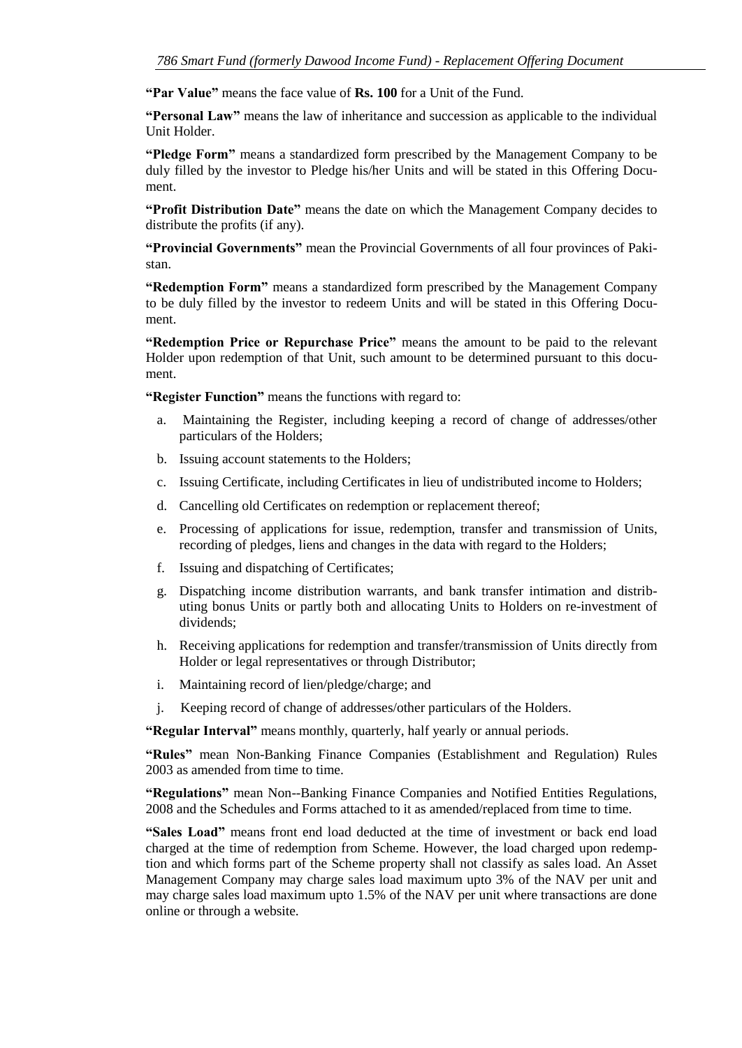**"Par Value"** means the face value of **Rs. 100** for a Unit of the Fund.

**"Personal Law"** means the law of inheritance and succession as applicable to the individual Unit Holder.

**"Pledge Form"** means a standardized form prescribed by the Management Company to be duly filled by the investor to Pledge his/her Units and will be stated in this Offering Document.

**"Profit Distribution Date"** means the date on which the Management Company decides to distribute the profits (if any).

**"Provincial Governments"** mean the Provincial Governments of all four provinces of Pakistan.

**"Redemption Form"** means a standardized form prescribed by the Management Company to be duly filled by the investor to redeem Units and will be stated in this Offering Document.

**"Redemption Price or Repurchase Price"** means the amount to be paid to the relevant Holder upon redemption of that Unit, such amount to be determined pursuant to this document.

**"Register Function"** means the functions with regard to:

a. Maintaining the Register, including keeping a record of change of addresses/other particulars of the Holders;

b. Issuing account statements to the Holders;

c. Issuing Certificate, including Certificates in lieu of undistributed income to Holders;

d. Cancelling old Certificates on redemption or replacement thereof;

e. Processing of applications for issue, redemption, transfer and transmission of Units, recording of pledges, liens and changes in the data with regard to the Holders;

f. Issuing and dispatching of Certificates;

g. Dispatching income distribution warrants, and bank transfer intimation and distributing bonus Units or partly both and allocating Units to Holders on re-investment of dividends;

h. Receiving applications for redemption and transfer/transmission of Units directly from Holder or legal representatives or through Distributor;

i. Maintaining record of lien/pledge/charge; and

j. Keeping record of change of addresses/other particulars of the Holders.

**"Regular Interval"** means monthly, quarterly, half yearly or annual periods.

**"Rules"** mean Non-Banking Finance Companies (Establishment and Regulation) Rules 2003 as amended from time to time.

**"Regulations"** mean Non--Banking Finance Companies and Notified Entities Regulations, 2008 and the Schedules and Forms attached to it as amended/replaced from time to time.

**"Sales Load"** means front end load deducted at the time of investment or back end load charged at the time of redemption from Scheme. However, the load charged upon redemption and which forms part of the Scheme property shall not classify as sales load. An Asset Management Company may charge sales load maximum upto 3% of the NAV per unit and may charge sales load maximum upto 1.5% of the NAV per unit where transactions are done online or through a website.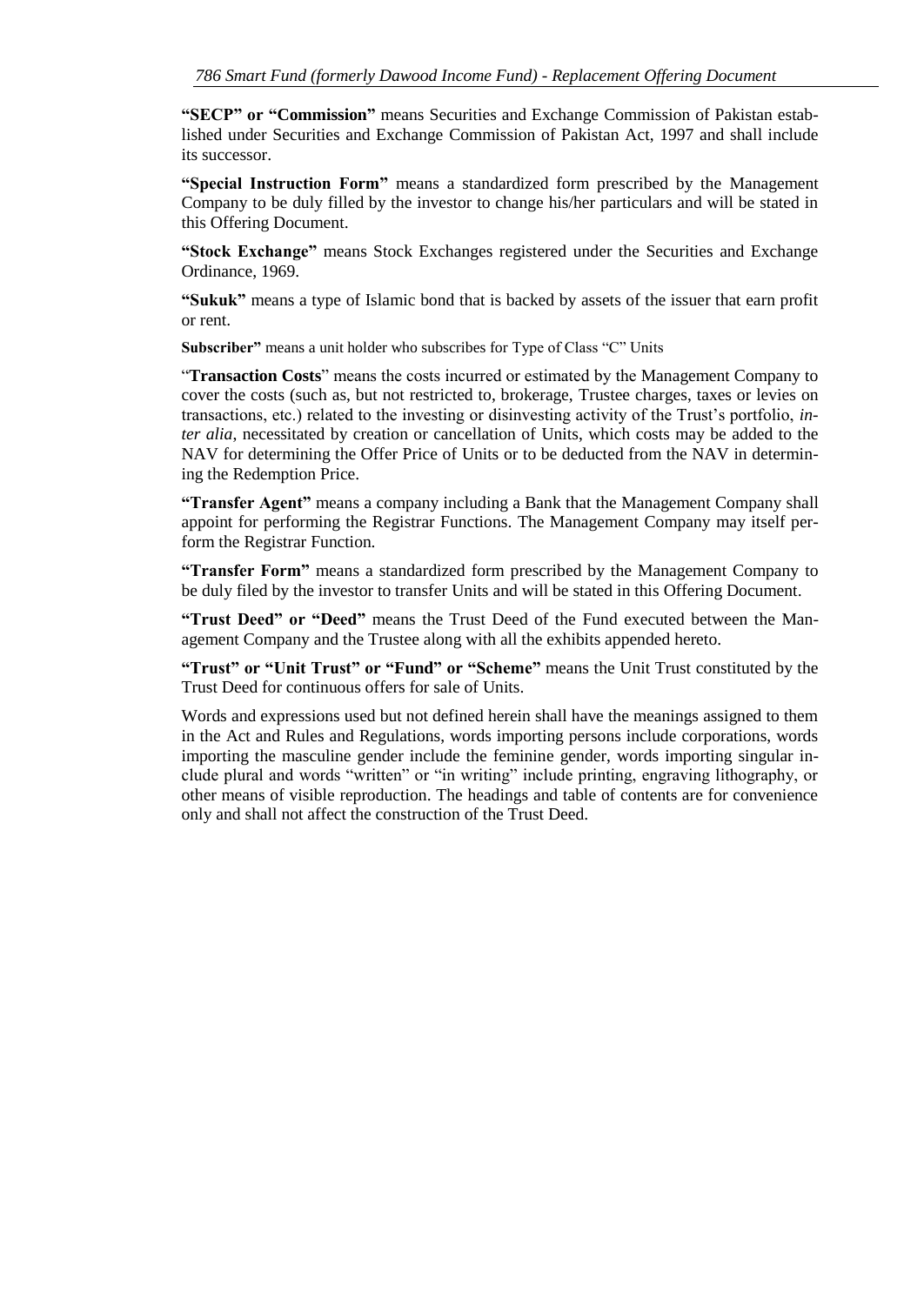**"SECP" or "Commission"** means Securities and Exchange Commission of Pakistan established under Securities and Exchange Commission of Pakistan Act, 1997 and shall include its successor.

**"Special Instruction Form"** means a standardized form prescribed by the Management Company to be duly filled by the investor to change his/her particulars and will be stated in this Offering Document.

**"Stock Exchange"** means Stock Exchanges registered under the Securities and Exchange Ordinance, 1969.

**"Sukuk"** means a type of Islamic bond that is backed by assets of the issuer that earn profit or rent.

**Subscriber"** means a unit holder who subscribes for Type of Class "C" Units

"**Transaction Costs**" means the costs incurred or estimated by the Management Company to cover the costs (such as, but not restricted to, brokerage, Trustee charges, taxes or levies on transactions, etc.) related to the investing or disinvesting activity of the Trust's portfolio, *inter alia*, necessitated by creation or cancellation of Units, which costs may be added to the NAV for determining the Offer Price of Units or to be deducted from the NAV in determining the Redemption Price.

**"Transfer Agent"** means a company including a Bank that the Management Company shall appoint for performing the Registrar Functions. The Management Company may itself perform the Registrar Function.

**"Transfer Form"** means a standardized form prescribed by the Management Company to be duly filed by the investor to transfer Units and will be stated in this Offering Document.

**"Trust Deed" or "Deed"** means the Trust Deed of the Fund executed between the Management Company and the Trustee along with all the exhibits appended hereto.

**"Trust" or "Unit Trust" or "Fund" or "Scheme"** means the Unit Trust constituted by the Trust Deed for continuous offers for sale of Units.

Words and expressions used but not defined herein shall have the meanings assigned to them in the Act and Rules and Regulations, words importing persons include corporations, words importing the masculine gender include the feminine gender, words importing singular include plural and words "written" or "in writing" include printing, engraving lithography, or other means of visible reproduction. The headings and table of contents are for convenience only and shall not affect the construction of the Trust Deed.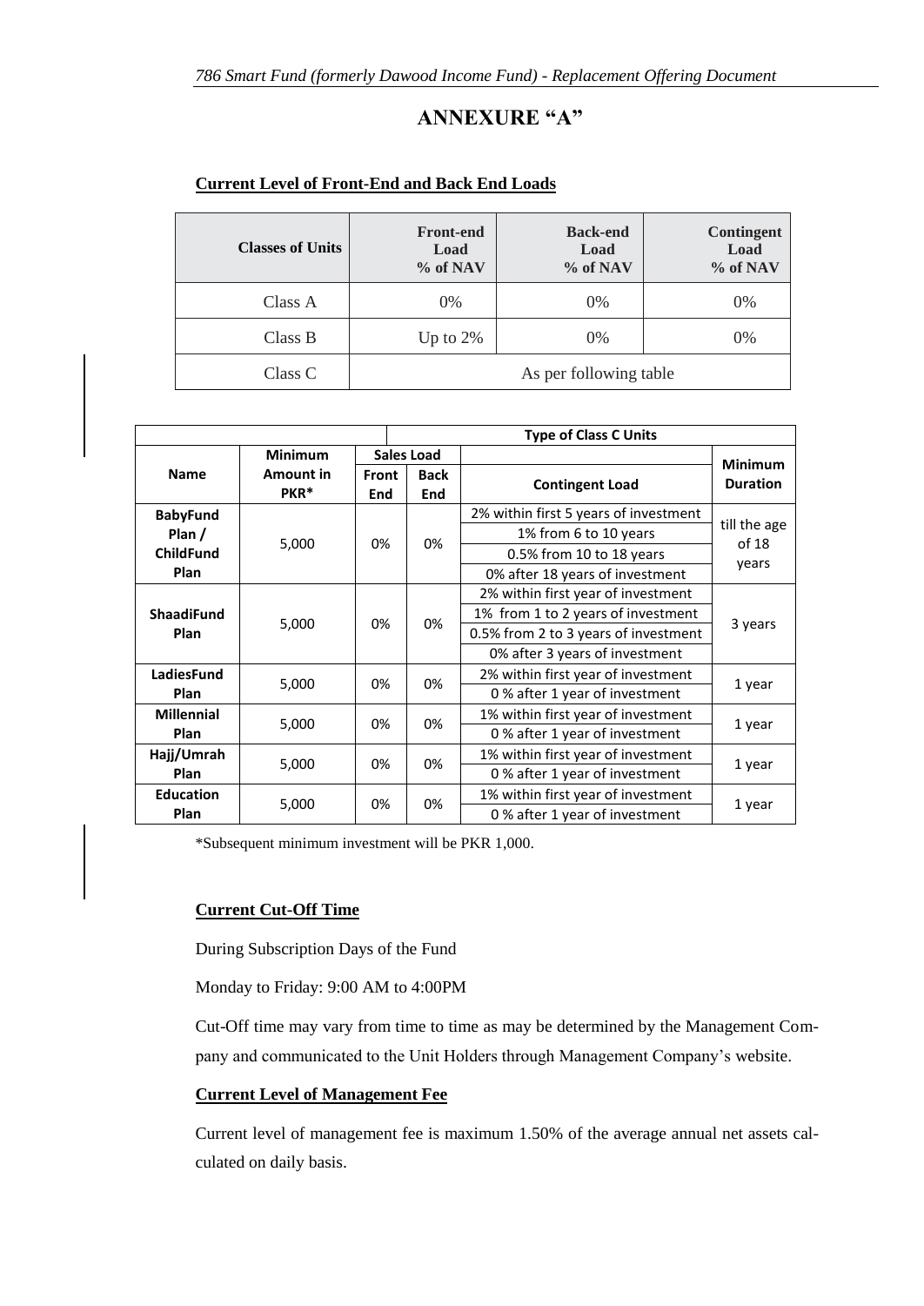# ANNEXURE "A"

**Current Level of Front-End and Back End Loads**

| Classes of Units | Front-end Load % of NAV | Back-end Load % of NAV | Contingent Load % of NAV |
|---|---|---|---|
| Class A | 0% | 0% | 0% |
| Class B | Up to 2% | 0% | 0% |
| Class C | As per following table | | |

| | | Type of Class C Units | | | |
|---|---|---|---|---|---|
| **Name** | **Minimum Amount in PKR*** | **Sales Load** | | **Contingent Load** | **Minimum Duration** |
| | | **Front End** | **Back End** | | |
| **BabyFund Plan / ChildFund Plan** | 5,000 | 0% | 0% | 2% within first 5 years of investment | till the age of 18 years |
| | | | | 1% from 6 to 10 years | |
| | | | | 0.5% from 10 to 18 years | |
| | | | | 0% after 18 years of investment | |
| **ShaadiFund Plan** | 5,000 | 0% | 0% | 2% within first year of investment | 3 years |
| | | | | 1% from 1 to 2 years of investment | |
| | | | | 0.5% from 2 to 3 years of investment | |
| | | | | 0% after 3 years of investment | |
| **LadiesFund Plan** | 5,000 | 0% | 0% | 2% within first year of investment | 1 year |
| | | | | 0 % after 1 year of investment | |
| **Millennial Plan** | 5,000 | 0% | 0% | 1% within first year of investment | 1 year |
| | | | | 0 % after 1 year of investment | |
| **Hajj/Umrah Plan** | 5,000 | 0% | 0% | 1% within first year of investment | 1 year |
| | | | | 0 % after 1 year of investment | |
| **Education Plan** | 5,000 | 0% | 0% | 1% within first year of investment | 1 year |
| | | | | 0 % after 1 year of investment | |

*Subsequent minimum investment will be PKR 1,000.

**Current Cut-Off Time**

During Subscription Days of the Fund

Monday to Friday: 9:00 AM to 4:00PM

Cut-Off time may vary from time to time as may be determined by the Management Company and communicated to the Unit Holders through Management Company's website.

**Current Level of Management Fee**

Current level of management fee is maximum 1.50% of the average annual net assets calculated on daily basis.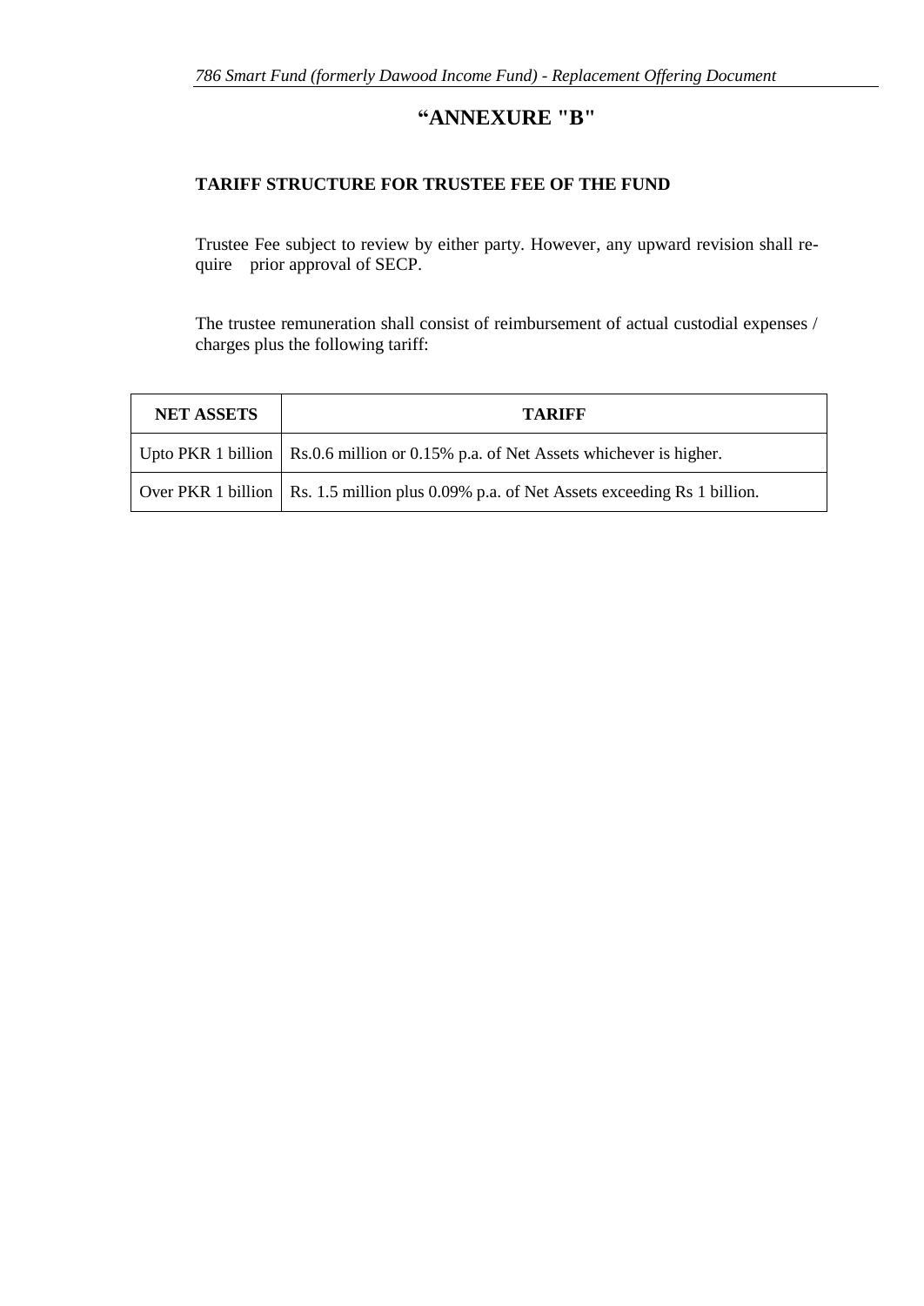# “ANNEXURE "B"

**TARIFF STRUCTURE FOR TRUSTEE FEE OF THE FUND**

Trustee Fee subject to review by either party. However, any upward revision shall require prior approval of SECP.

The trustee remuneration shall consist of reimbursement of actual custodial expenses / charges plus the following tariff:

| NET ASSETS | TARIFF |
|---|---|
| Upto PKR 1 billion | Rs.0.6 million or 0.15% p.a. of Net Assets whichever is higher. |
| Over PKR 1 billion | Rs. 1.5 million plus 0.09% p.a. of Net Assets exceeding Rs 1 billion. |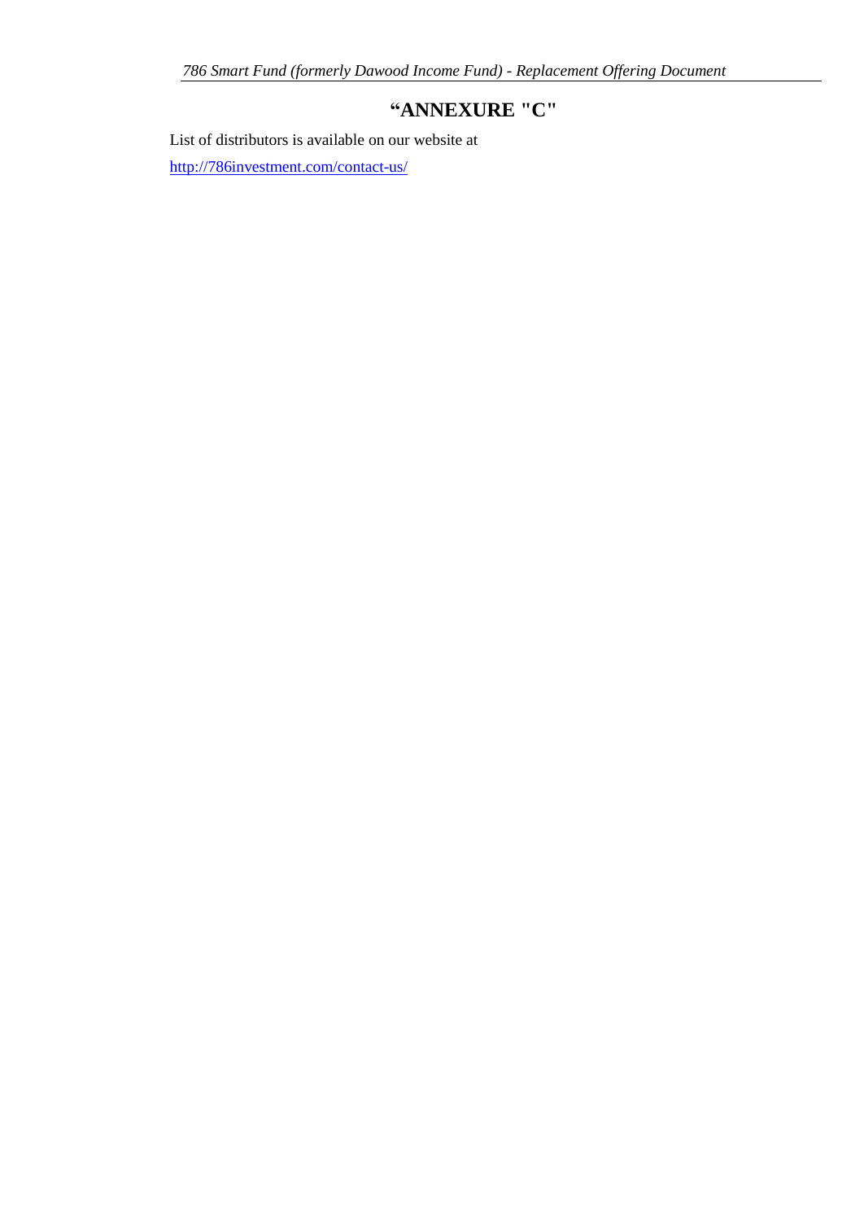# “ANNEXURE "C"

List of distributors is available on our website at

[http://786investment.com/contact-us/](http://786investment.com/contact-us/)